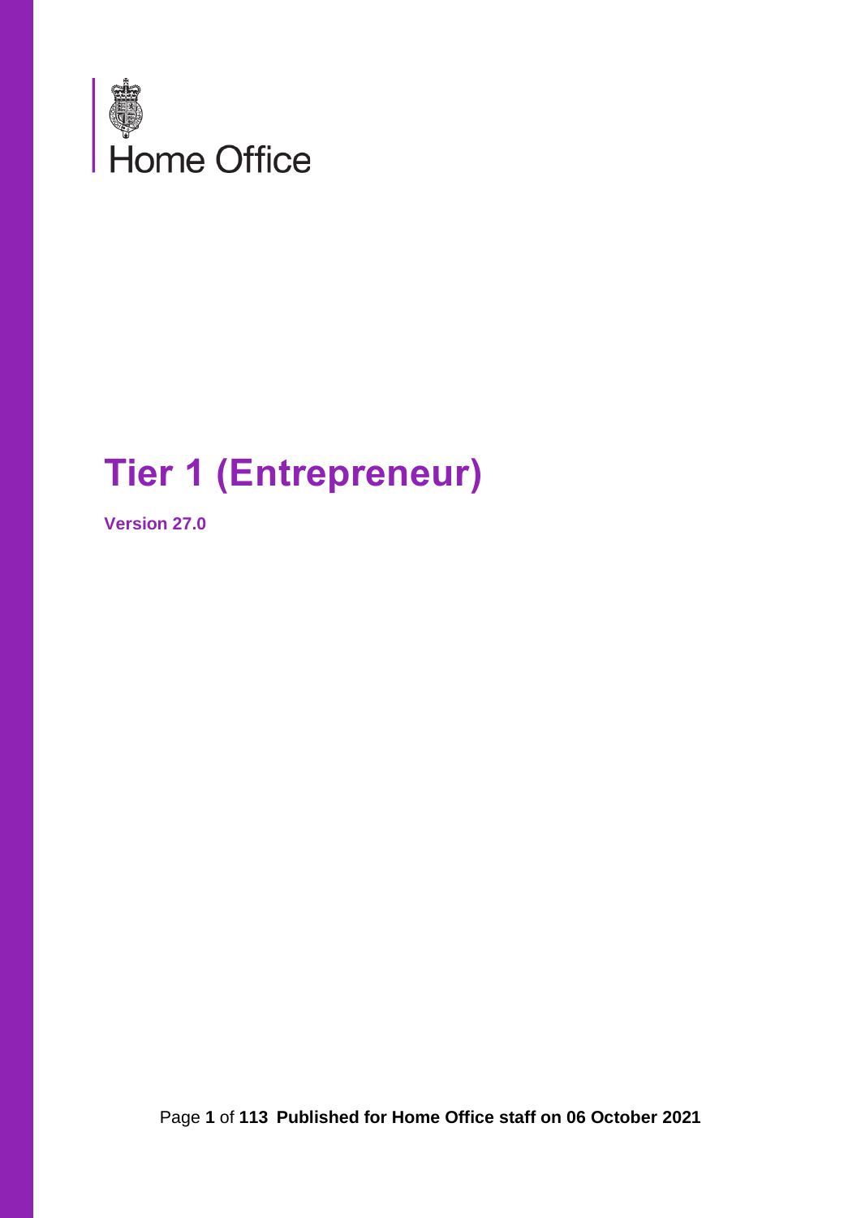Home Office

# Tier 1 (Entrepreneur)

**Version 27.0**

**Published for Home Office staff on 06 October 2021**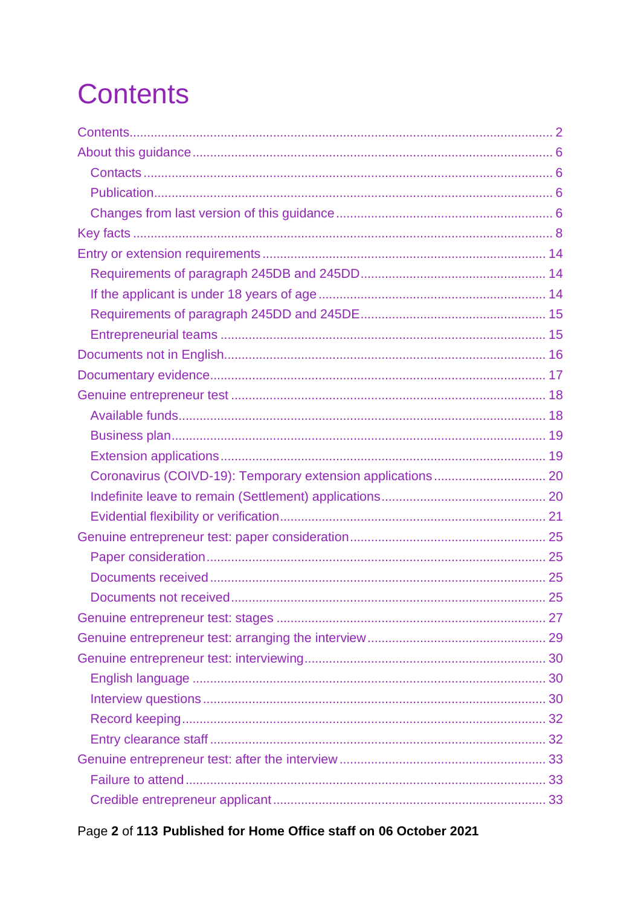# Contents

- Contents ... 2
- About this guidance ... 6
  - Contacts ... 6
  - Publication ... 6
  - Changes from last version of this guidance ... 6
- Key facts ... 8
- Entry or extension requirements ... 14
  - Requirements of paragraph 245DB and 245DD ... 14
  - If the applicant is under 18 years of age ... 14
  - Requirements of paragraph 245DD and 245DE ... 15
  - Entrepreneurial teams ... 15
- Documents not in English ... 16
- Documentary evidence ... 17
- Genuine entrepreneur test ... 18
  - Available funds ... 18
  - Business plan ... 19
  - Extension applications ... 19
  - Coronavirus (COIVD-19): Temporary extension applications ... 20
  - Indefinite leave to remain (Settlement) applications ... 20
  - Evidential flexibility or verification ... 21
- Genuine entrepreneur test: paper consideration ... 25
  - Paper consideration ... 25
  - Documents received ... 25
  - Documents not received ... 25
- Genuine entrepreneur test: stages ... 27
- Genuine entrepreneur test: arranging the interview ... 29
- Genuine entrepreneur test: interviewing ... 30
  - English language ... 30
  - Interview questions ... 30
  - Record keeping ... 32
  - Entry clearance staff ... 32
- Genuine entrepreneur test: after the interview ... 33
  - Failure to attend ... 33
  - Credible entrepreneur applicant ... 33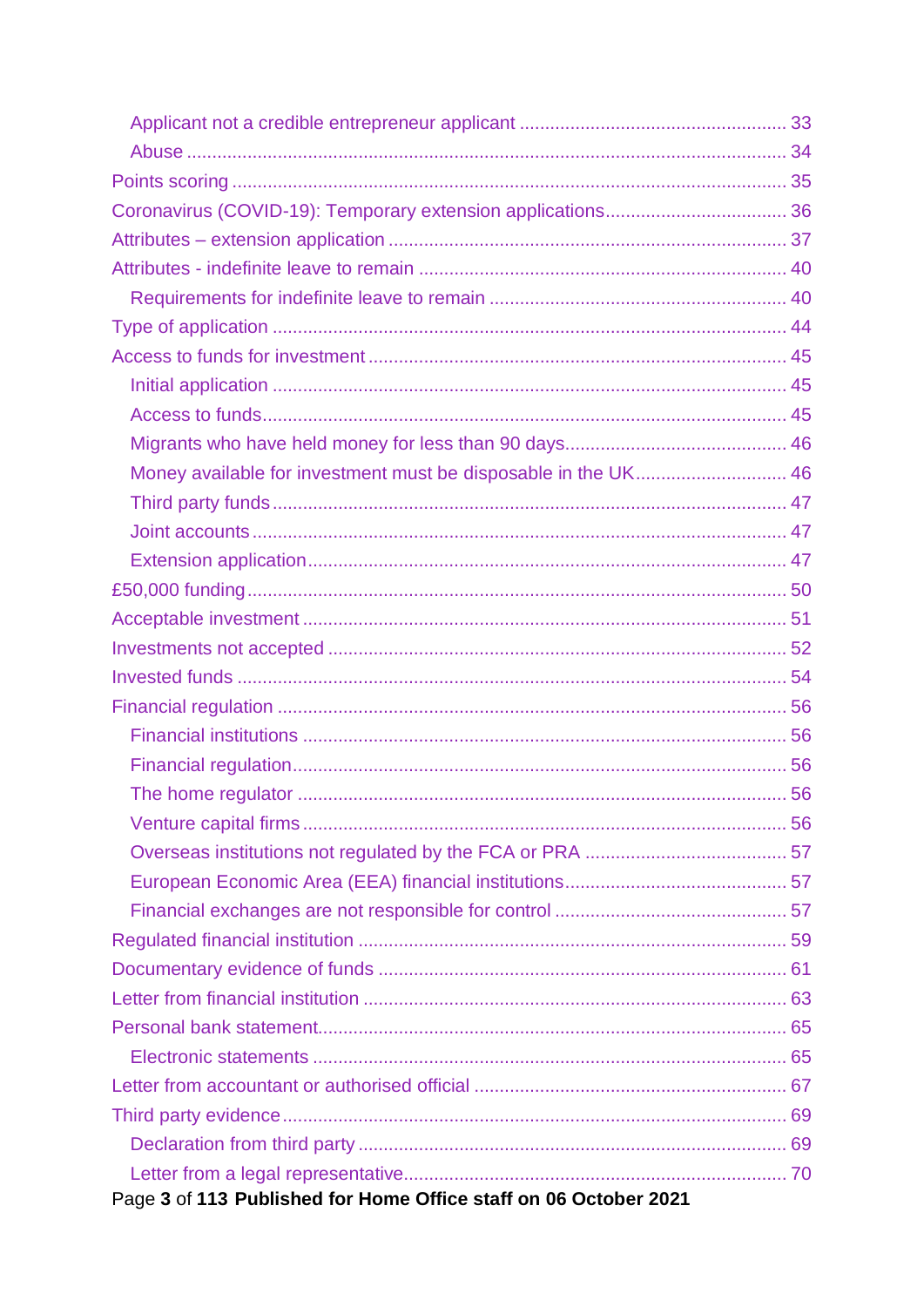- Applicant not a credible entrepreneur applicant ..................................................... 33
- Abuse ........................................................................................................ 34

Points scoring ................................................................................................ 35

Coronavirus (COVID-19): Temporary extension applications.................................. 36

Attributes – extension application ...................................................................... 37

Attributes - indefinite leave to remain ................................................................. 40

- Requirements for indefinite leave to remain ...................................................... 40

Type of application .......................................................................................... 44

Access to funds for investment ........................................................................... 45

- Initial application ......................................................................................... 45
- Access to funds............................................................................................ 45
- Migrants who have held money for less than 90 days.......................................... 46
- Money available for investment must be disposable in the UK............................. 46
- Third party funds.......................................................................................... 47
- Joint accounts.............................................................................................. 47
- Extension application.................................................................................... 47

£50,000 funding............................................................................................... 50

Acceptable investment ...................................................................................... 51

Investments not accepted ................................................................................. 52

Invested funds ................................................................................................ 54

Financial regulation ......................................................................................... 56

- Financial institutions ..................................................................................... 56
- Financial regulation....................................................................................... 56
- The home regulator ...................................................................................... 56
- Venture capital firms ..................................................................................... 56
- Overseas institutions not regulated by the FCA or PRA ....................................... 57
- European Economic Area (EEA) financial institutions........................................... 57
- Financial exchanges are not responsible for control ............................................ 57

Regulated financial institution ........................................................................... 59

Documentary evidence of funds ......................................................................... 61

Letter from financial institution .......................................................................... 63

Personal bank statement................................................................................... 65

- Electronic statements ................................................................................... 65

Letter from accountant or authorised official ......................................................... 67

Third party evidence......................................................................................... 69

- Declaration from third party ........................................................................... 69
- Letter from a legal representative.................................................................... 70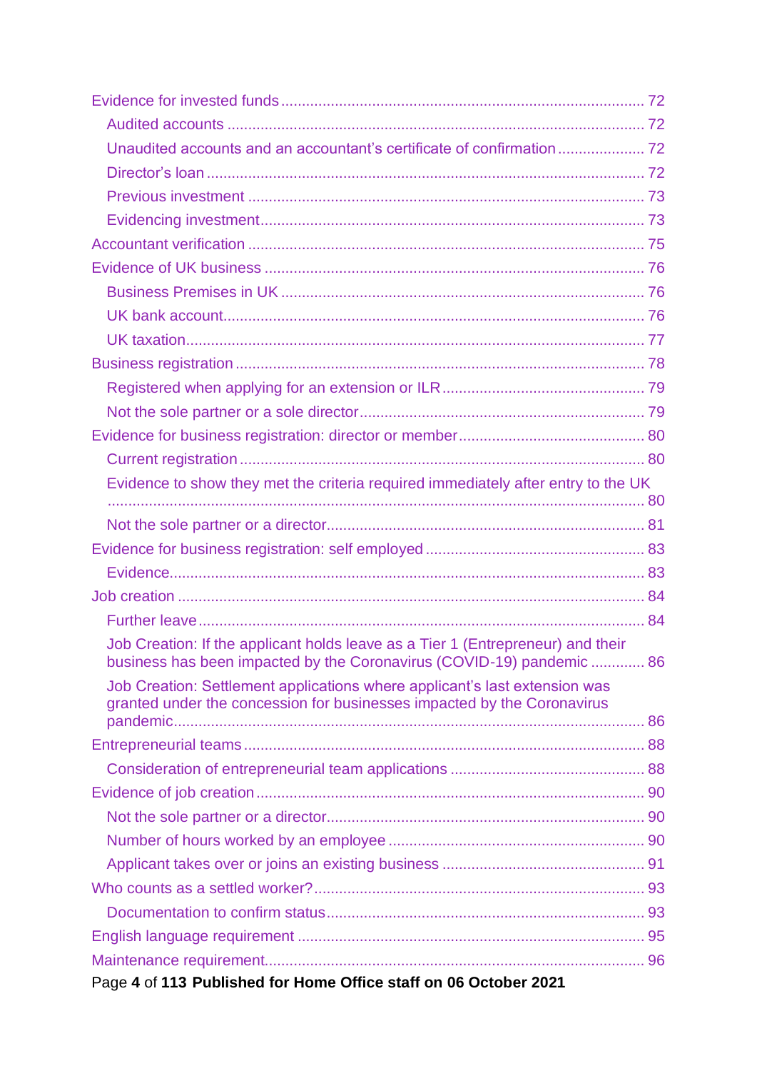- Evidence for invested funds ..... 72
  - Audited accounts ..... 72
  - Unaudited accounts and an accountant's certificate of confirmation ..... 72
  - Director's loan ..... 72
  - Previous investment ..... 73
  - Evidencing investment ..... 73
- Accountant verification ..... 75
- Evidence of UK business ..... 76
  - Business Premises in UK ..... 76
  - UK bank account ..... 76
  - UK taxation ..... 77
- Business registration ..... 78
  - Registered when applying for an extension or ILR ..... 79
  - Not the sole partner or a sole director ..... 79
- Evidence for business registration: director or member ..... 80
  - Current registration ..... 80
  - Evidence to show they met the criteria required immediately after entry to the UK ..... 80
  - Not the sole partner or a director ..... 81
- Evidence for business registration: self employed ..... 83
  - Evidence ..... 83
- Job creation ..... 84
  - Further leave ..... 84
  - Job Creation: If the applicant holds leave as a Tier 1 (Entrepreneur) and their business has been impacted by the Coronavirus (COVID-19) pandemic ..... 86
  - Job Creation: Settlement applications where applicant's last extension was granted under the concession for businesses impacted by the Coronavirus pandemic ..... 86
- Entrepreneurial teams ..... 88
  - Consideration of entrepreneurial team applications ..... 88
- Evidence of job creation ..... 90
  - Not the sole partner or a director ..... 90
  - Number of hours worked by an employee ..... 90
  - Applicant takes over or joins an existing business ..... 91
- Who counts as a settled worker? ..... 93
  - Documentation to confirm status ..... 93
- English language requirement ..... 95
- Maintenance requirement ..... 96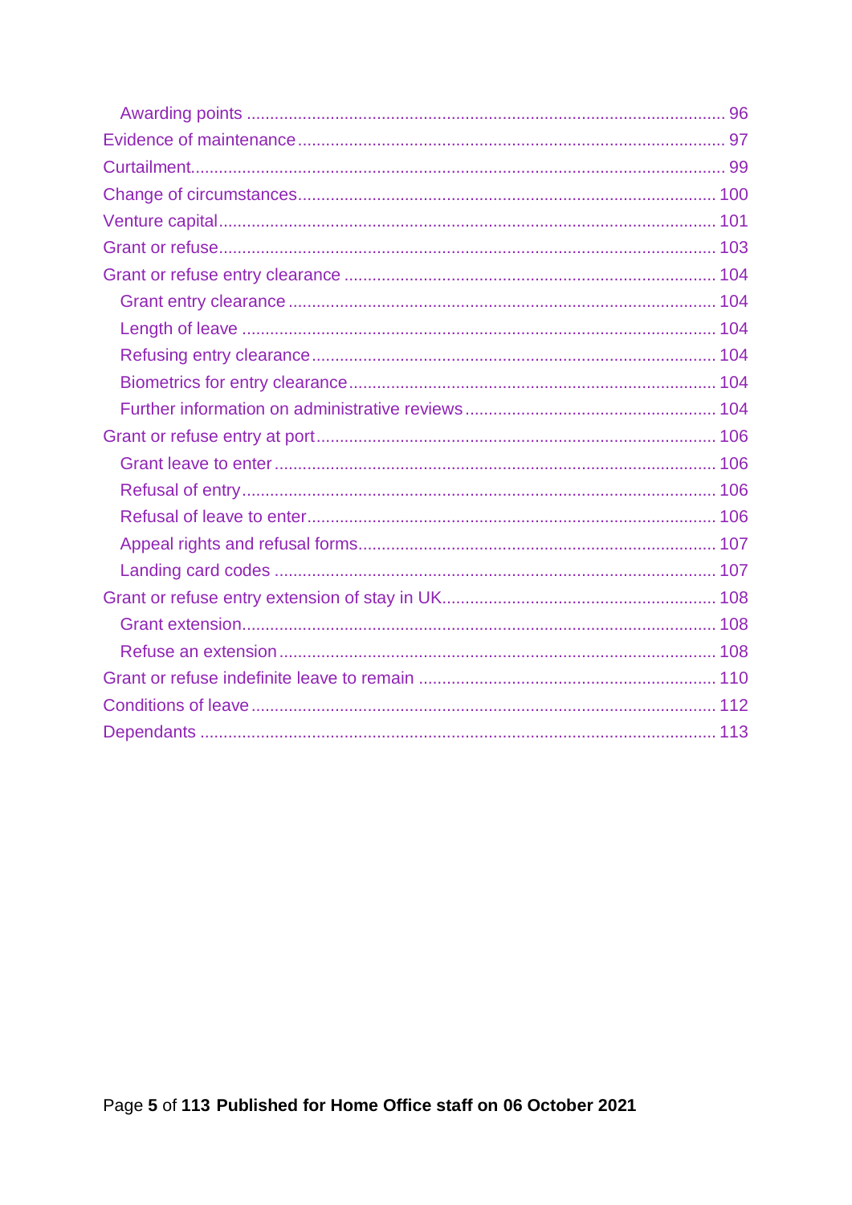- Awarding points ... 96
- Evidence of maintenance ... 97
- Curtailment ... 99
- Change of circumstances ... 100
- Venture capital ... 101
- Grant or refuse ... 103
- Grant or refuse entry clearance ... 104
  - Grant entry clearance ... 104
  - Length of leave ... 104
  - Refusing entry clearance ... 104
  - Biometrics for entry clearance ... 104
  - Further information on administrative reviews ... 104
- Grant or refuse entry at port ... 106
  - Grant leave to enter ... 106
  - Refusal of entry ... 106
  - Refusal of leave to enter ... 106
  - Appeal rights and refusal forms ... 107
  - Landing card codes ... 107
- Grant or refuse entry extension of stay in UK ... 108
  - Grant extension ... 108
  - Refuse an extension ... 108
- Grant or refuse indefinite leave to remain ... 110
- Conditions of leave ... 112
- Dependants ... 113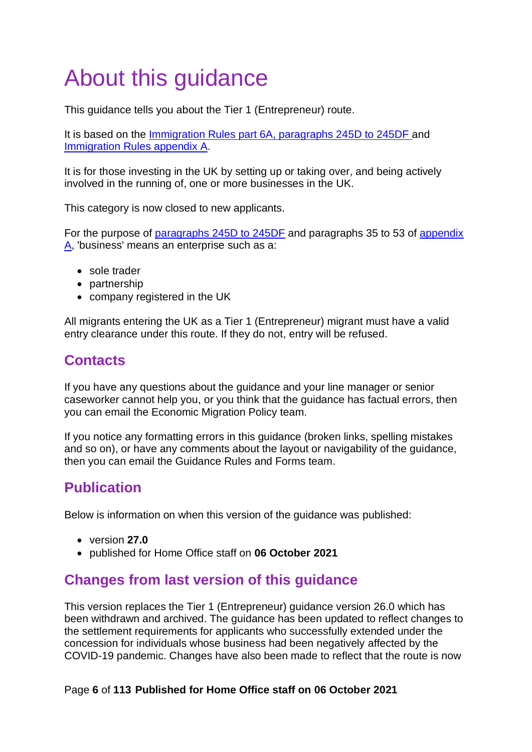# About this guidance

This guidance tells you about the Tier 1 (Entrepreneur) route.

It is based on the [Immigration Rules part 6A, paragraphs 245D to 245DF](#) and [Immigration Rules appendix A](#).

It is for those investing in the UK by setting up or taking over, and being actively involved in the running of, one or more businesses in the UK.

This category is now closed to new applicants.

For the purpose of [paragraphs 245D to 245DF](#) and paragraphs 35 to 53 of [appendix A](#), 'business' means an enterprise such as a:

- sole trader
- partnership
- company registered in the UK

All migrants entering the UK as a Tier 1 (Entrepreneur) migrant must have a valid entry clearance under this route. If they do not, entry will be refused.

## Contacts

If you have any questions about the guidance and your line manager or senior caseworker cannot help you, or you think that the guidance has factual errors, then you can email the Economic Migration Policy team.

If you notice any formatting errors in this guidance (broken links, spelling mistakes and so on), or have any comments about the layout or navigability of the guidance, then you can email the Guidance Rules and Forms team.

## Publication

Below is information on when this version of the guidance was published:

- version **27.0**
- published for Home Office staff on **06 October 2021**

## Changes from last version of this guidance

This version replaces the Tier 1 (Entrepreneur) guidance version 26.0 which has been withdrawn and archived. The guidance has been updated to reflect changes to the settlement requirements for applicants who successfully extended under the concession for individuals whose business had been negatively affected by the COVID-19 pandemic. Changes have also been made to reflect that the route is now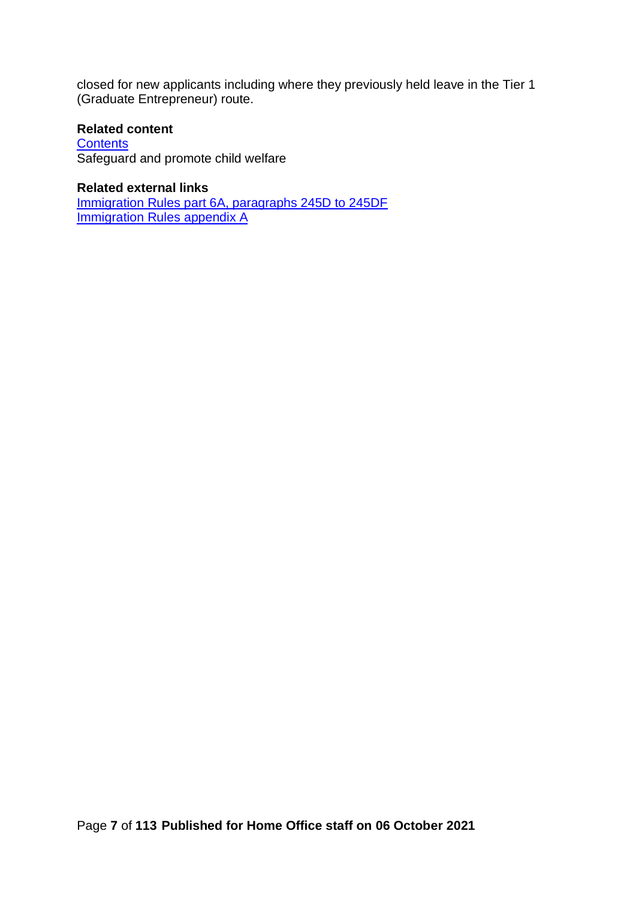closed for new applicants including where they previously held leave in the Tier 1 (Graduate Entrepreneur) route.

**Related content**
Contents
Safeguard and promote child welfare

**Related external links**
Immigration Rules part 6A, paragraphs 245D to 245DF
Immigration Rules appendix A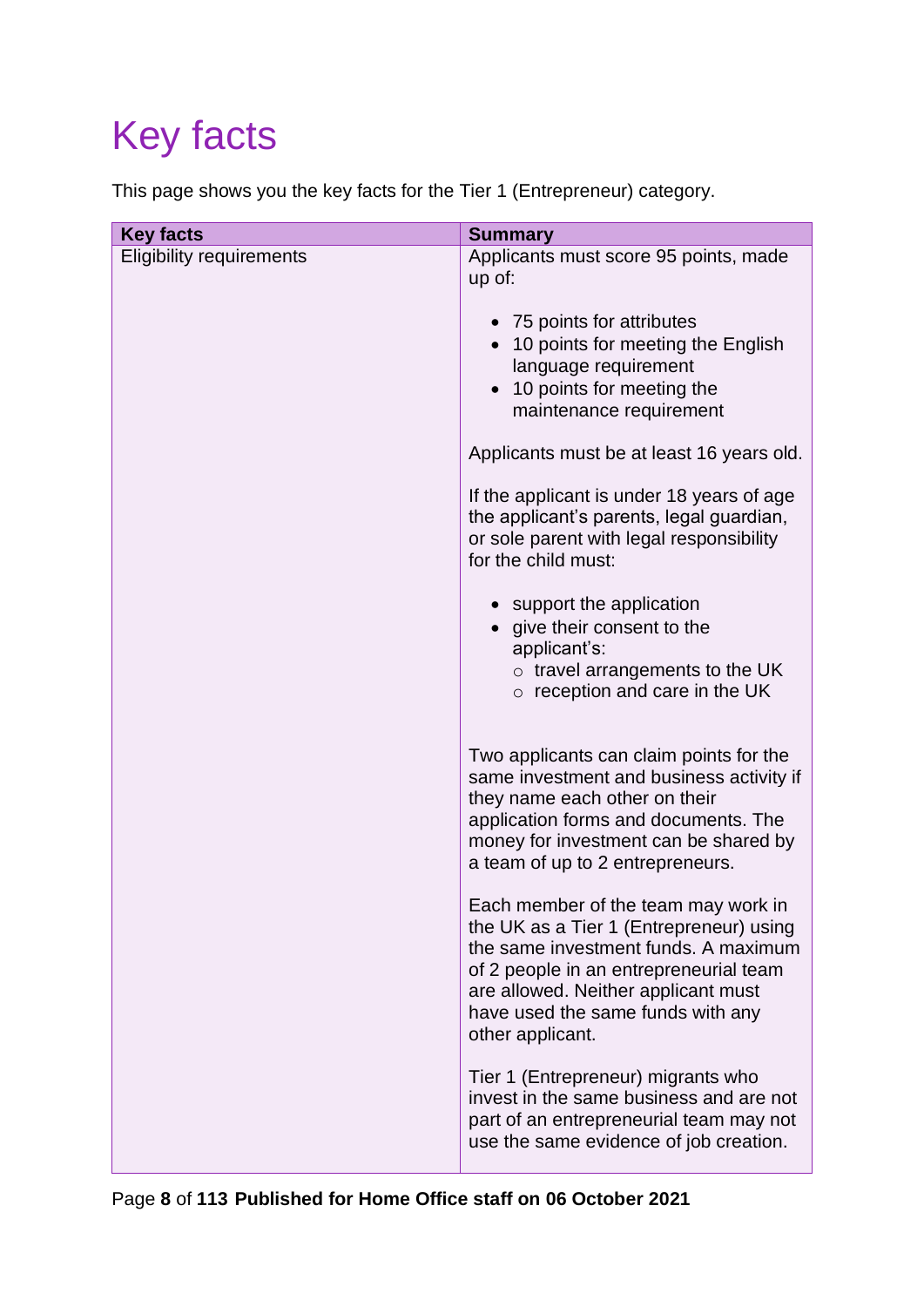# Key facts

This page shows you the key facts for the Tier 1 (Entrepreneur) category.

| Key facts | Summary |
| --- | --- |
| Eligibility requirements | Applicants must score 95 points, made up of:<br><br>• 75 points for attributes<br>• 10 points for meeting the English language requirement<br>• 10 points for meeting the maintenance requirement<br><br>Applicants must be at least 16 years old.<br><br>If the applicant is under 18 years of age the applicant's parents, legal guardian, or sole parent with legal responsibility for the child must:<br><br>• support the application<br>• give their consent to the applicant's:<br>  ○ travel arrangements to the UK<br>  ○ reception and care in the UK<br><br>Two applicants can claim points for the same investment and business activity if they name each other on their application forms and documents. The money for investment can be shared by a team of up to 2 entrepreneurs.<br><br>Each member of the team may work in the UK as a Tier 1 (Entrepreneur) using the same investment funds. A maximum of 2 people in an entrepreneurial team are allowed. Neither applicant must have used the same funds with any other applicant.<br><br>Tier 1 (Entrepreneur) migrants who invest in the same business and are not part of an entrepreneurial team may not use the same evidence of job creation. |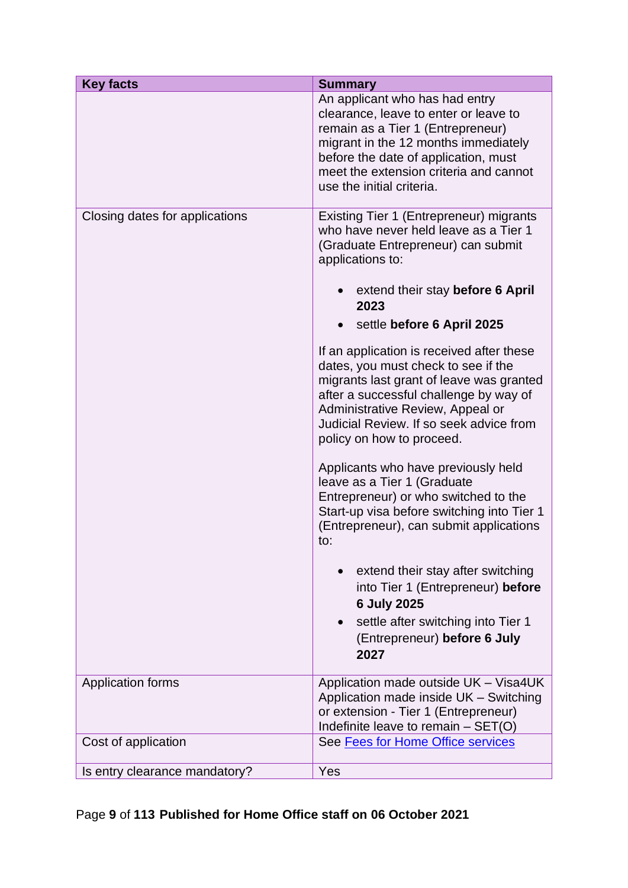| Key facts | Summary |
|---|---|
| | An applicant who has had entry clearance, leave to enter or leave to remain as a Tier 1 (Entrepreneur) migrant in the 12 months immediately before the date of application, must meet the extension criteria and cannot use the initial criteria. |
| Closing dates for applications | Existing Tier 1 (Entrepreneur) migrants who have never held leave as a Tier 1 (Graduate Entrepreneur) can submit applications to:<br><br>• extend their stay **before 6 April 2023**<br>• settle **before 6 April 2025**<br><br>If an application is received after these dates, you must check to see if the migrants last grant of leave was granted after a successful challenge by way of Administrative Review, Appeal or Judicial Review. If so seek advice from policy on how to proceed.<br><br>Applicants who have previously held leave as a Tier 1 (Graduate Entrepreneur) or who switched to the Start-up visa before switching into Tier 1 (Entrepreneur), can submit applications to:<br><br>• extend their stay after switching into Tier 1 (Entrepreneur) **before 6 July 2025**<br>• settle after switching into Tier 1 (Entrepreneur) **before 6 July 2027** |
| Application forms | Application made outside UK – Visa4UK<br>Application made inside UK – Switching or extension - Tier 1 (Entrepreneur)<br>Indefinite leave to remain – SET(O) |
| Cost of application | See [Fees for Home Office services] |
| Is entry clearance mandatory? | Yes |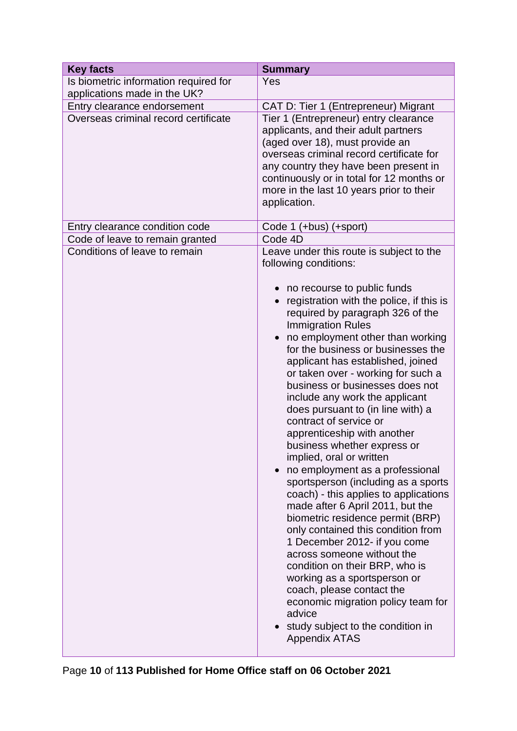| Key facts | Summary |
|---|---|
| Is biometric information required for applications made in the UK? | Yes |
| Entry clearance endorsement | CAT D: Tier 1 (Entrepreneur) Migrant |
| Overseas criminal record certificate | Tier 1 (Entrepreneur) entry clearance applicants, and their adult partners (aged over 18), must provide an overseas criminal record certificate for any country they have been present in continuously or in total for 12 months or more in the last 10 years prior to their application. |
| Entry clearance condition code | Code 1 (+bus) (+sport) |
| Code of leave to remain granted | Code 4D |
| Conditions of leave to remain | Leave under this route is subject to the following conditions:<br><br>• no recourse to public funds<br>• registration with the police, if this is required by paragraph 326 of the Immigration Rules<br>• no employment other than working for the business or businesses the applicant has established, joined or taken over - working for such a business or businesses does not include any work the applicant does pursuant to (in line with) a contract of service or apprenticeship with another business whether express or implied, oral or written<br>• no employment as a professional sportsperson (including as a sports coach) - this applies to applications made after 6 April 2011, but the biometric residence permit (BRP) only contained this condition from 1 December 2012- if you come across someone without the condition on their BRP, who is working as a sportsperson or coach, please contact the economic migration policy team for advice<br>• study subject to the condition in Appendix ATAS |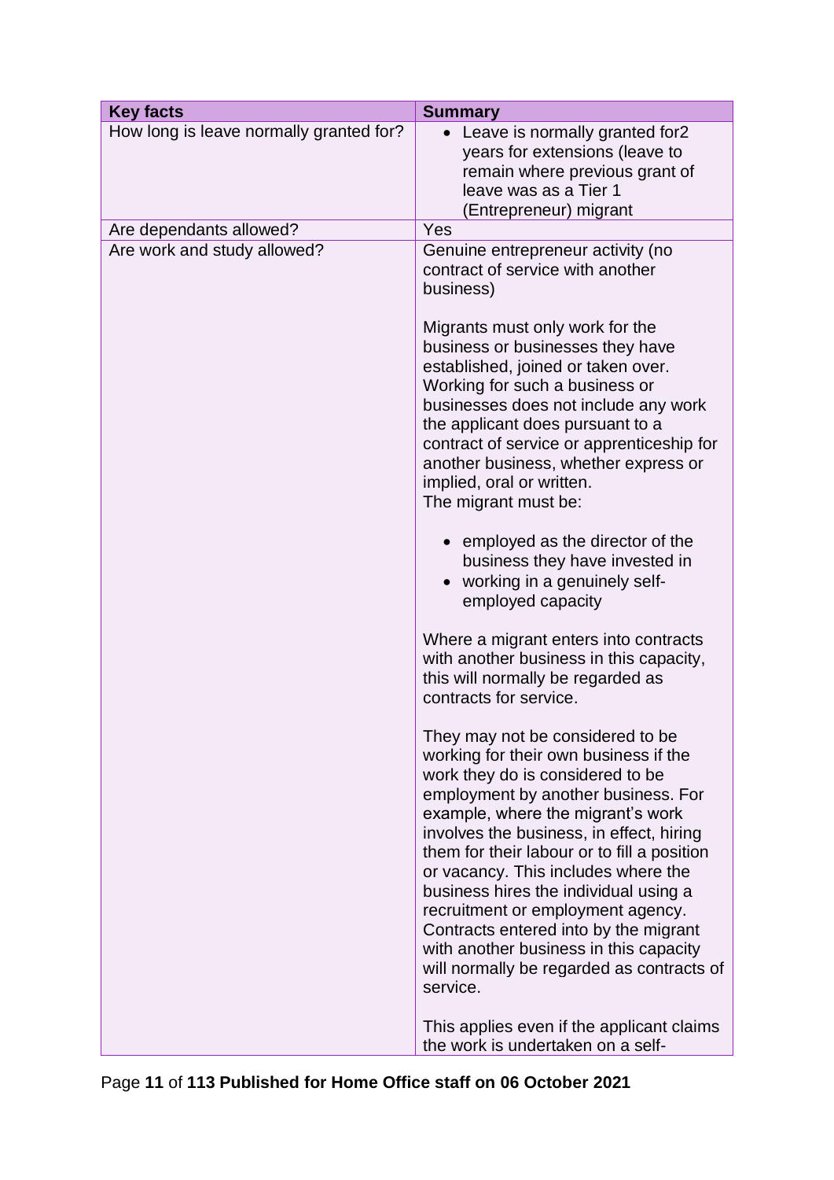| Key facts | Summary |
| --- | --- |
| How long is leave normally granted for? | • Leave is normally granted for2 years for extensions (leave to remain where previous grant of leave was as a Tier 1 (Entrepreneur) migrant |
| Are dependants allowed? | Yes |
| Are work and study allowed? | Genuine entrepreneur activity (no contract of service with another business)<br><br>Migrants must only work for the business or businesses they have established, joined or taken over. Working for such a business or businesses does not include any work the applicant does pursuant to a contract of service or apprenticeship for another business, whether express or implied, oral or written.<br>The migrant must be:<br><br>• employed as the director of the business they have invested in<br>• working in a genuinely self-employed capacity<br><br>Where a migrant enters into contracts with another business in this capacity, this will normally be regarded as contracts for service.<br><br>They may not be considered to be working for their own business if the work they do is considered to be employment by another business. For example, where the migrant's work involves the business, in effect, hiring them for their labour or to fill a position or vacancy. This includes where the business hires the individual using a recruitment or employment agency. Contracts entered into by the migrant with another business in this capacity will normally be regarded as contracts of service.<br><br>This applies even if the applicant claims the work is undertaken on a self- |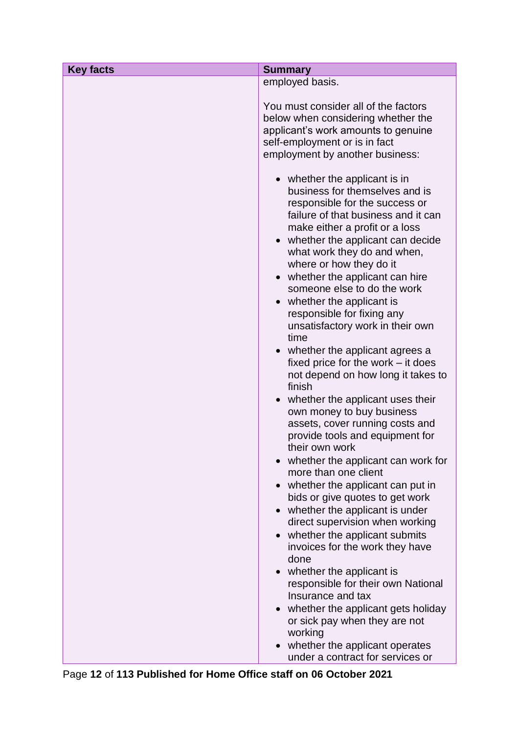| Key facts | Summary |
|---|---|
| | employed basis.<br><br>You must consider all of the factors below when considering whether the applicant's work amounts to genuine self-employment or is in fact employment by another business:<br><br>• whether the applicant is in business for themselves and is responsible for the success or failure of that business and it can make either a profit or a loss<br>• whether the applicant can decide what work they do and when, where or how they do it<br>• whether the applicant can hire someone else to do the work<br>• whether the applicant is responsible for fixing any unsatisfactory work in their own time<br>• whether the applicant agrees a fixed price for the work – it does not depend on how long it takes to finish<br>• whether the applicant uses their own money to buy business assets, cover running costs and provide tools and equipment for their own work<br>• whether the applicant can work for more than one client<br>• whether the applicant can put in bids or give quotes to get work<br>• whether the applicant is under direct supervision when working<br>• whether the applicant submits invoices for the work they have done<br>• whether the applicant is responsible for their own National Insurance and tax<br>• whether the applicant gets holiday or sick pay when they are not working<br>• whether the applicant operates under a contract for services or |

Published for Home Office staff on 06 October 2021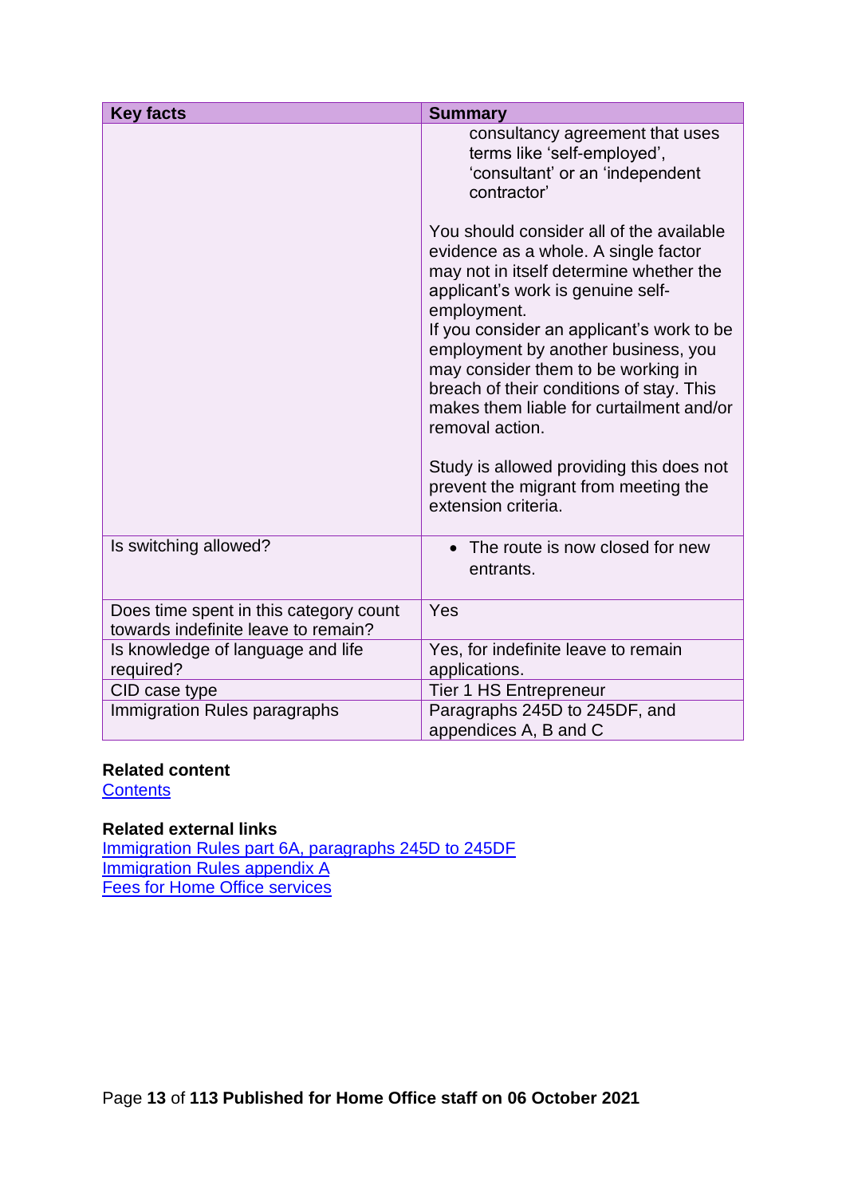| Key facts | Summary |
| --- | --- |
| | consultancy agreement that uses terms like 'self-employed', 'consultant' or an 'independent contractor'<br><br>You should consider all of the available evidence as a whole. A single factor may not in itself determine whether the applicant's work is genuine self-employment.<br>If you consider an applicant's work to be employment by another business, you may consider them to be working in breach of their conditions of stay. This makes them liable for curtailment and/or removal action.<br><br>Study is allowed providing this does not prevent the migrant from meeting the extension criteria. |
| Is switching allowed? | • The route is now closed for new entrants. |
| Does time spent in this category count towards indefinite leave to remain? | Yes |
| Is knowledge of language and life required? | Yes, for indefinite leave to remain applications. |
| CID case type | Tier 1 HS Entrepreneur |
| Immigration Rules paragraphs | Paragraphs 245D to 245DF, and appendices A, B and C |

**Related content**
Contents

**Related external links**
Immigration Rules part 6A, paragraphs 245D to 245DF
Immigration Rules appendix A
Fees for Home Office services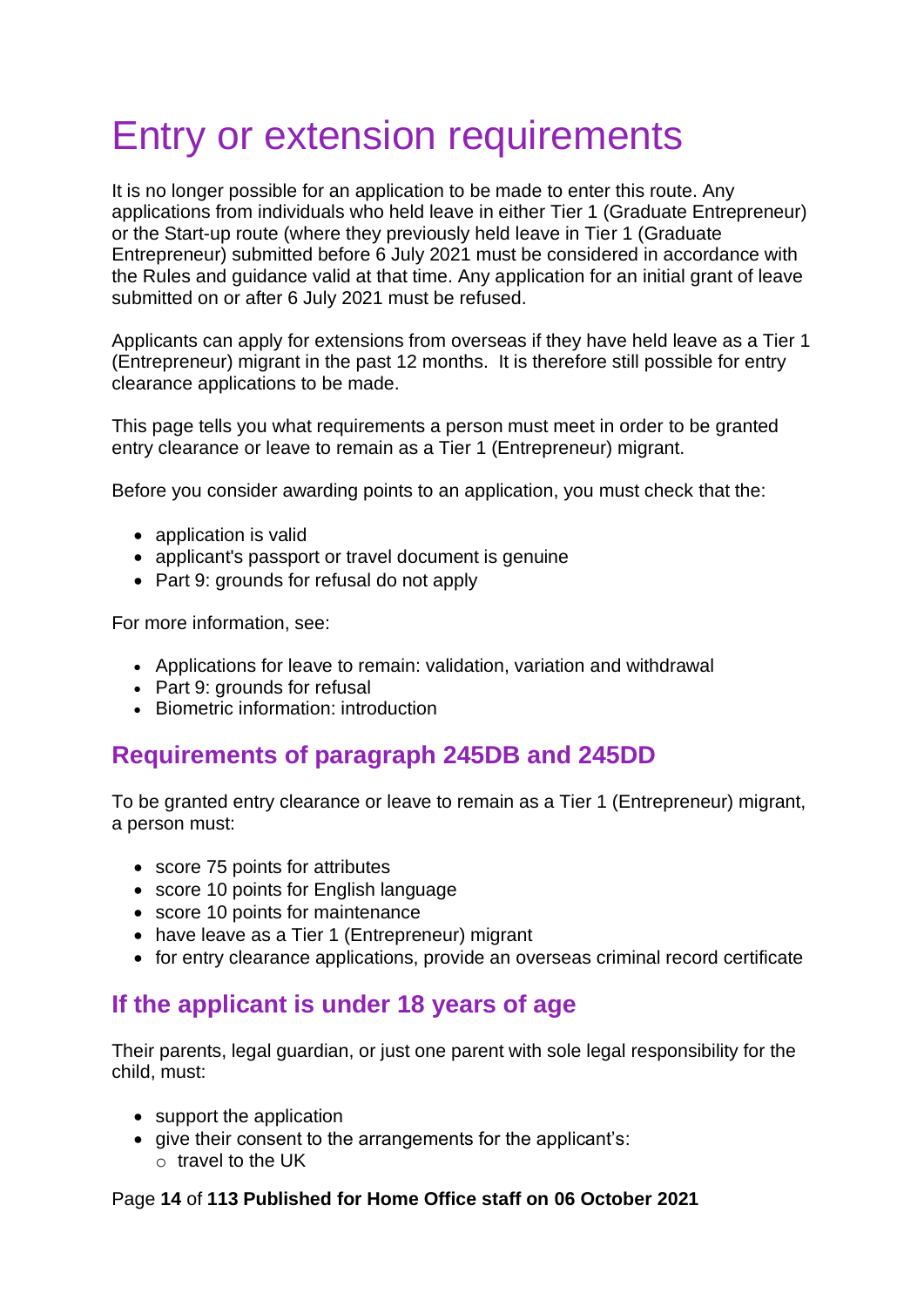# Entry or extension requirements

It is no longer possible for an application to be made to enter this route. Any applications from individuals who held leave in either Tier 1 (Graduate Entrepreneur) or the Start-up route (where they previously held leave in Tier 1 (Graduate Entrepreneur) submitted before 6 July 2021 must be considered in accordance with the Rules and guidance valid at that time. Any application for an initial grant of leave submitted on or after 6 July 2021 must be refused.

Applicants can apply for extensions from overseas if they have held leave as a Tier 1 (Entrepreneur) migrant in the past 12 months. It is therefore still possible for entry clearance applications to be made.

This page tells you what requirements a person must meet in order to be granted entry clearance or leave to remain as a Tier 1 (Entrepreneur) migrant.

Before you consider awarding points to an application, you must check that the:

- application is valid
- applicant's passport or travel document is genuine
- Part 9: grounds for refusal do not apply

For more information, see:

- Applications for leave to remain: validation, variation and withdrawal
- Part 9: grounds for refusal
- Biometric information: introduction

## Requirements of paragraph 245DB and 245DD

To be granted entry clearance or leave to remain as a Tier 1 (Entrepreneur) migrant, a person must:

- score 75 points for attributes
- score 10 points for English language
- score 10 points for maintenance
- have leave as a Tier 1 (Entrepreneur) migrant
- for entry clearance applications, provide an overseas criminal record certificate

## If the applicant is under 18 years of age

Their parents, legal guardian, or just one parent with sole legal responsibility for the child, must:

- support the application
- give their consent to the arrangements for the applicant's:
  - travel to the UK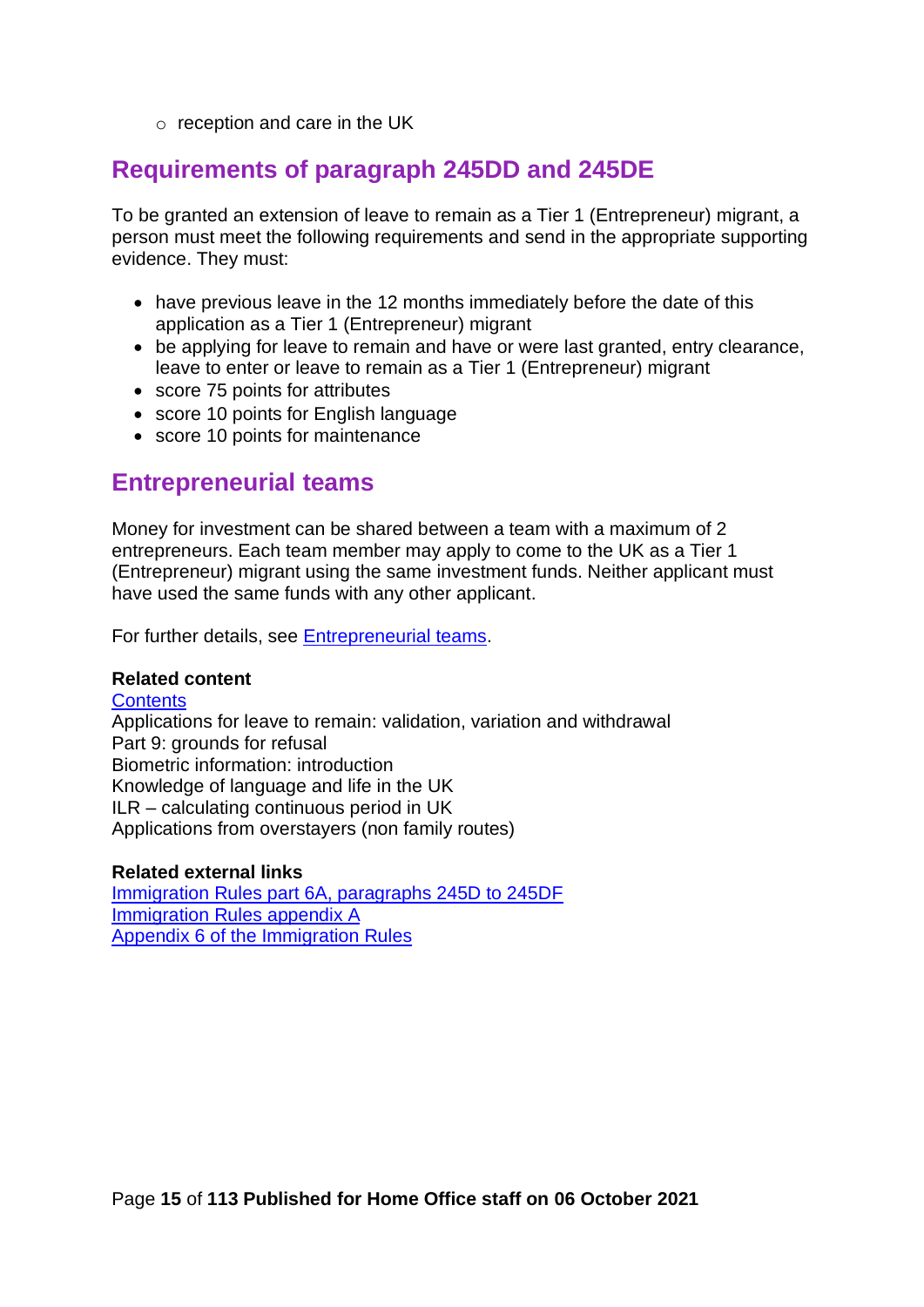- reception and care in the UK

## Requirements of paragraph 245DD and 245DE

To be granted an extension of leave to remain as a Tier 1 (Entrepreneur) migrant, a person must meet the following requirements and send in the appropriate supporting evidence. They must:

- have previous leave in the 12 months immediately before the date of this application as a Tier 1 (Entrepreneur) migrant
- be applying for leave to remain and have or were last granted, entry clearance, leave to enter or leave to remain as a Tier 1 (Entrepreneur) migrant
- score 75 points for attributes
- score 10 points for English language
- score 10 points for maintenance

## Entrepreneurial teams

Money for investment can be shared between a team with a maximum of 2 entrepreneurs. Each team member may apply to come to the UK as a Tier 1 (Entrepreneur) migrant using the same investment funds. Neither applicant must have used the same funds with any other applicant.

For further details, see Entrepreneurial teams.

**Related content**
Contents
Applications for leave to remain: validation, variation and withdrawal
Part 9: grounds for refusal
Biometric information: introduction
Knowledge of language and life in the UK
ILR – calculating continuous period in UK
Applications from overstayers (non family routes)

**Related external links**
Immigration Rules part 6A, paragraphs 245D to 245DF
Immigration Rules appendix A
Appendix 6 of the Immigration Rules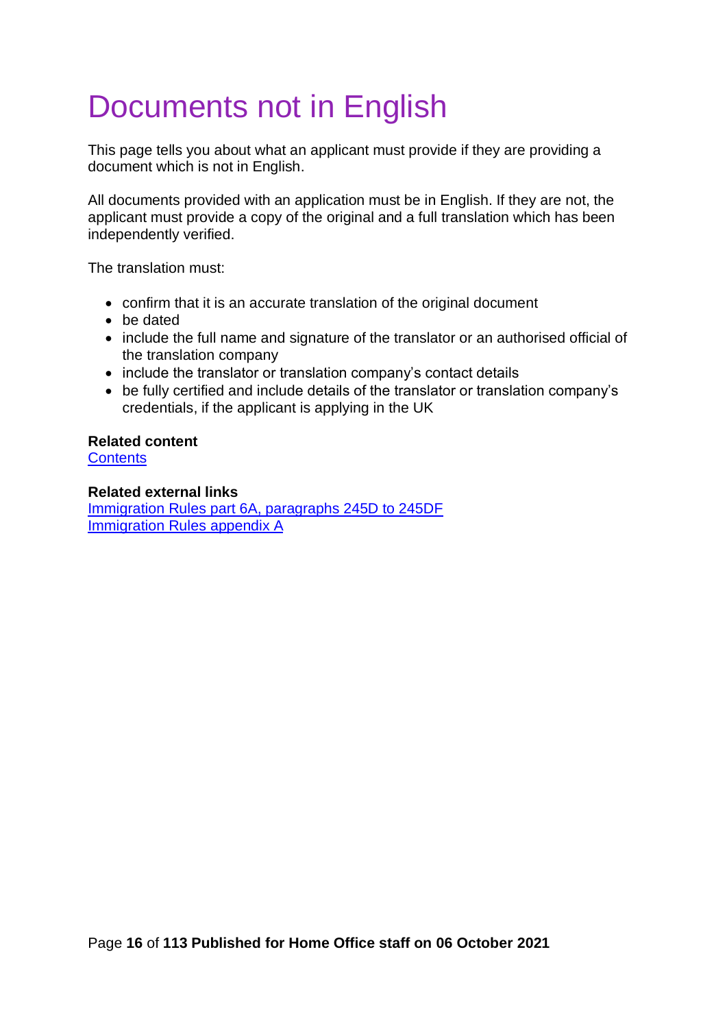# Documents not in English

This page tells you about what an applicant must provide if they are providing a document which is not in English.

All documents provided with an application must be in English. If they are not, the applicant must provide a copy of the original and a full translation which has been independently verified.

The translation must:

- confirm that it is an accurate translation of the original document
- be dated
- include the full name and signature of the translator or an authorised official of the translation company
- include the translator or translation company's contact details
- be fully certified and include details of the translator or translation company's credentials, if the applicant is applying in the UK

**Related content**
Contents

**Related external links**
Immigration Rules part 6A, paragraphs 245D to 245DF
Immigration Rules appendix A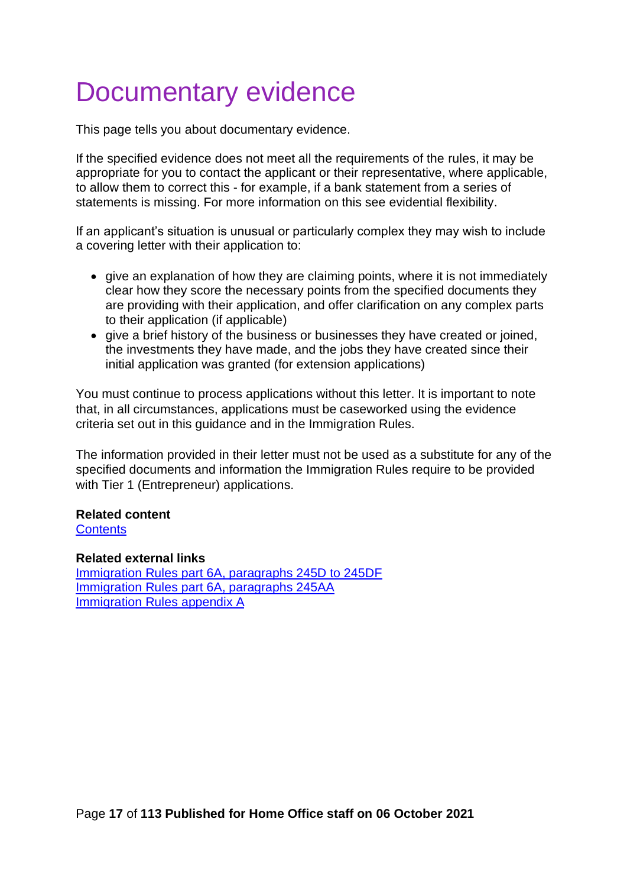# Documentary evidence

This page tells you about documentary evidence.

If the specified evidence does not meet all the requirements of the rules, it may be appropriate for you to contact the applicant or their representative, where applicable, to allow them to correct this - for example, if a bank statement from a series of statements is missing. For more information on this see evidential flexibility.

If an applicant's situation is unusual or particularly complex they may wish to include a covering letter with their application to:

- give an explanation of how they are claiming points, where it is not immediately clear how they score the necessary points from the specified documents they are providing with their application, and offer clarification on any complex parts to their application (if applicable)
- give a brief history of the business or businesses they have created or joined, the investments they have made, and the jobs they have created since their initial application was granted (for extension applications)

You must continue to process applications without this letter. It is important to note that, in all circumstances, applications must be caseworked using the evidence criteria set out in this guidance and in the Immigration Rules.

The information provided in their letter must not be used as a substitute for any of the specified documents and information the Immigration Rules require to be provided with Tier 1 (Entrepreneur) applications.

**Related content**
Contents

**Related external links**
Immigration Rules part 6A, paragraphs 245D to 245DF
Immigration Rules part 6A, paragraphs 245AA
Immigration Rules appendix A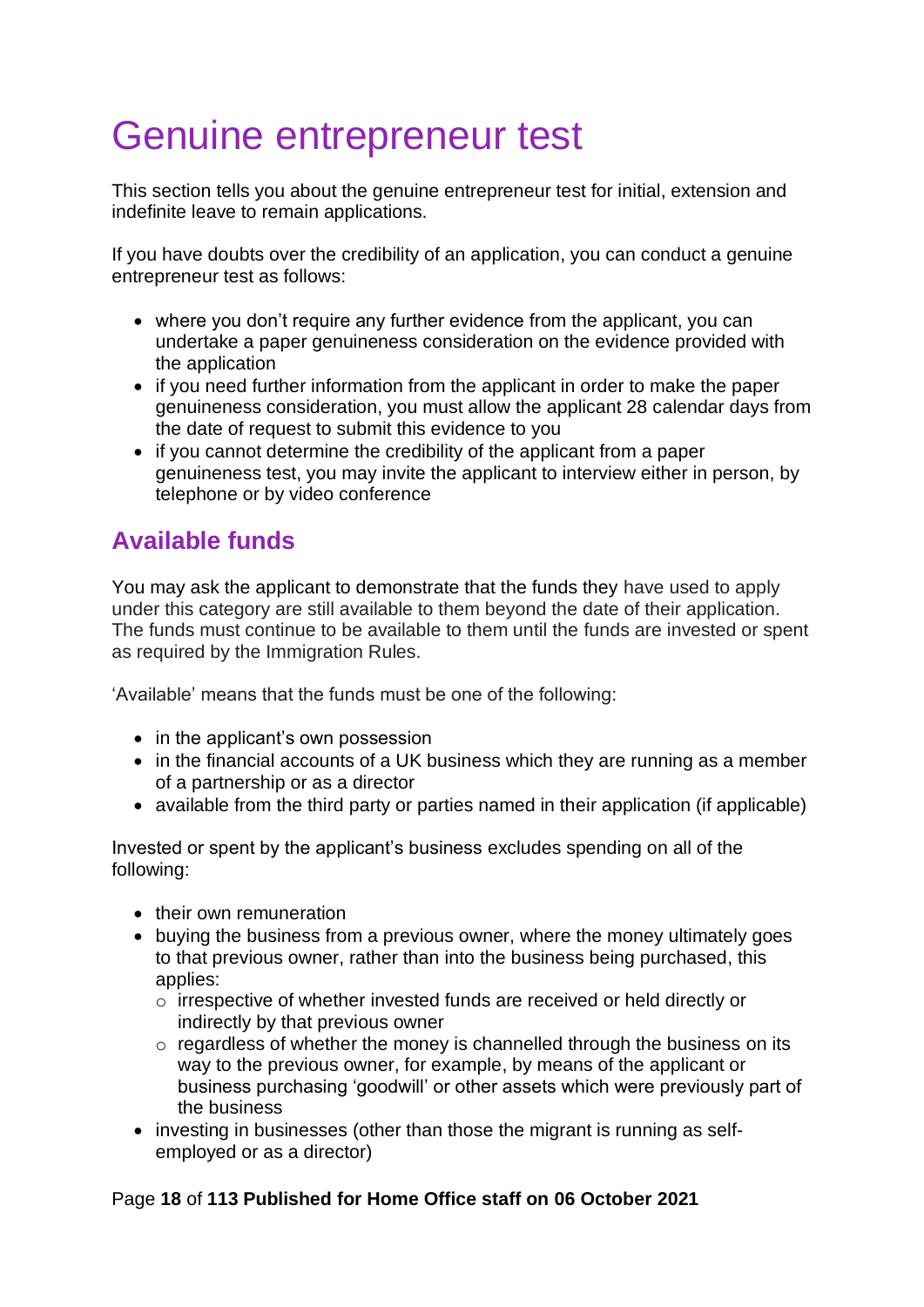# Genuine entrepreneur test

This section tells you about the genuine entrepreneur test for initial, extension and indefinite leave to remain applications.

If you have doubts over the credibility of an application, you can conduct a genuine entrepreneur test as follows:

- where you don't require any further evidence from the applicant, you can undertake a paper genuineness consideration on the evidence provided with the application
- if you need further information from the applicant in order to make the paper genuineness consideration, you must allow the applicant 28 calendar days from the date of request to submit this evidence to you
- if you cannot determine the credibility of the applicant from a paper genuineness test, you may invite the applicant to interview either in person, by telephone or by video conference

## Available funds

You may ask the applicant to demonstrate that the funds they have used to apply under this category are still available to them beyond the date of their application. The funds must continue to be available to them until the funds are invested or spent as required by the Immigration Rules.

'Available' means that the funds must be one of the following:

- in the applicant's own possession
- in the financial accounts of a UK business which they are running as a member of a partnership or as a director
- available from the third party or parties named in their application (if applicable)

Invested or spent by the applicant's business excludes spending on all of the following:

- their own remuneration
- buying the business from a previous owner, where the money ultimately goes to that previous owner, rather than into the business being purchased, this applies:
  - irrespective of whether invested funds are received or held directly or indirectly by that previous owner
  - regardless of whether the money is channelled through the business on its way to the previous owner, for example, by means of the applicant or business purchasing 'goodwill' or other assets which were previously part of the business
- investing in businesses (other than those the migrant is running as self-employed or as a director)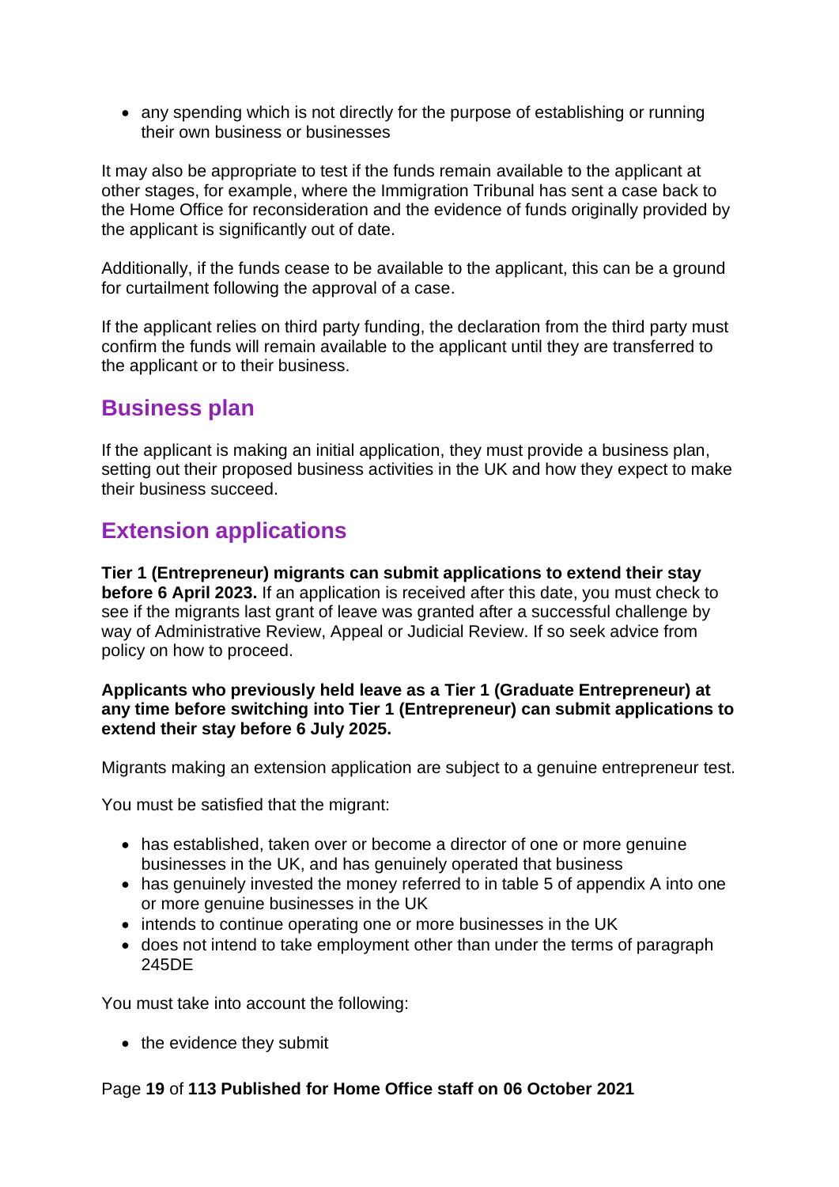- any spending which is not directly for the purpose of establishing or running their own business or businesses

It may also be appropriate to test if the funds remain available to the applicant at other stages, for example, where the Immigration Tribunal has sent a case back to the Home Office for reconsideration and the evidence of funds originally provided by the applicant is significantly out of date.

Additionally, if the funds cease to be available to the applicant, this can be a ground for curtailment following the approval of a case.

If the applicant relies on third party funding, the declaration from the third party must confirm the funds will remain available to the applicant until they are transferred to the applicant or to their business.

## Business plan

If the applicant is making an initial application, they must provide a business plan, setting out their proposed business activities in the UK and how they expect to make their business succeed.

## Extension applications

**Tier 1 (Entrepreneur) migrants can submit applications to extend their stay before 6 April 2023.** If an application is received after this date, you must check to see if the migrants last grant of leave was granted after a successful challenge by way of Administrative Review, Appeal or Judicial Review. If so seek advice from policy on how to proceed.

**Applicants who previously held leave as a Tier 1 (Graduate Entrepreneur) at any time before switching into Tier 1 (Entrepreneur) can submit applications to extend their stay before 6 July 2025.**

Migrants making an extension application are subject to a genuine entrepreneur test.

You must be satisfied that the migrant:

- has established, taken over or become a director of one or more genuine businesses in the UK, and has genuinely operated that business
- has genuinely invested the money referred to in table 5 of appendix A into one or more genuine businesses in the UK
- intends to continue operating one or more businesses in the UK
- does not intend to take employment other than under the terms of paragraph 245DE

You must take into account the following:

- the evidence they submit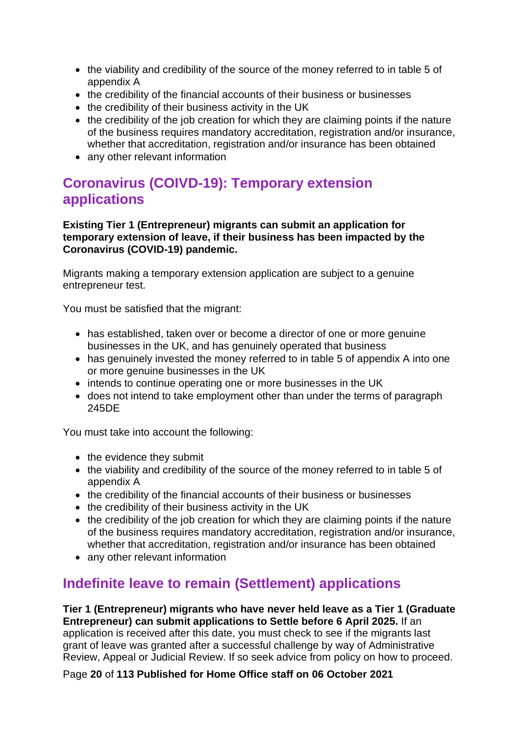- the viability and credibility of the source of the money referred to in table 5 of appendix A
- the credibility of the financial accounts of their business or businesses
- the credibility of their business activity in the UK
- the credibility of the job creation for which they are claiming points if the nature of the business requires mandatory accreditation, registration and/or insurance, whether that accreditation, registration and/or insurance has been obtained
- any other relevant information

## Coronavirus (COIVD-19): Temporary extension applications

**Existing Tier 1 (Entrepreneur) migrants can submit an application for temporary extension of leave, if their business has been impacted by the Coronavirus (COVID-19) pandemic.**

Migrants making a temporary extension application are subject to a genuine entrepreneur test.

You must be satisfied that the migrant:

- has established, taken over or become a director of one or more genuine businesses in the UK, and has genuinely operated that business
- has genuinely invested the money referred to in table 5 of appendix A into one or more genuine businesses in the UK
- intends to continue operating one or more businesses in the UK
- does not intend to take employment other than under the terms of paragraph 245DE

You must take into account the following:

- the evidence they submit
- the viability and credibility of the source of the money referred to in table 5 of appendix A
- the credibility of the financial accounts of their business or businesses
- the credibility of their business activity in the UK
- the credibility of the job creation for which they are claiming points if the nature of the business requires mandatory accreditation, registration and/or insurance, whether that accreditation, registration and/or insurance has been obtained
- any other relevant information

## Indefinite leave to remain (Settlement) applications

**Tier 1 (Entrepreneur) migrants who have never held leave as a Tier 1 (Graduate Entrepreneur) can submit applications to Settle before 6 April 2025.** If an application is received after this date, you must check to see if the migrants last grant of leave was granted after a successful challenge by way of Administrative Review, Appeal or Judicial Review. If so seek advice from policy on how to proceed.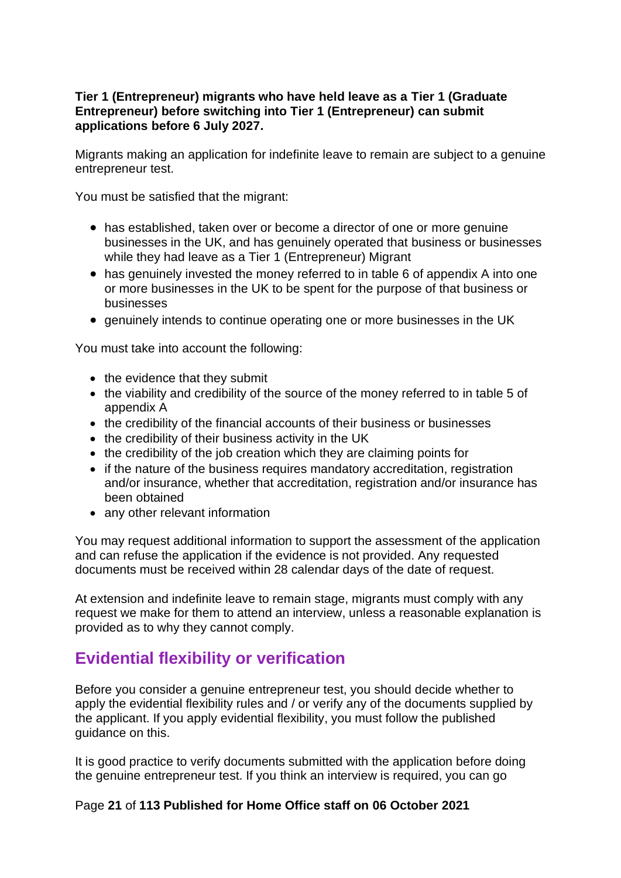**Tier 1 (Entrepreneur) migrants who have held leave as a Tier 1 (Graduate Entrepreneur) before switching into Tier 1 (Entrepreneur) can submit applications before 6 July 2027.**

Migrants making an application for indefinite leave to remain are subject to a genuine entrepreneur test.

You must be satisfied that the migrant:

- has established, taken over or become a director of one or more genuine businesses in the UK, and has genuinely operated that business or businesses while they had leave as a Tier 1 (Entrepreneur) Migrant
- has genuinely invested the money referred to in table 6 of appendix A into one or more businesses in the UK to be spent for the purpose of that business or businesses
- genuinely intends to continue operating one or more businesses in the UK

You must take into account the following:

- the evidence that they submit
- the viability and credibility of the source of the money referred to in table 5 of appendix A
- the credibility of the financial accounts of their business or businesses
- the credibility of their business activity in the UK
- the credibility of the job creation which they are claiming points for
- if the nature of the business requires mandatory accreditation, registration and/or insurance, whether that accreditation, registration and/or insurance has been obtained
- any other relevant information

You may request additional information to support the assessment of the application and can refuse the application if the evidence is not provided. Any requested documents must be received within 28 calendar days of the date of request.

At extension and indefinite leave to remain stage, migrants must comply with any request we make for them to attend an interview, unless a reasonable explanation is provided as to why they cannot comply.

## Evidential flexibility or verification

Before you consider a genuine entrepreneur test, you should decide whether to apply the evidential flexibility rules and / or verify any of the documents supplied by the applicant. If you apply evidential flexibility, you must follow the published guidance on this.

It is good practice to verify documents submitted with the application before doing the genuine entrepreneur test. If you think an interview is required, you can go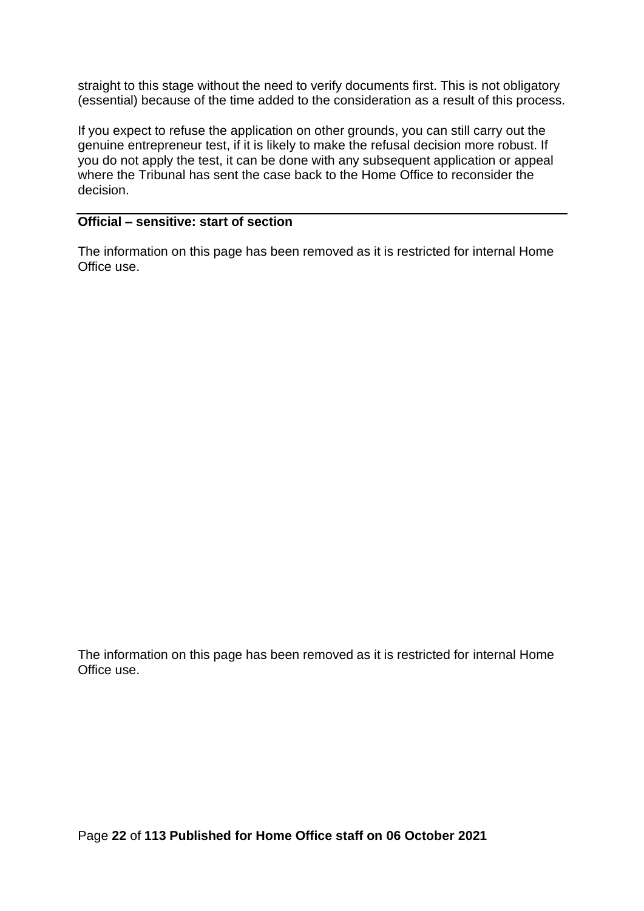straight to this stage without the need to verify documents first. This is not obligatory (essential) because of the time added to the consideration as a result of this process.

If you expect to refuse the application on other grounds, you can still carry out the genuine entrepreneur test, if it is likely to make the refusal decision more robust. If you do not apply the test, it can be done with any subsequent application or appeal where the Tribunal has sent the case back to the Home Office to reconsider the decision.

---

**Official – sensitive: start of section**

The information on this page has been removed as it is restricted for internal Home Office use.

The information on this page has been removed as it is restricted for internal Home Office use.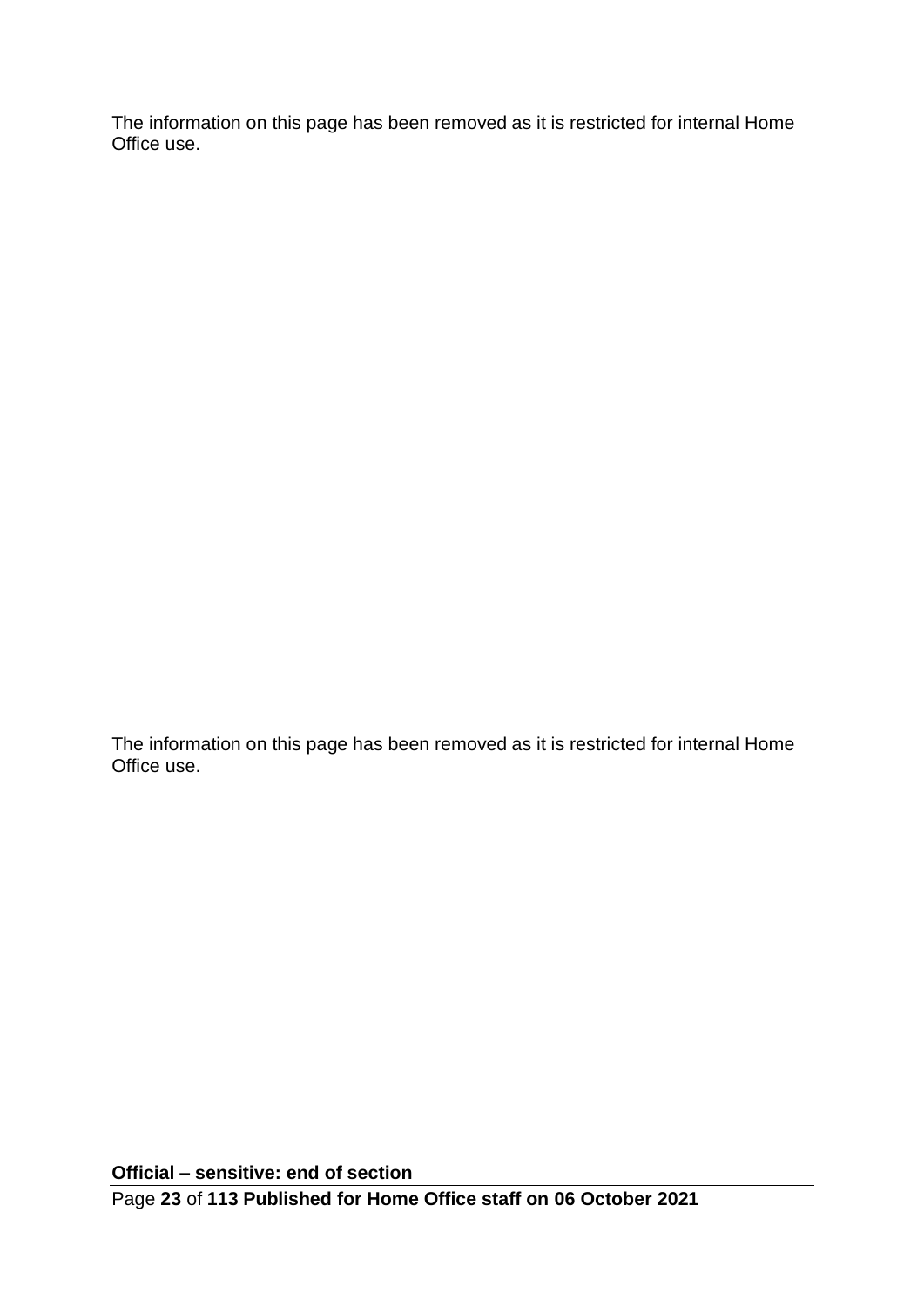The information on this page has been removed as it is restricted for internal Home Office use.

The information on this page has been removed as it is restricted for internal Home Office use.

**Official – sensitive: end of section**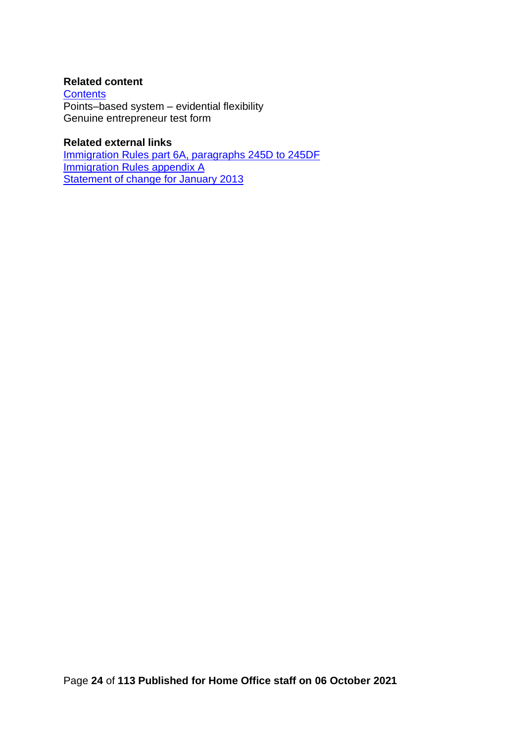**Related content**
Contents
Points–based system – evidential flexibility
Genuine entrepreneur test form

**Related external links**
Immigration Rules part 6A, paragraphs 245D to 245DF
Immigration Rules appendix A
Statement of change for January 2013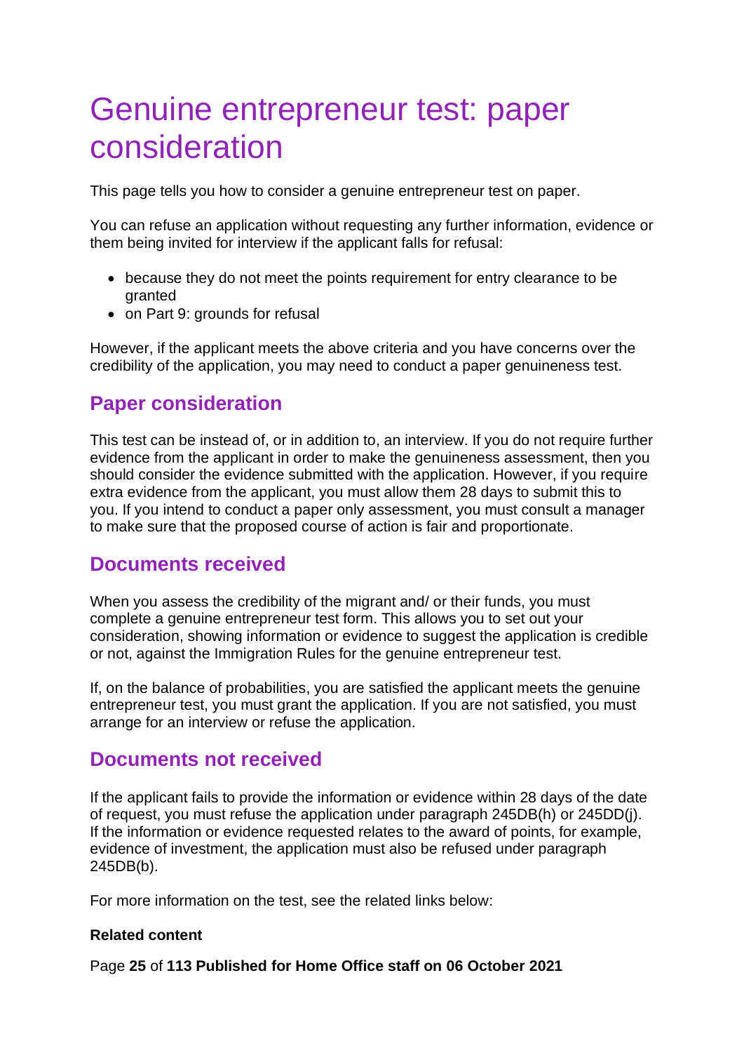# Genuine entrepreneur test: paper consideration

This page tells you how to consider a genuine entrepreneur test on paper.

You can refuse an application without requesting any further information, evidence or them being invited for interview if the applicant falls for refusal:

- because they do not meet the points requirement for entry clearance to be granted
- on Part 9: grounds for refusal

However, if the applicant meets the above criteria and you have concerns over the credibility of the application, you may need to conduct a paper genuineness test.

## Paper consideration

This test can be instead of, or in addition to, an interview. If you do not require further evidence from the applicant in order to make the genuineness assessment, then you should consider the evidence submitted with the application. However, if you require extra evidence from the applicant, you must allow them 28 days to submit this to you. If you intend to conduct a paper only assessment, you must consult a manager to make sure that the proposed course of action is fair and proportionate.

## Documents received

When you assess the credibility of the migrant and/ or their funds, you must complete a genuine entrepreneur test form. This allows you to set out your consideration, showing information or evidence to suggest the application is credible or not, against the Immigration Rules for the genuine entrepreneur test.

If, on the balance of probabilities, you are satisfied the applicant meets the genuine entrepreneur test, you must grant the application. If you are not satisfied, you must arrange for an interview or refuse the application.

## Documents not received

If the applicant fails to provide the information or evidence within 28 days of the date of request, you must refuse the application under paragraph 245DB(h) or 245DD(j). If the information or evidence requested relates to the award of points, for example, evidence of investment, the application must also be refused under paragraph 245DB(b).

For more information on the test, see the related links below:

**Related content**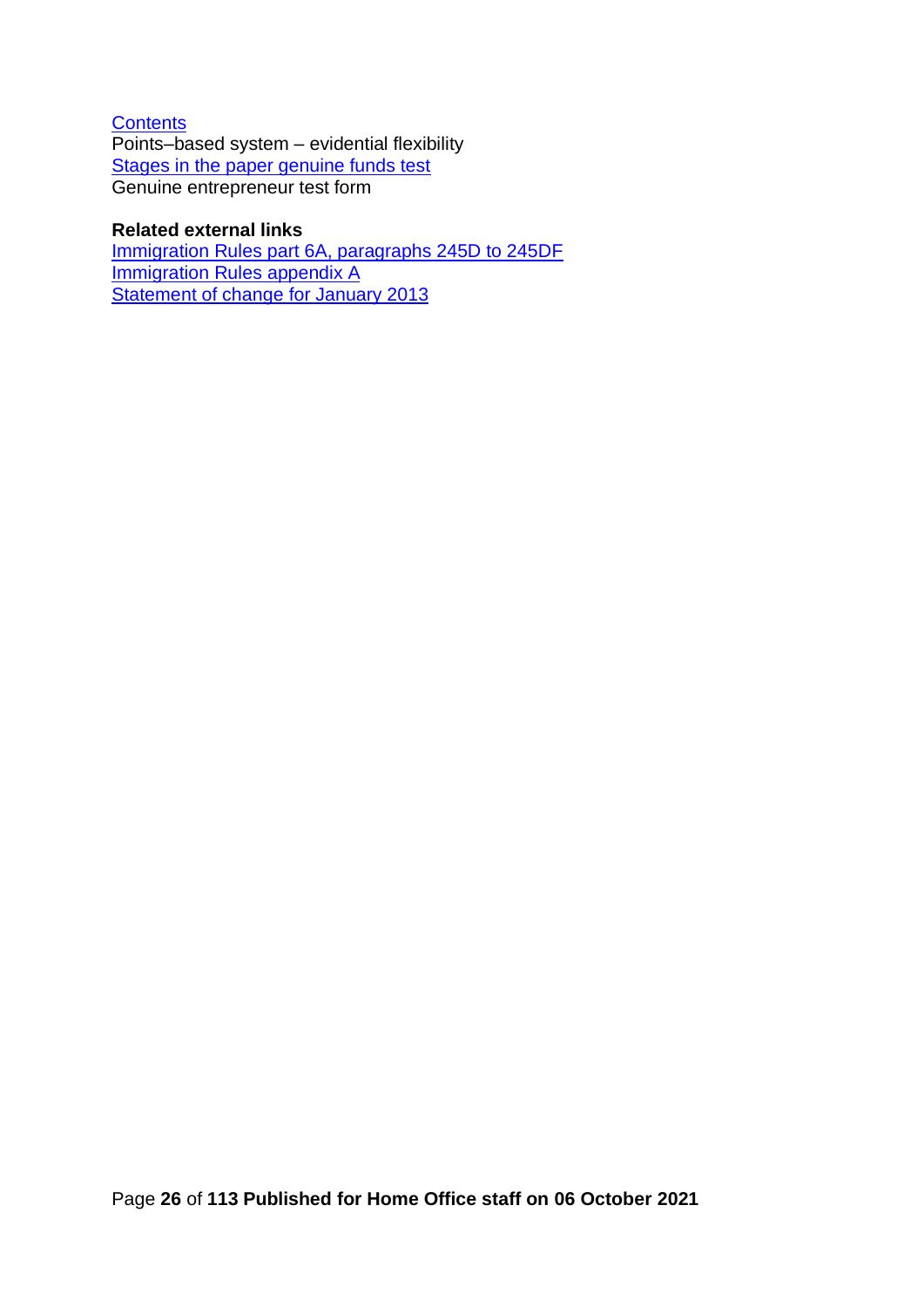Contents
Points–based system – evidential flexibility
Stages in the paper genuine funds test
Genuine entrepreneur test form

**Related external links**
Immigration Rules part 6A, paragraphs 245D to 245DF
Immigration Rules appendix A
Statement of change for January 2013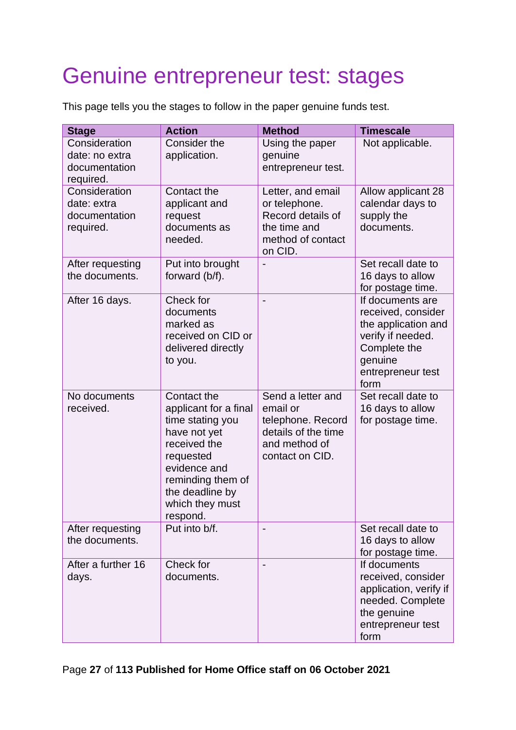# Genuine entrepreneur test: stages

This page tells you the stages to follow in the paper genuine funds test.

| Stage | Action | Method | Timescale |
|---|---|---|---|
| Consideration date: no extra documentation required. | Consider the application. | Using the paper genuine entrepreneur test. | Not applicable. |
| Consideration date: extra documentation required. | Contact the applicant and request documents as needed. | Letter, and email or telephone. Record details of the time and method of contact on CID. | Allow applicant 28 calendar days to supply the documents. |
| After requesting the documents. | Put into brought forward (b/f). | - | Set recall date to 16 days to allow for postage time. |
| After 16 days. | Check for documents marked as received on CID or delivered directly to you. | - | If documents are received, consider the application and verify if needed. Complete the genuine entrepreneur test form |
| No documents received. | Contact the applicant for a final time stating you have not yet received the requested evidence and reminding them of the deadline by which they must respond. | Send a letter and email or telephone. Record details of the time and method of contact on CID. | Set recall date to 16 days to allow for postage time. |
| After requesting the documents. | Put into b/f. | - | Set recall date to 16 days to allow for postage time. |
| After a further 16 days. | Check for documents. | - | If documents received, consider application, verify if needed. Complete the genuine entrepreneur test form |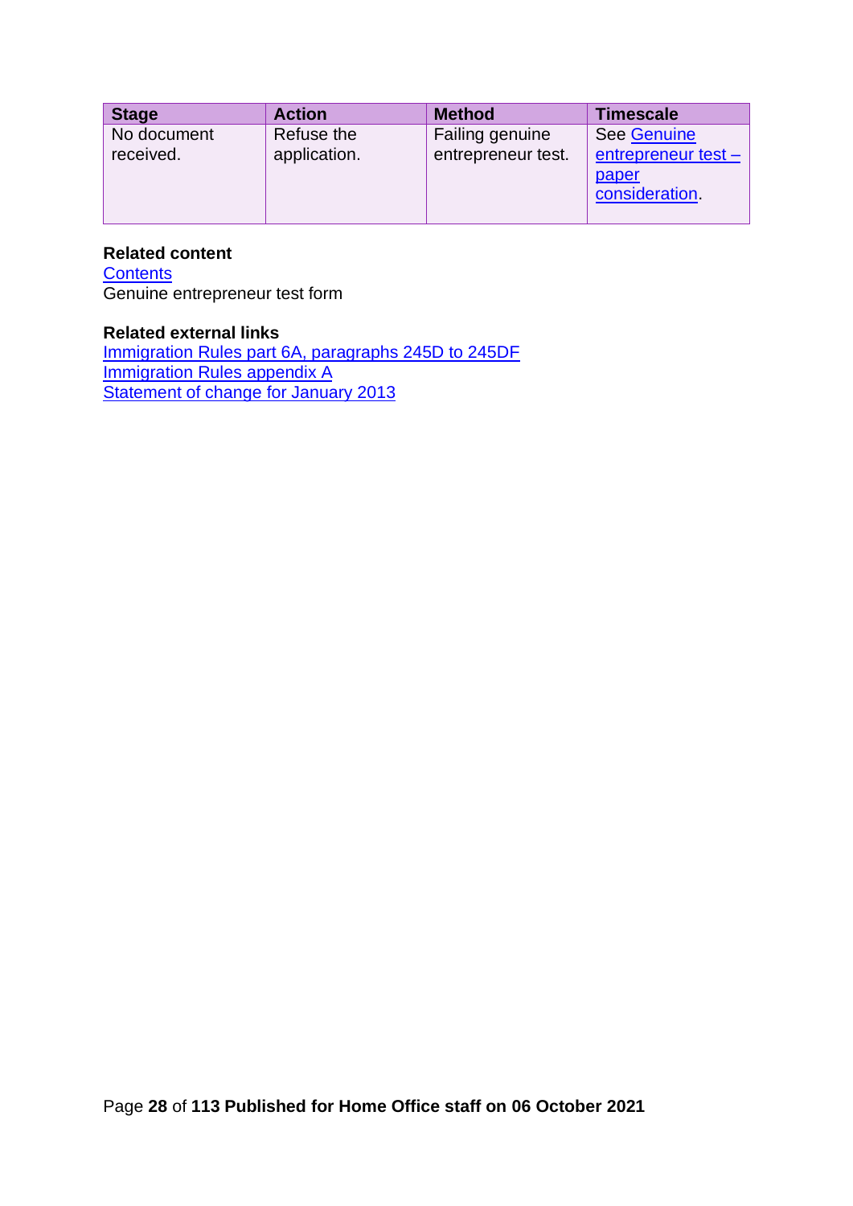| Stage | Action | Method | Timescale |
|---|---|---|---|
| No document received. | Refuse the application. | Failing genuine entrepreneur test. | See Genuine entrepreneur test – paper consideration. |

**Related content**
Contents
Genuine entrepreneur test form

**Related external links**
Immigration Rules part 6A, paragraphs 245D to 245DF
Immigration Rules appendix A
Statement of change for January 2013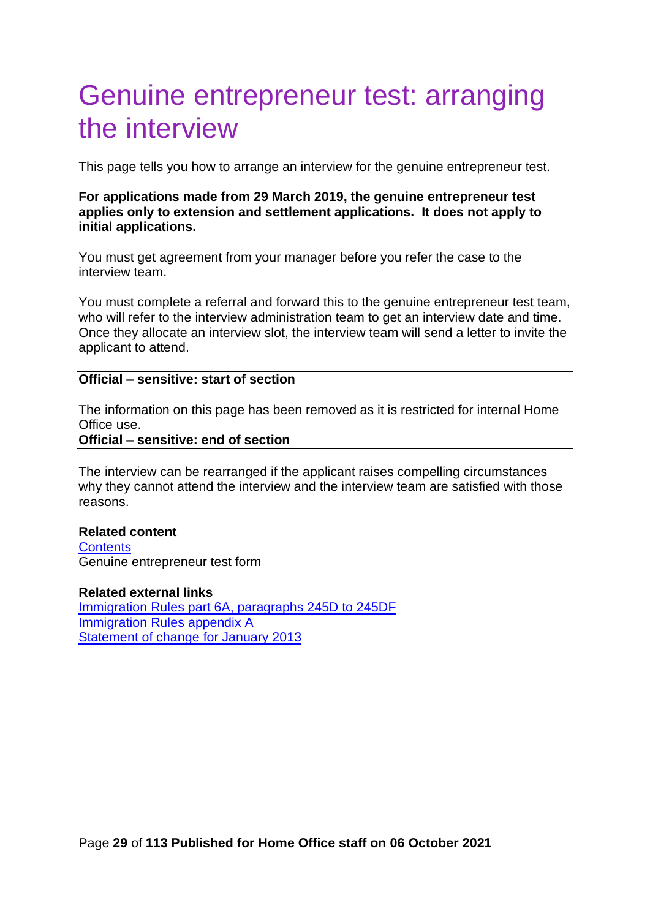# Genuine entrepreneur test: arranging the interview

This page tells you how to arrange an interview for the genuine entrepreneur test.

**For applications made from 29 March 2019, the genuine entrepreneur test applies only to extension and settlement applications. It does not apply to initial applications.**

You must get agreement from your manager before you refer the case to the interview team.

You must complete a referral and forward this to the genuine entrepreneur test team, who will refer to the interview administration team to get an interview date and time. Once they allocate an interview slot, the interview team will send a letter to invite the applicant to attend.

---

**Official – sensitive: start of section**

The information on this page has been removed as it is restricted for internal Home Office use.

**Official – sensitive: end of section**

---

The interview can be rearranged if the applicant raises compelling circumstances why they cannot attend the interview and the interview team are satisfied with those reasons.

**Related content**
Contents
Genuine entrepreneur test form

**Related external links**
Immigration Rules part 6A, paragraphs 245D to 245DF
Immigration Rules appendix A
Statement of change for January 2013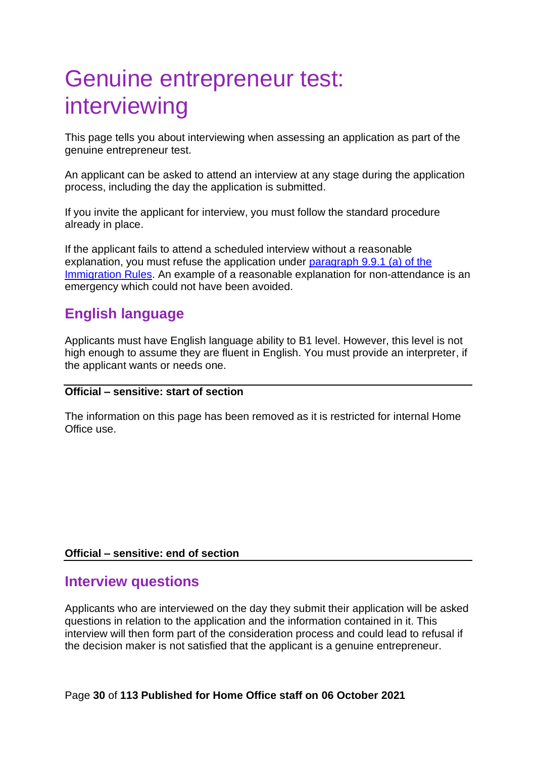# Genuine entrepreneur test: interviewing

This page tells you about interviewing when assessing an application as part of the genuine entrepreneur test.

An applicant can be asked to attend an interview at any stage during the application process, including the day the application is submitted.

If you invite the applicant for interview, you must follow the standard procedure already in place.

If the applicant fails to attend a scheduled interview without a reasonable explanation, you must refuse the application under [paragraph 9.9.1 (a) of the Immigration Rules](). An example of a reasonable explanation for non-attendance is an emergency which could not have been avoided.

## English language

Applicants must have English language ability to B1 level. However, this level is not high enough to assume they are fluent in English. You must provide an interpreter, if the applicant wants or needs one.

**Official – sensitive: start of section**

The information on this page has been removed as it is restricted for internal Home Office use.

**Official – sensitive: end of section**

## Interview questions

Applicants who are interviewed on the day they submit their application will be asked questions in relation to the application and the information contained in it. This interview will then form part of the consideration process and could lead to refusal if the decision maker is not satisfied that the applicant is a genuine entrepreneur.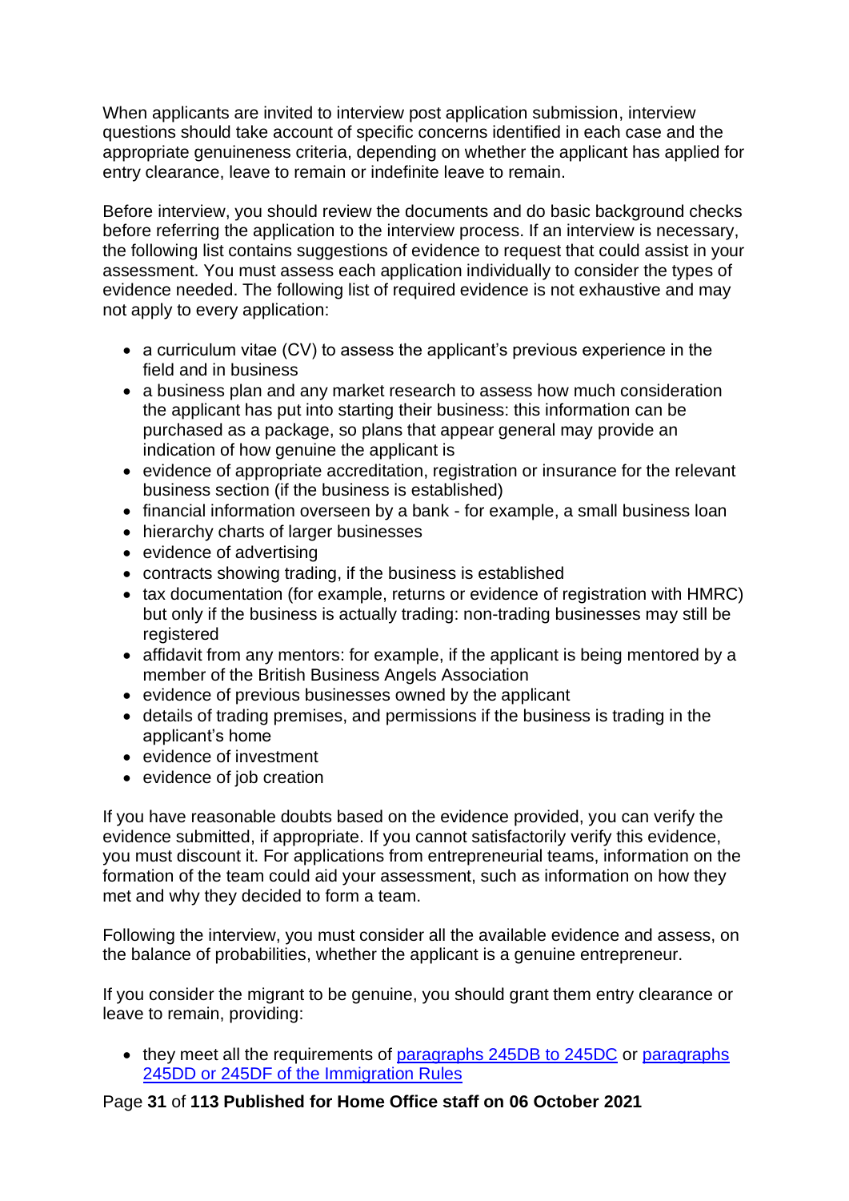When applicants are invited to interview post application submission, interview questions should take account of specific concerns identified in each case and the appropriate genuineness criteria, depending on whether the applicant has applied for entry clearance, leave to remain or indefinite leave to remain.

Before interview, you should review the documents and do basic background checks before referring the application to the interview process. If an interview is necessary, the following list contains suggestions of evidence to request that could assist in your assessment. You must assess each application individually to consider the types of evidence needed. The following list of required evidence is not exhaustive and may not apply to every application:

- a curriculum vitae (CV) to assess the applicant's previous experience in the field and in business
- a business plan and any market research to assess how much consideration the applicant has put into starting their business: this information can be purchased as a package, so plans that appear general may provide an indication of how genuine the applicant is
- evidence of appropriate accreditation, registration or insurance for the relevant business section (if the business is established)
- financial information overseen by a bank - for example, a small business loan
- hierarchy charts of larger businesses
- evidence of advertising
- contracts showing trading, if the business is established
- tax documentation (for example, returns or evidence of registration with HMRC) but only if the business is actually trading: non-trading businesses may still be registered
- affidavit from any mentors: for example, if the applicant is being mentored by a member of the British Business Angels Association
- evidence of previous businesses owned by the applicant
- details of trading premises, and permissions if the business is trading in the applicant's home
- evidence of investment
- evidence of job creation

If you have reasonable doubts based on the evidence provided, you can verify the evidence submitted, if appropriate. If you cannot satisfactorily verify this evidence, you must discount it. For applications from entrepreneurial teams, information on the formation of the team could aid your assessment, such as information on how they met and why they decided to form a team.

Following the interview, you must consider all the available evidence and assess, on the balance of probabilities, whether the applicant is a genuine entrepreneur.

If you consider the migrant to be genuine, you should grant them entry clearance or leave to remain, providing:

- they meet all the requirements of paragraphs 245DB to 245DC or paragraphs 245DD or 245DF of the Immigration Rules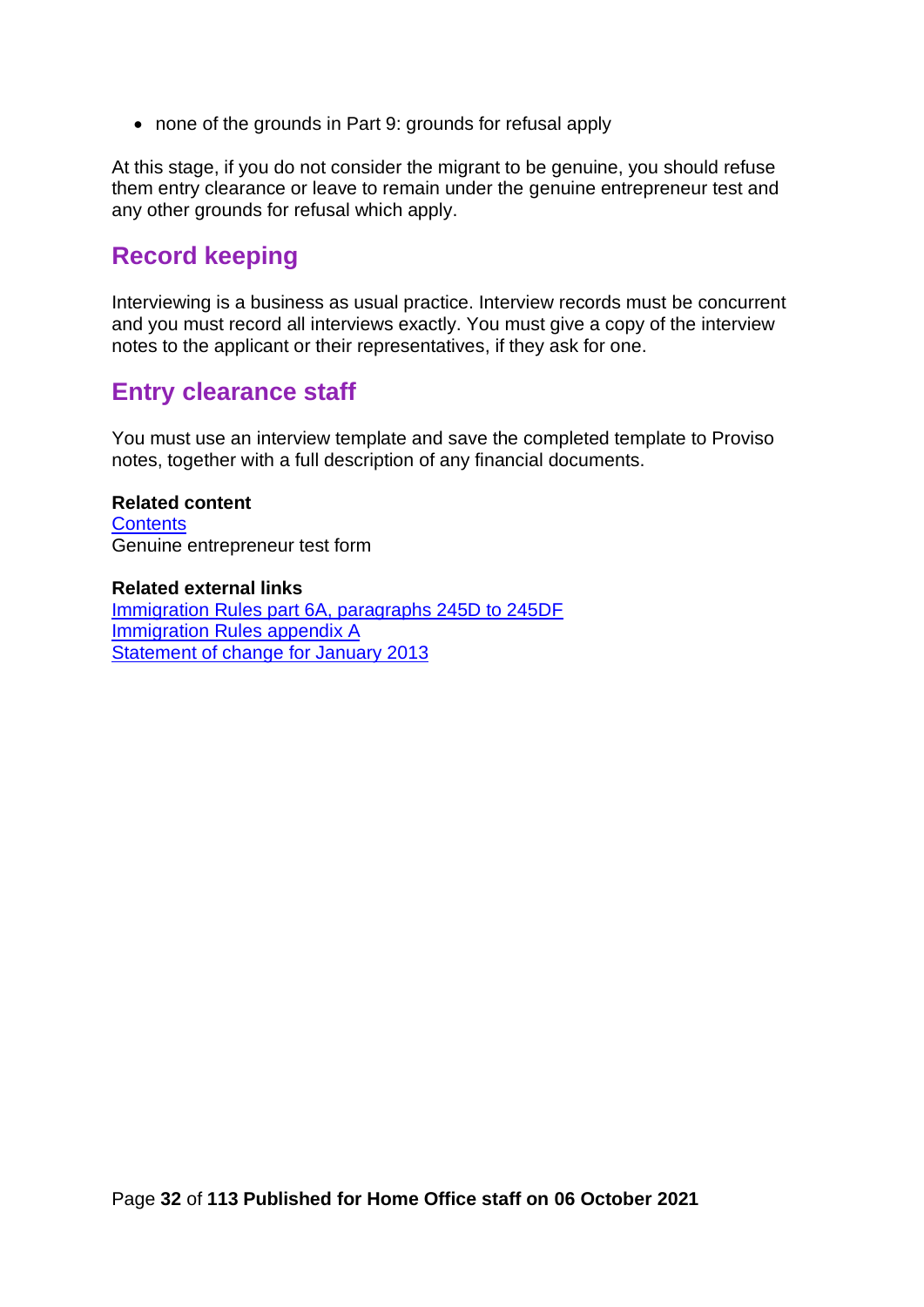- none of the grounds in Part 9: grounds for refusal apply

At this stage, if you do not consider the migrant to be genuine, you should refuse them entry clearance or leave to remain under the genuine entrepreneur test and any other grounds for refusal which apply.

## Record keeping

Interviewing is a business as usual practice. Interview records must be concurrent and you must record all interviews exactly. You must give a copy of the interview notes to the applicant or their representatives, if they ask for one.

## Entry clearance staff

You must use an interview template and save the completed template to Proviso notes, together with a full description of any financial documents.

**Related content**
Contents
Genuine entrepreneur test form

**Related external links**
Immigration Rules part 6A, paragraphs 245D to 245DF
Immigration Rules appendix A
Statement of change for January 2013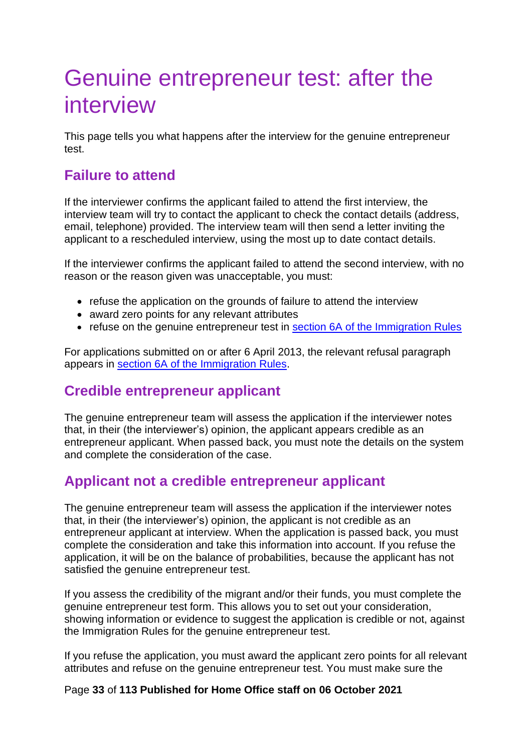# Genuine entrepreneur test: after the interview

This page tells you what happens after the interview for the genuine entrepreneur test.

## Failure to attend

If the interviewer confirms the applicant failed to attend the first interview, the interview team will try to contact the applicant to check the contact details (address, email, telephone) provided. The interview team will then send a letter inviting the applicant to a rescheduled interview, using the most up to date contact details.

If the interviewer confirms the applicant failed to attend the second interview, with no reason or the reason given was unacceptable, you must:

- refuse the application on the grounds of failure to attend the interview
- award zero points for any relevant attributes
- refuse on the genuine entrepreneur test in section 6A of the Immigration Rules

For applications submitted on or after 6 April 2013, the relevant refusal paragraph appears in section 6A of the Immigration Rules.

## Credible entrepreneur applicant

The genuine entrepreneur team will assess the application if the interviewer notes that, in their (the interviewer's) opinion, the applicant appears credible as an entrepreneur applicant. When passed back, you must note the details on the system and complete the consideration of the case.

## Applicant not a credible entrepreneur applicant

The genuine entrepreneur team will assess the application if the interviewer notes that, in their (the interviewer's) opinion, the applicant is not credible as an entrepreneur applicant at interview. When the application is passed back, you must complete the consideration and take this information into account. If you refuse the application, it will be on the balance of probabilities, because the applicant has not satisfied the genuine entrepreneur test.

If you assess the credibility of the migrant and/or their funds, you must complete the genuine entrepreneur test form. This allows you to set out your consideration, showing information or evidence to suggest the application is credible or not, against the Immigration Rules for the genuine entrepreneur test.

If you refuse the application, you must award the applicant zero points for all relevant attributes and refuse on the genuine entrepreneur test. You must make sure the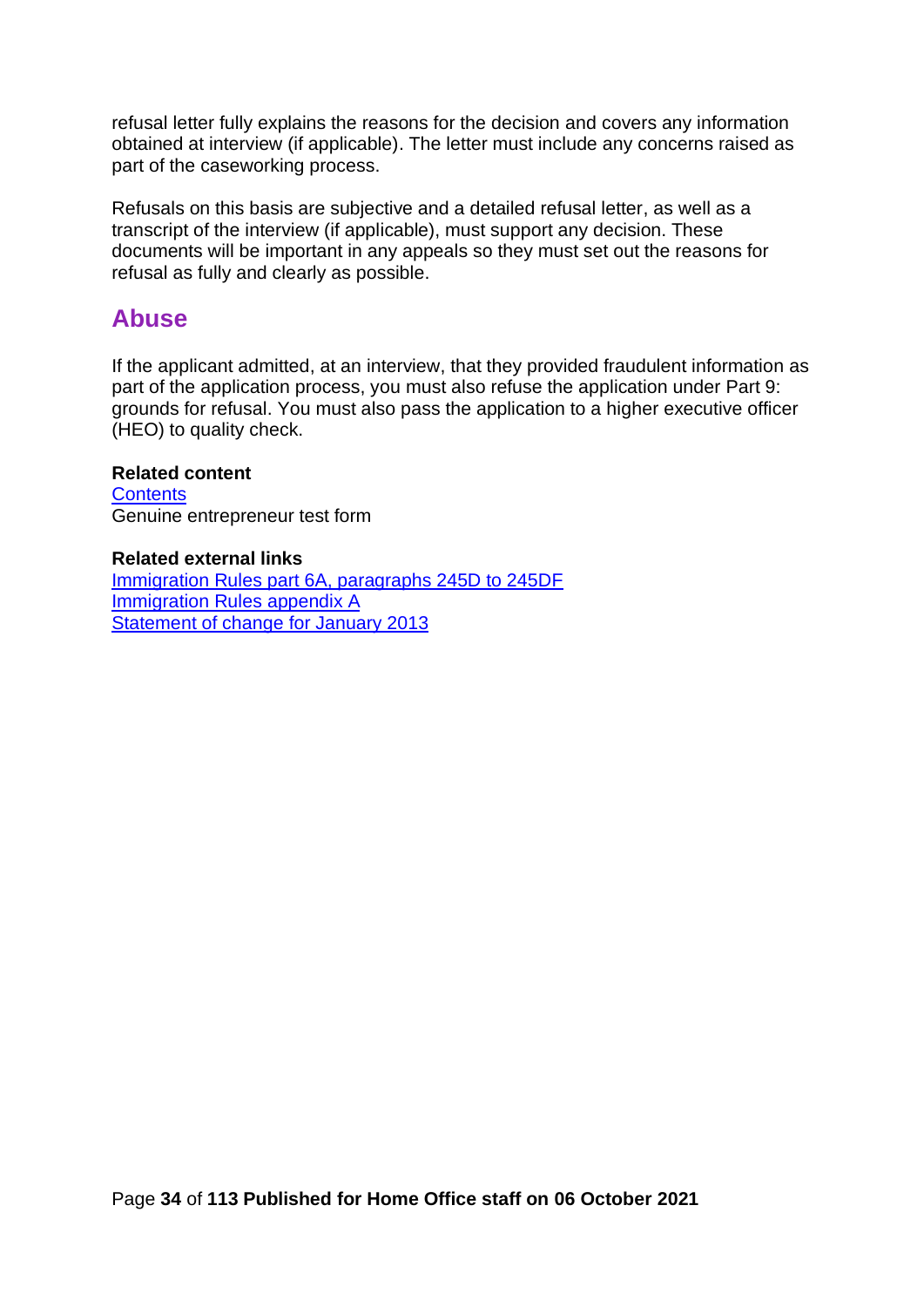refusal letter fully explains the reasons for the decision and covers any information obtained at interview (if applicable). The letter must include any concerns raised as part of the caseworking process.

Refusals on this basis are subjective and a detailed refusal letter, as well as a transcript of the interview (if applicable), must support any decision. These documents will be important in any appeals so they must set out the reasons for refusal as fully and clearly as possible.

## Abuse

If the applicant admitted, at an interview, that they provided fraudulent information as part of the application process, you must also refuse the application under Part 9: grounds for refusal. You must also pass the application to a higher executive officer (HEO) to quality check.

**Related content**
Contents
Genuine entrepreneur test form

**Related external links**
Immigration Rules part 6A, paragraphs 245D to 245DF
Immigration Rules appendix A
Statement of change for January 2013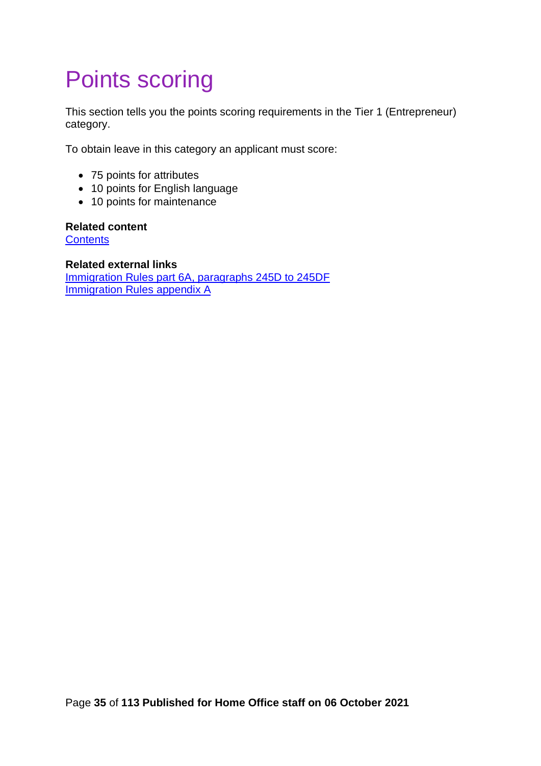# Points scoring

This section tells you the points scoring requirements in the Tier 1 (Entrepreneur) category.

To obtain leave in this category an applicant must score:

- 75 points for attributes
- 10 points for English language
- 10 points for maintenance

**Related content**
Contents

**Related external links**
Immigration Rules part 6A, paragraphs 245D to 245DF
Immigration Rules appendix A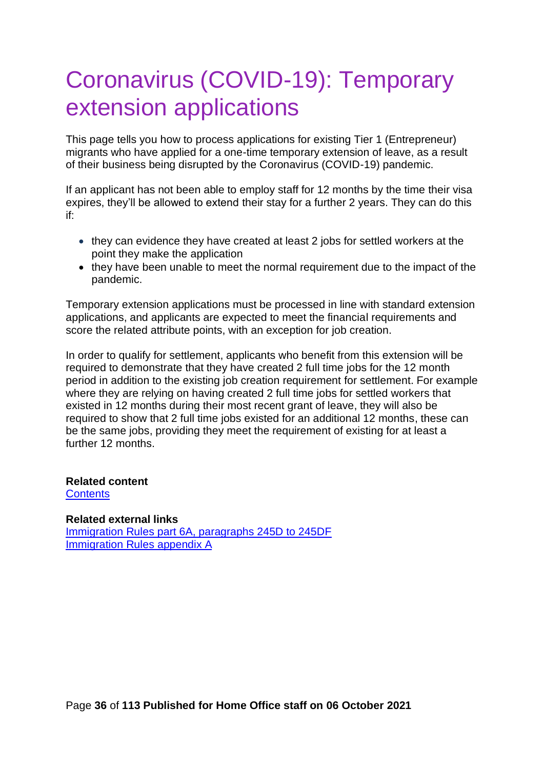# Coronavirus (COVID-19): Temporary extension applications

This page tells you how to process applications for existing Tier 1 (Entrepreneur) migrants who have applied for a one-time temporary extension of leave, as a result of their business being disrupted by the Coronavirus (COVID-19) pandemic.

If an applicant has not been able to employ staff for 12 months by the time their visa expires, they'll be allowed to extend their stay for a further 2 years. They can do this if:

- they can evidence they have created at least 2 jobs for settled workers at the point they make the application
- they have been unable to meet the normal requirement due to the impact of the pandemic.

Temporary extension applications must be processed in line with standard extension applications, and applicants are expected to meet the financial requirements and score the related attribute points, with an exception for job creation.

In order to qualify for settlement, applicants who benefit from this extension will be required to demonstrate that they have created 2 full time jobs for the 12 month period in addition to the existing job creation requirement for settlement. For example where they are relying on having created 2 full time jobs for settled workers that existed in 12 months during their most recent grant of leave, they will also be required to show that 2 full time jobs existed for an additional 12 months, these can be the same jobs, providing they meet the requirement of existing for at least a further 12 months.

**Related content**
[Contents]

**Related external links**
[Immigration Rules part 6A, paragraphs 245D to 245DF]
[Immigration Rules appendix A]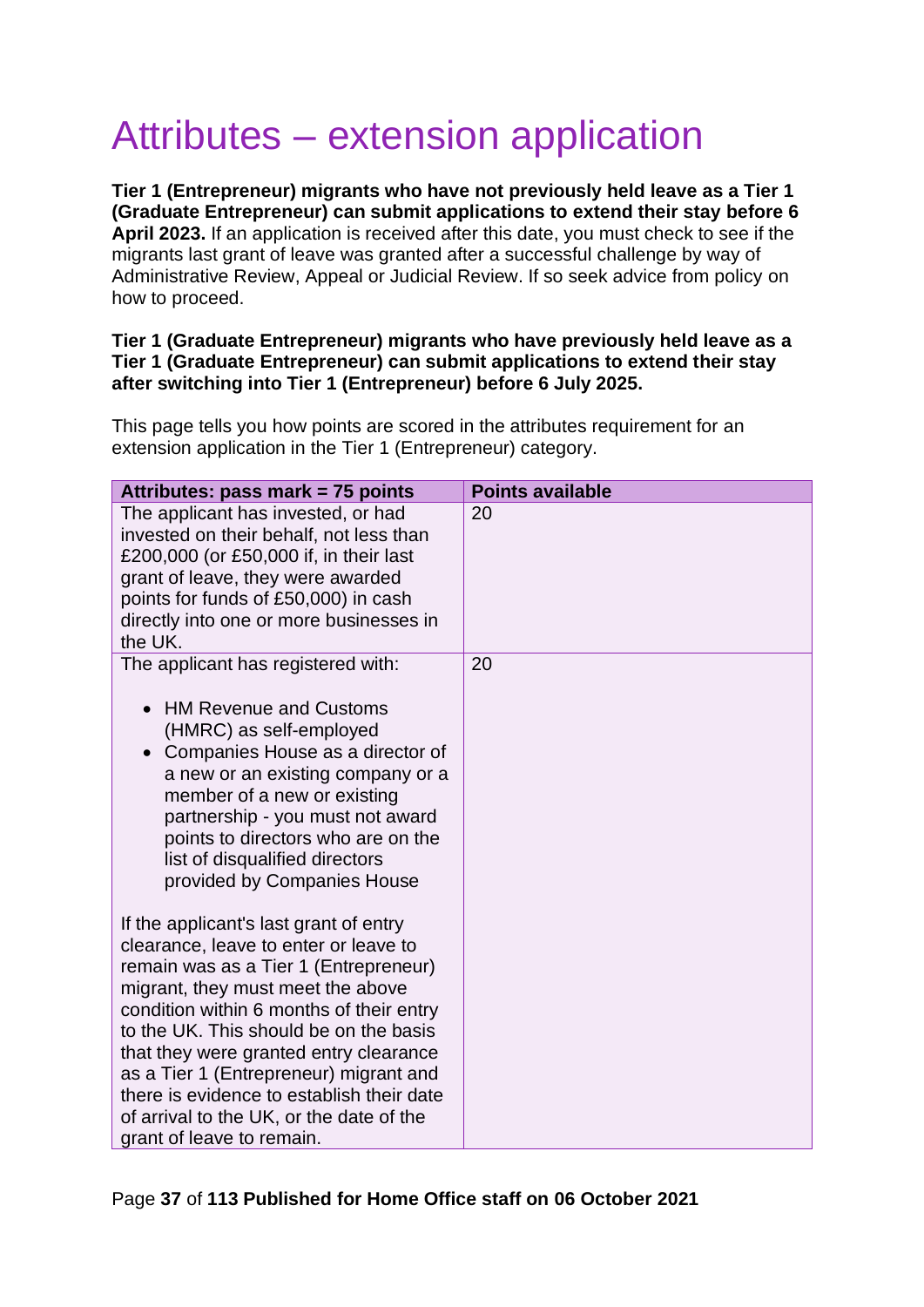# Attributes – extension application

**Tier 1 (Entrepreneur) migrants who have not previously held leave as a Tier 1 (Graduate Entrepreneur) can submit applications to extend their stay before 6 April 2023.** If an application is received after this date, you must check to see if the migrants last grant of leave was granted after a successful challenge by way of Administrative Review, Appeal or Judicial Review. If so seek advice from policy on how to proceed.

**Tier 1 (Graduate Entrepreneur) migrants who have previously held leave as a Tier 1 (Graduate Entrepreneur) can submit applications to extend their stay after switching into Tier 1 (Entrepreneur) before 6 July 2025.**

This page tells you how points are scored in the attributes requirement for an extension application in the Tier 1 (Entrepreneur) category.

| Attributes: pass mark = 75 points | Points available |
|---|---|
| The applicant has invested, or had invested on their behalf, not less than £200,000 (or £50,000 if, in their last grant of leave, they were awarded points for funds of £50,000) in cash directly into one or more businesses in the UK. | 20 |
| The applicant has registered with:<br><br>• HM Revenue and Customs (HMRC) as self-employed<br>• Companies House as a director of a new or an existing company or a member of a new or existing partnership - you must not award points to directors who are on the list of disqualified directors provided by Companies House<br><br>If the applicant's last grant of entry clearance, leave to enter or leave to remain was as a Tier 1 (Entrepreneur) migrant, they must meet the above condition within 6 months of their entry to the UK. This should be on the basis that they were granted entry clearance as a Tier 1 (Entrepreneur) migrant and there is evidence to establish their date of arrival to the UK, or the date of the grant of leave to remain. | 20 |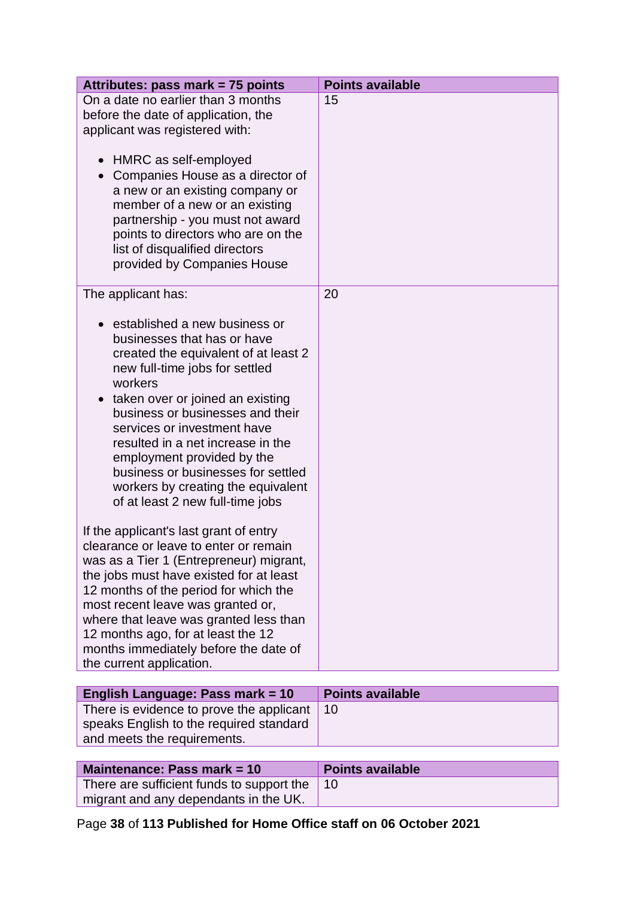| Attributes: pass mark = 75 points | Points available |
| --- | --- |
| On a date no earlier than 3 months before the date of application, the applicant was registered with:<br><br>• HMRC as self-employed<br>• Companies House as a director of a new or an existing company or member of a new or an existing partnership - you must not award points to directors who are on the list of disqualified directors provided by Companies House | 15 |
| The applicant has:<br><br>• established a new business or businesses that has or have created the equivalent of at least 2 new full-time jobs for settled workers<br>• taken over or joined an existing business or businesses and their services or investment have resulted in a net increase in the employment provided by the business or businesses for settled workers by creating the equivalent of at least 2 new full-time jobs<br><br>If the applicant's last grant of entry clearance or leave to enter or remain was as a Tier 1 (Entrepreneur) migrant, the jobs must have existed for at least 12 months of the period for which the most recent leave was granted or, where that leave was granted less than 12 months ago, for at least the 12 months immediately before the date of the current application. | 20 |

| English Language: Pass mark = 10 | Points available |
| --- | --- |
| There is evidence to prove the applicant speaks English to the required standard and meets the requirements. | 10 |

| Maintenance: Pass mark = 10 | Points available |
| --- | --- |
| There are sufficient funds to support the migrant and any dependants in the UK. | 10 |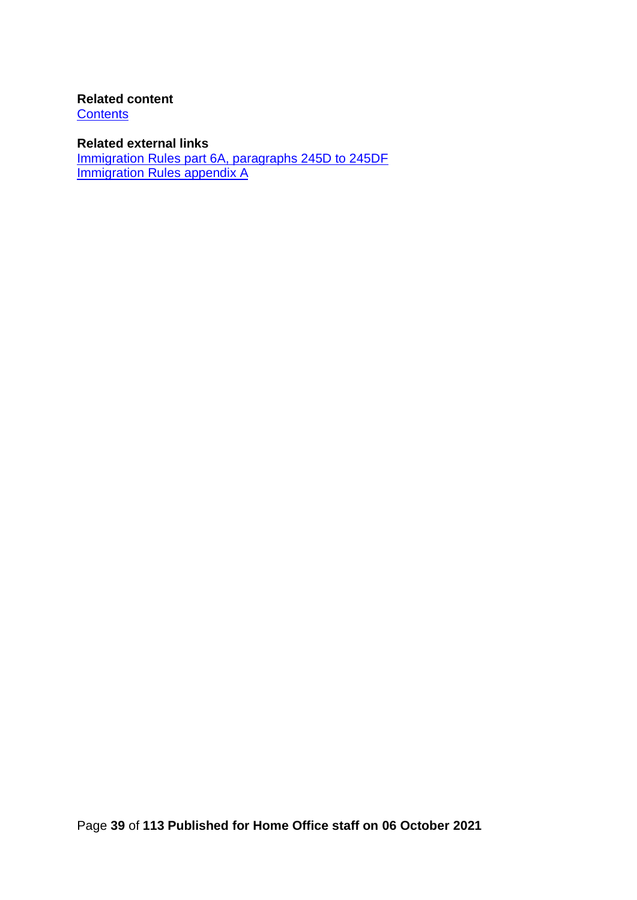**Related content**
[Contents]

**Related external links**
[Immigration Rules part 6A, paragraphs 245D to 245DF]
[Immigration Rules appendix A]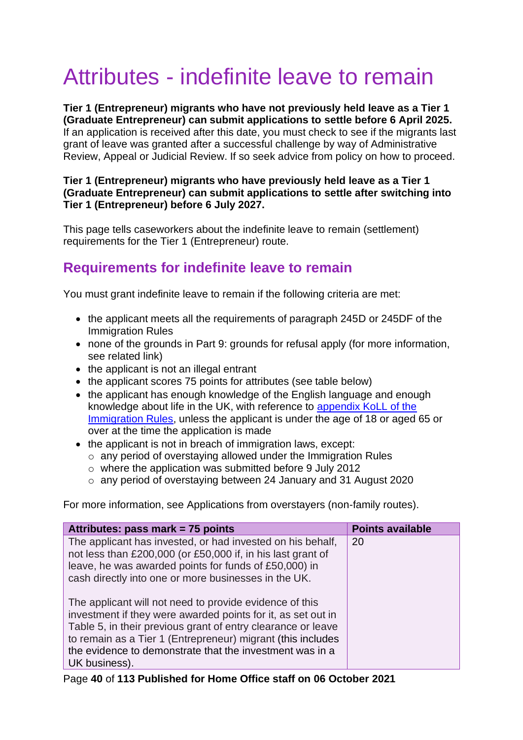# Attributes - indefinite leave to remain

**Tier 1 (Entrepreneur) migrants who have not previously held leave as a Tier 1 (Graduate Entrepreneur) can submit applications to settle before 6 April 2025.** If an application is received after this date, you must check to see if the migrants last grant of leave was granted after a successful challenge by way of Administrative Review, Appeal or Judicial Review. If so seek advice from policy on how to proceed.

**Tier 1 (Entrepreneur) migrants who have previously held leave as a Tier 1 (Graduate Entrepreneur) can submit applications to settle after switching into Tier 1 (Entrepreneur) before 6 July 2027.**

This page tells caseworkers about the indefinite leave to remain (settlement) requirements for the Tier 1 (Entrepreneur) route.

## Requirements for indefinite leave to remain

You must grant indefinite leave to remain if the following criteria are met:

- the applicant meets all the requirements of paragraph 245D or 245DF of the Immigration Rules
- none of the grounds in Part 9: grounds for refusal apply (for more information, see related link)
- the applicant is not an illegal entrant
- the applicant scores 75 points for attributes (see table below)
- the applicant has enough knowledge of the English language and enough knowledge about life in the UK, with reference to appendix KoLL of the Immigration Rules, unless the applicant is under the age of 18 or aged 65 or over at the time the application is made
- the applicant is not in breach of immigration laws, except:
  - any period of overstaying allowed under the Immigration Rules
  - where the application was submitted before 9 July 2012
  - any period of overstaying between 24 January and 31 August 2020

For more information, see Applications from overstayers (non-family routes).

| Attributes: pass mark = 75 points | Points available |
|---|---|
| The applicant has invested, or had invested on his behalf, not less than £200,000 (or £50,000 if, in his last grant of leave, he was awarded points for funds of £50,000) in cash directly into one or more businesses in the UK.<br><br>The applicant will not need to provide evidence of this investment if they were awarded points for it, as set out in Table 5, in their previous grant of entry clearance or leave to remain as a Tier 1 (Entrepreneur) migrant (this includes the evidence to demonstrate that the investment was in a UK business). | 20 |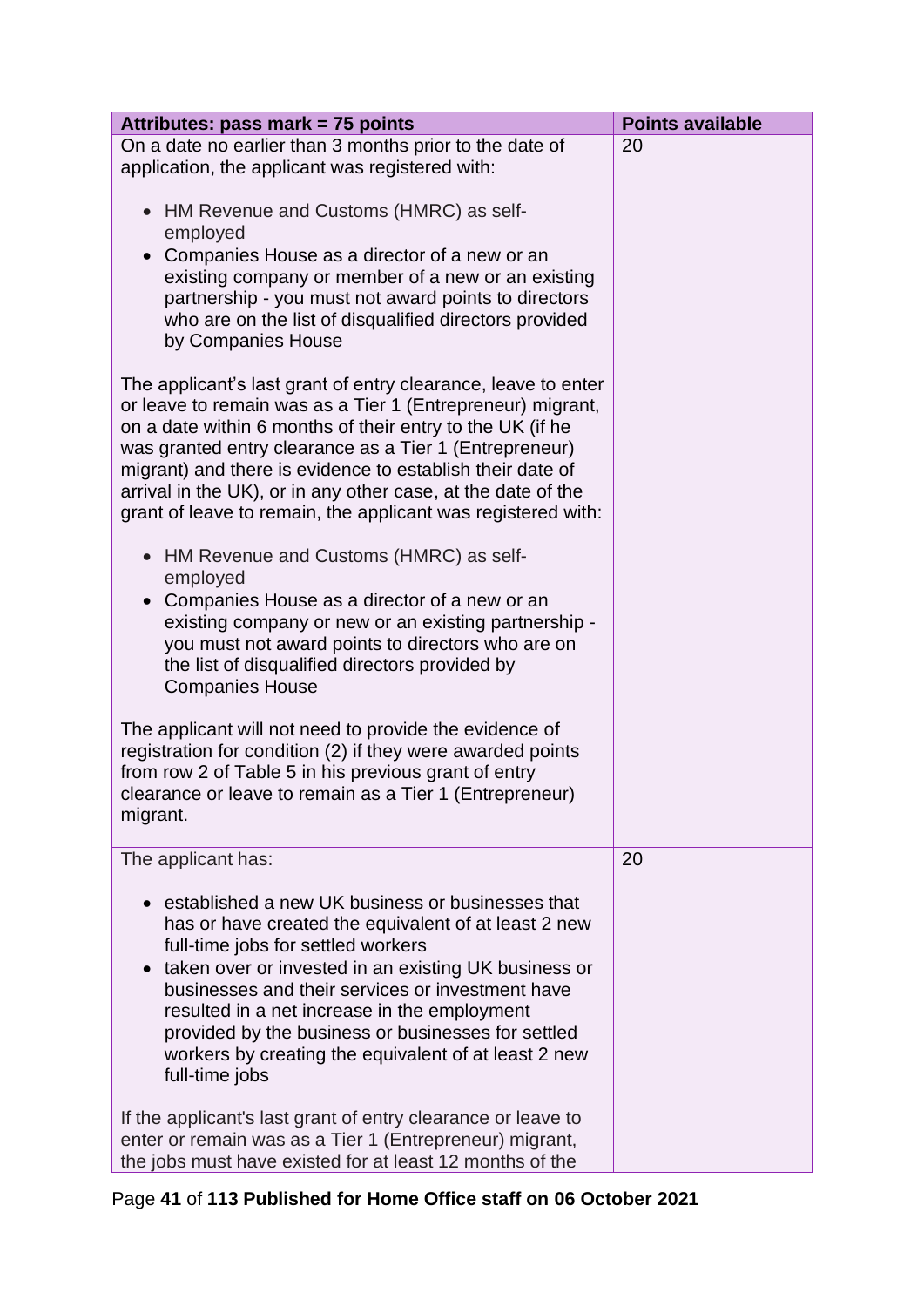| Attributes: pass mark = 75 points | Points available |
| --- | --- |
| On a date no earlier than 3 months prior to the date of application, the applicant was registered with:<br><br>- HM Revenue and Customs (HMRC) as self-employed<br>- Companies House as a director of a new or an existing company or member of a new or an existing partnership - you must not award points to directors who are on the list of disqualified directors provided by Companies House<br><br>The applicant's last grant of entry clearance, leave to enter or leave to remain was as a Tier 1 (Entrepreneur) migrant, on a date within 6 months of their entry to the UK (if he was granted entry clearance as a Tier 1 (Entrepreneur) migrant) and there is evidence to establish their date of arrival in the UK), or in any other case, at the date of the grant of leave to remain, the applicant was registered with:<br><br>- HM Revenue and Customs (HMRC) as self-employed<br>- Companies House as a director of a new or an existing company or new or an existing partnership - you must not award points to directors who are on the list of disqualified directors provided by Companies House<br><br>The applicant will not need to provide the evidence of registration for condition (2) if they were awarded points from row 2 of Table 5 in his previous grant of entry clearance or leave to remain as a Tier 1 (Entrepreneur) migrant. | 20 |
| The applicant has:<br><br>- established a new UK business or businesses that has or have created the equivalent of at least 2 new full-time jobs for settled workers<br>- taken over or invested in an existing UK business or businesses and their services or investment have resulted in a net increase in the employment provided by the business or businesses for settled workers by creating the equivalent of at least 2 new full-time jobs<br><br>If the applicant's last grant of entry clearance or leave to enter or remain was as a Tier 1 (Entrepreneur) migrant, the jobs must have existed for at least 12 months of the | 20 |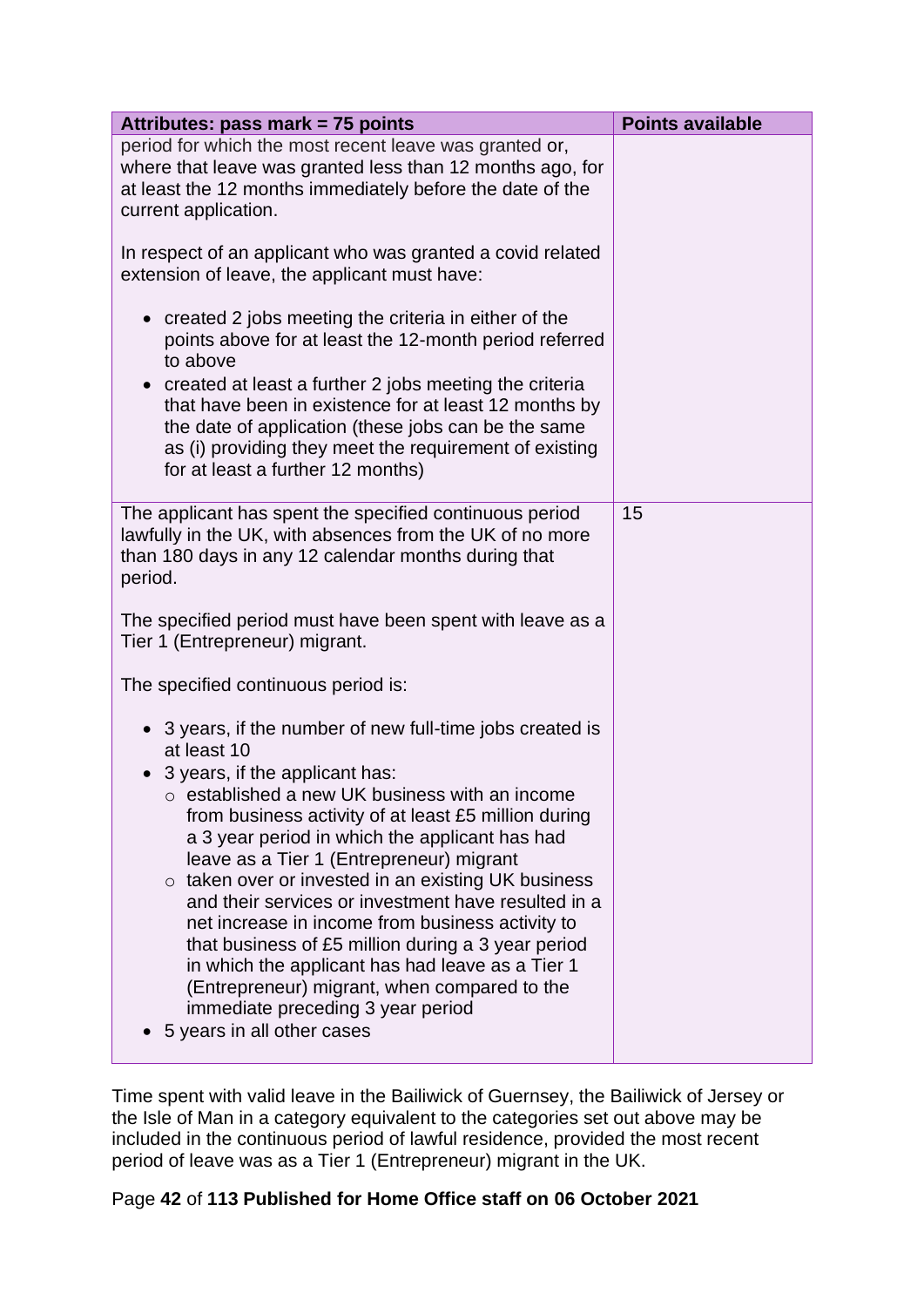| Attributes: pass mark = 75 points | Points available |
|---|---|
| period for which the most recent leave was granted or, where that leave was granted less than 12 months ago, for at least the 12 months immediately before the date of the current application.<br><br>In respect of an applicant who was granted a covid related extension of leave, the applicant must have:<br><br>• created 2 jobs meeting the criteria in either of the points above for at least the 12-month period referred to above<br>• created at least a further 2 jobs meeting the criteria that have been in existence for at least 12 months by the date of application (these jobs can be the same as (i) providing they meet the requirement of existing for at least a further 12 months) | |
| The applicant has spent the specified continuous period lawfully in the UK, with absences from the UK of no more than 180 days in any 12 calendar months during that period.<br><br>The specified period must have been spent with leave as a Tier 1 (Entrepreneur) migrant.<br><br>The specified continuous period is:<br><br>• 3 years, if the number of new full-time jobs created is at least 10<br>• 3 years, if the applicant has:<br>&nbsp;&nbsp;&nbsp;&nbsp;○ established a new UK business with an income from business activity of at least £5 million during a 3 year period in which the applicant has had leave as a Tier 1 (Entrepreneur) migrant<br>&nbsp;&nbsp;&nbsp;&nbsp;○ taken over or invested in an existing UK business and their services or investment have resulted in a net increase in income from business activity to that business of £5 million during a 3 year period in which the applicant has had leave as a Tier 1 (Entrepreneur) migrant, when compared to the immediate preceding 3 year period<br>• 5 years in all other cases | 15 |

Time spent with valid leave in the Bailiwick of Guernsey, the Bailiwick of Jersey or the Isle of Man in a category equivalent to the categories set out above may be included in the continuous period of lawful residence, provided the most recent period of leave was as a Tier 1 (Entrepreneur) migrant in the UK.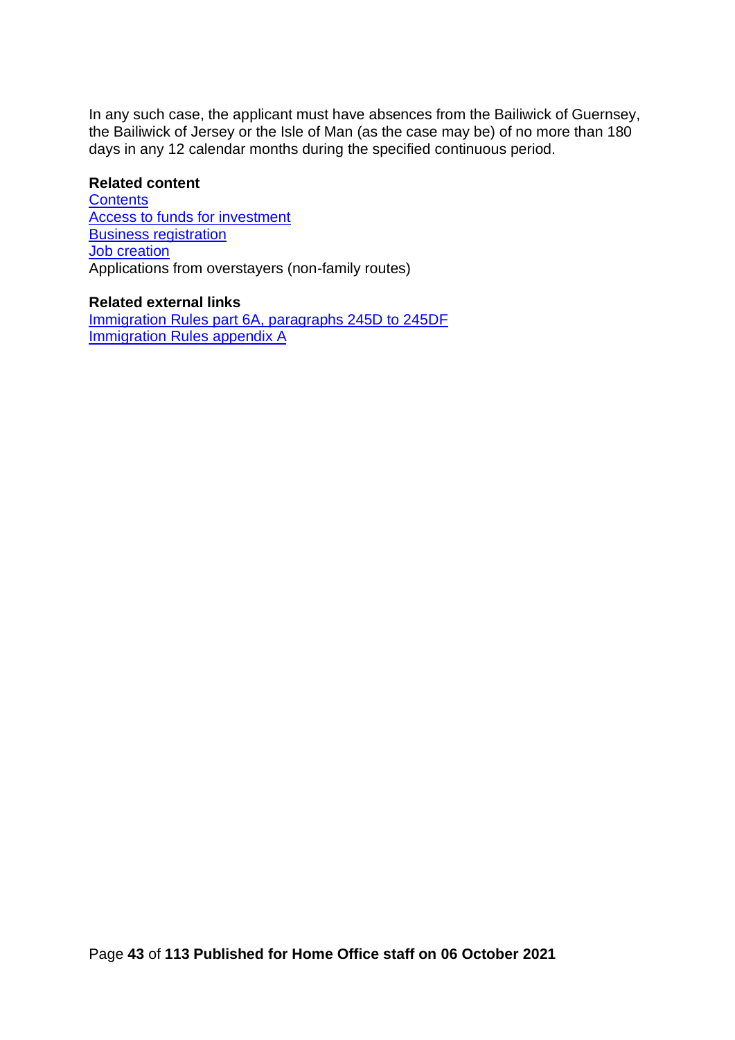In any such case, the applicant must have absences from the Bailiwick of Guernsey, the Bailiwick of Jersey or the Isle of Man (as the case may be) of no more than 180 days in any 12 calendar months during the specified continuous period.

**Related content**

[Contents](#)
[Access to funds for investment](#)
[Business registration](#)
[Job creation](#)
Applications from overstayers (non-family routes)

**Related external links**

[Immigration Rules part 6A, paragraphs 245D to 245DF](#)
[Immigration Rules appendix A](#)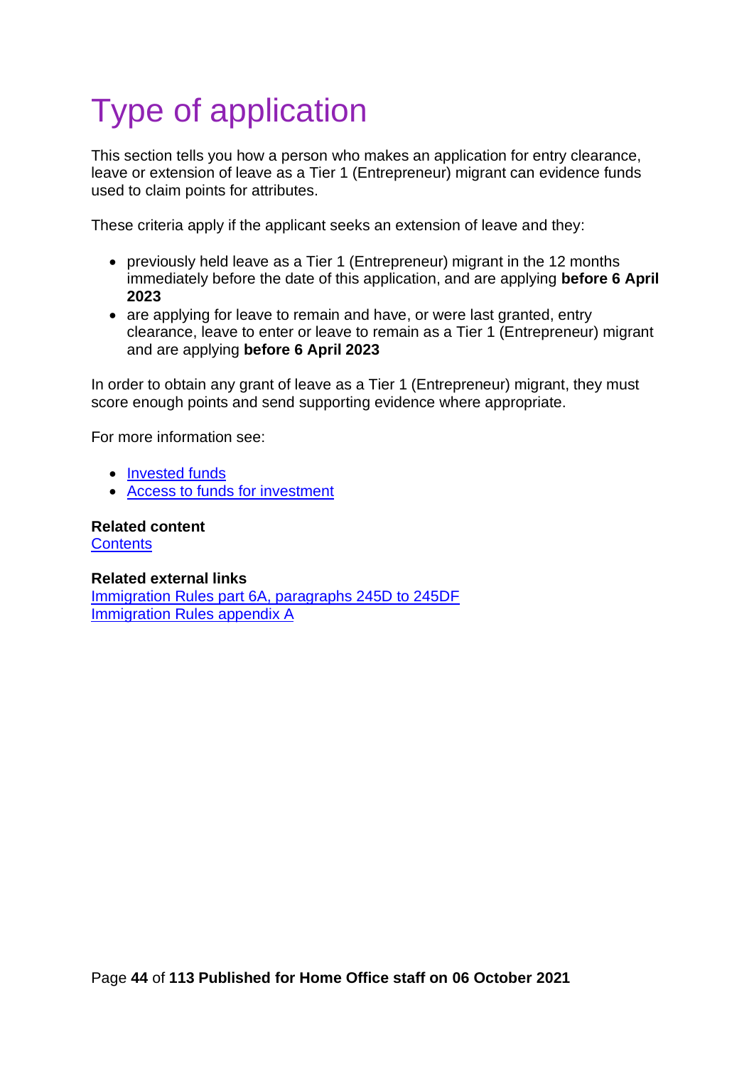# Type of application

This section tells you how a person who makes an application for entry clearance, leave or extension of leave as a Tier 1 (Entrepreneur) migrant can evidence funds used to claim points for attributes.

These criteria apply if the applicant seeks an extension of leave and they:

- previously held leave as a Tier 1 (Entrepreneur) migrant in the 12 months immediately before the date of this application, and are applying **before 6 April 2023**
- are applying for leave to remain and have, or were last granted, entry clearance, leave to enter or leave to remain as a Tier 1 (Entrepreneur) migrant and are applying **before 6 April 2023**

In order to obtain any grant of leave as a Tier 1 (Entrepreneur) migrant, they must score enough points and send supporting evidence where appropriate.

For more information see:

- Invested funds
- Access to funds for investment

**Related content**
Contents

**Related external links**
Immigration Rules part 6A, paragraphs 245D to 245DF
Immigration Rules appendix A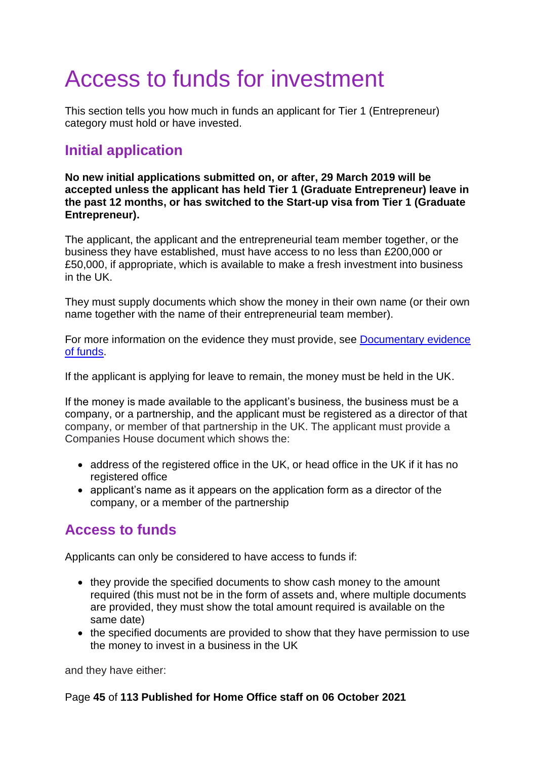# Access to funds for investment

This section tells you how much in funds an applicant for Tier 1 (Entrepreneur) category must hold or have invested.

## Initial application

**No new initial applications submitted on, or after, 29 March 2019 will be accepted unless the applicant has held Tier 1 (Graduate Entrepreneur) leave in the past 12 months, or has switched to the Start-up visa from Tier 1 (Graduate Entrepreneur).**

The applicant, the applicant and the entrepreneurial team member together, or the business they have established, must have access to no less than £200,000 or £50,000, if appropriate, which is available to make a fresh investment into business in the UK.

They must supply documents which show the money in their own name (or their own name together with the name of their entrepreneurial team member).

For more information on the evidence they must provide, see [Documentary evidence of funds](#).

If the applicant is applying for leave to remain, the money must be held in the UK.

If the money is made available to the applicant's business, the business must be a company, or a partnership, and the applicant must be registered as a director of that company, or member of that partnership in the UK. The applicant must provide a Companies House document which shows the:

- address of the registered office in the UK, or head office in the UK if it has no registered office
- applicant's name as it appears on the application form as a director of the company, or a member of the partnership

## Access to funds

Applicants can only be considered to have access to funds if:

- they provide the specified documents to show cash money to the amount required (this must not be in the form of assets and, where multiple documents are provided, they must show the total amount required is available on the same date)
- the specified documents are provided to show that they have permission to use the money to invest in a business in the UK

and they have either: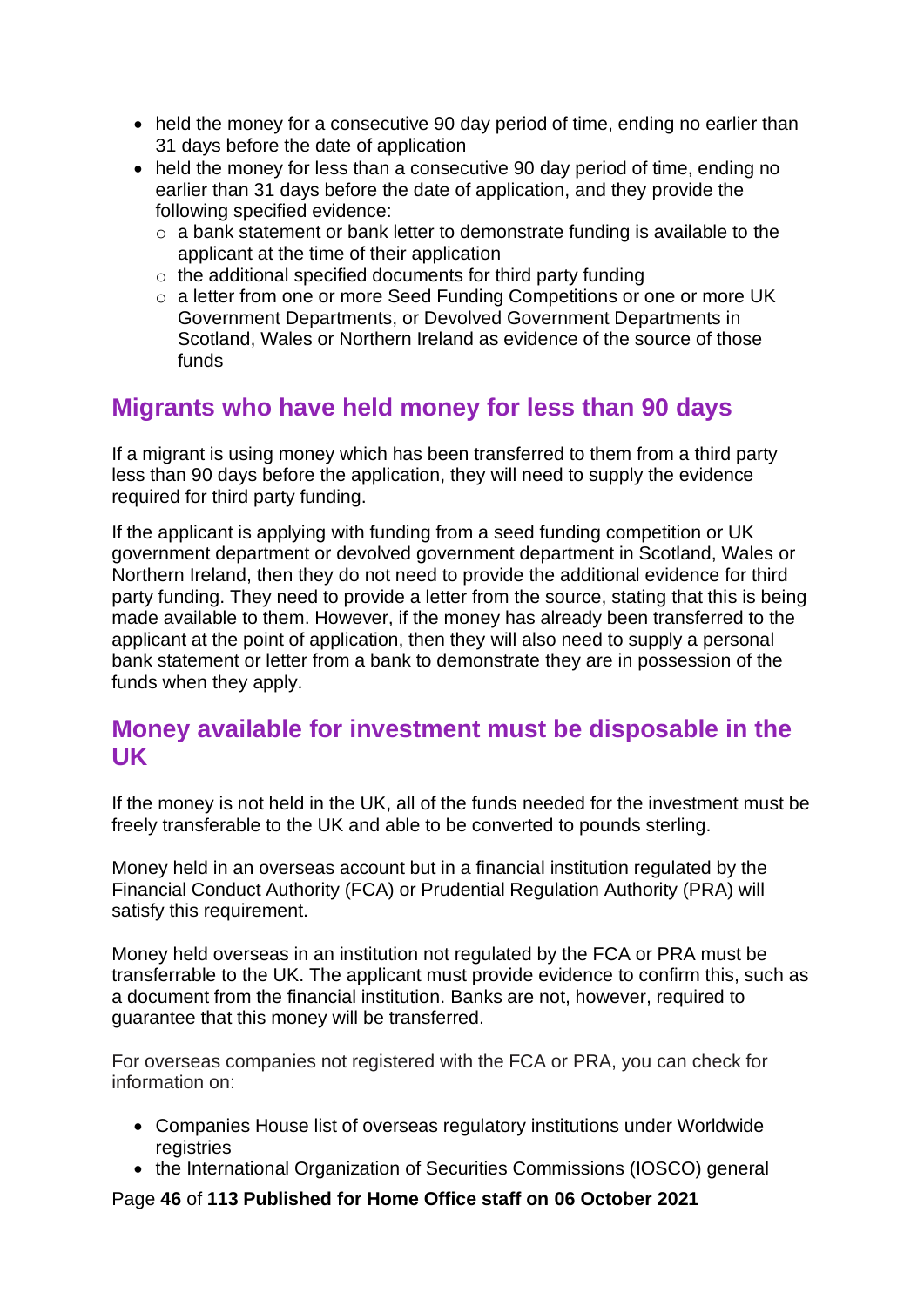- held the money for a consecutive 90 day period of time, ending no earlier than 31 days before the date of application
- held the money for less than a consecutive 90 day period of time, ending no earlier than 31 days before the date of application, and they provide the following specified evidence:
  - a bank statement or bank letter to demonstrate funding is available to the applicant at the time of their application
  - the additional specified documents for third party funding
  - a letter from one or more Seed Funding Competitions or one or more UK Government Departments, or Devolved Government Departments in Scotland, Wales or Northern Ireland as evidence of the source of those funds

## Migrants who have held money for less than 90 days

If a migrant is using money which has been transferred to them from a third party less than 90 days before the application, they will need to supply the evidence required for third party funding.

If the applicant is applying with funding from a seed funding competition or UK government department or devolved government department in Scotland, Wales or Northern Ireland, then they do not need to provide the additional evidence for third party funding. They need to provide a letter from the source, stating that this is being made available to them. However, if the money has already been transferred to the applicant at the point of application, then they will also need to supply a personal bank statement or letter from a bank to demonstrate they are in possession of the funds when they apply.

## Money available for investment must be disposable in the UK

If the money is not held in the UK, all of the funds needed for the investment must be freely transferable to the UK and able to be converted to pounds sterling.

Money held in an overseas account but in a financial institution regulated by the Financial Conduct Authority (FCA) or Prudential Regulation Authority (PRA) will satisfy this requirement.

Money held overseas in an institution not regulated by the FCA or PRA must be transferrable to the UK. The applicant must provide evidence to confirm this, such as a document from the financial institution. Banks are not, however, required to guarantee that this money will be transferred.

For overseas companies not registered with the FCA or PRA, you can check for information on:

- Companies House list of overseas regulatory institutions under Worldwide registries
- the International Organization of Securities Commissions (IOSCO) general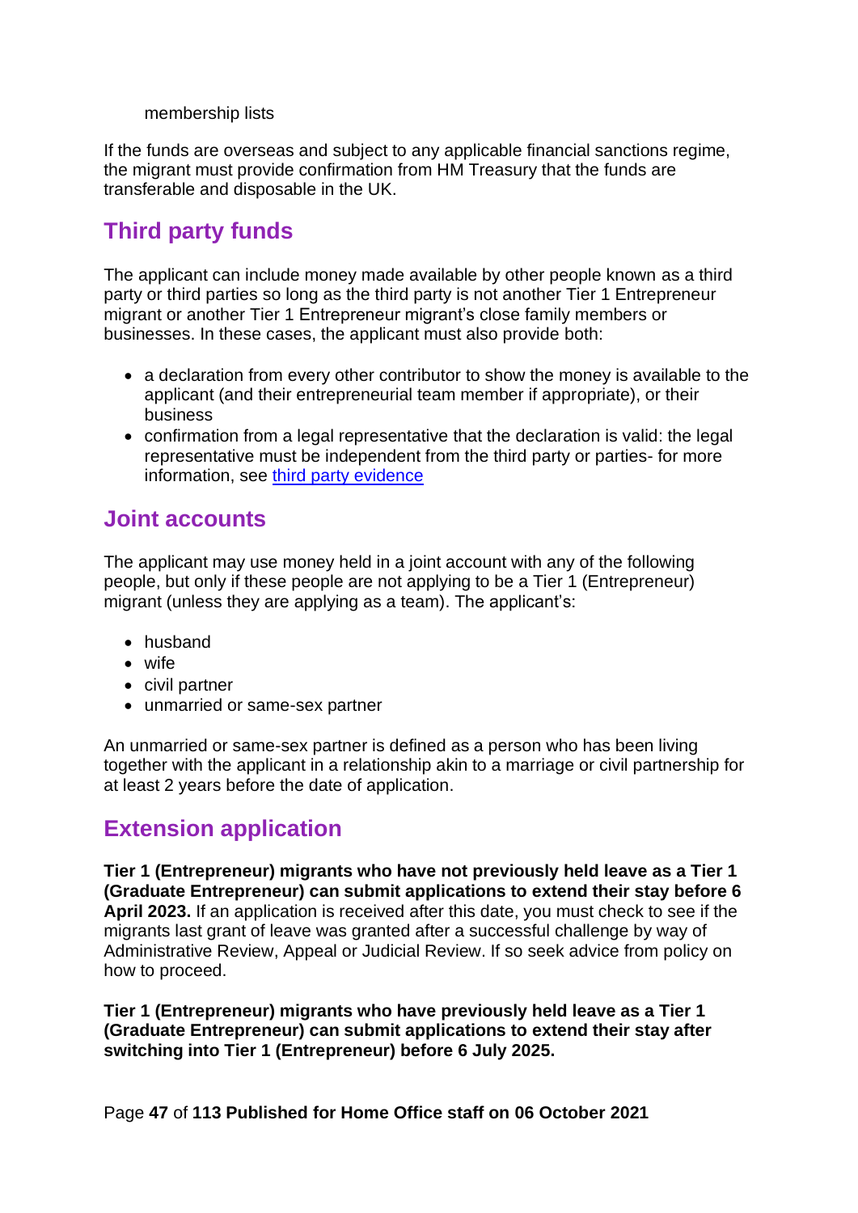- membership lists

If the funds are overseas and subject to any applicable financial sanctions regime, the migrant must provide confirmation from HM Treasury that the funds are transferable and disposable in the UK.

## Third party funds

The applicant can include money made available by other people known as a third party or third parties so long as the third party is not another Tier 1 Entrepreneur migrant or another Tier 1 Entrepreneur migrant's close family members or businesses. In these cases, the applicant must also provide both:

- a declaration from every other contributor to show the money is available to the applicant (and their entrepreneurial team member if appropriate), or their business
- confirmation from a legal representative that the declaration is valid: the legal representative must be independent from the third party or parties- for more information, see [third party evidence]

## Joint accounts

The applicant may use money held in a joint account with any of the following people, but only if these people are not applying to be a Tier 1 (Entrepreneur) migrant (unless they are applying as a team). The applicant's:

- husband
- wife
- civil partner
- unmarried or same-sex partner

An unmarried or same-sex partner is defined as a person who has been living together with the applicant in a relationship akin to a marriage or civil partnership for at least 2 years before the date of application.

## Extension application

**Tier 1 (Entrepreneur) migrants who have not previously held leave as a Tier 1 (Graduate Entrepreneur) can submit applications to extend their stay before 6 April 2023.** If an application is received after this date, you must check to see if the migrants last grant of leave was granted after a successful challenge by way of Administrative Review, Appeal or Judicial Review. If so seek advice from policy on how to proceed.

**Tier 1 (Entrepreneur) migrants who have previously held leave as a Tier 1 (Graduate Entrepreneur) can submit applications to extend their stay after switching into Tier 1 (Entrepreneur) before 6 July 2025.**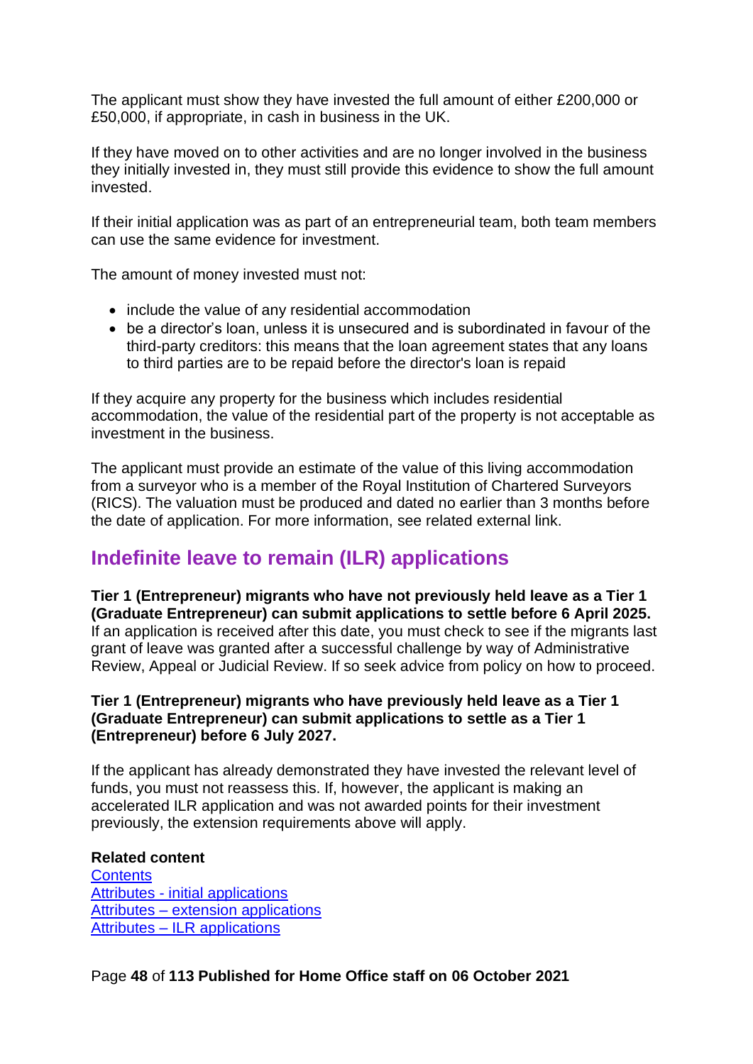The applicant must show they have invested the full amount of either £200,000 or £50,000, if appropriate, in cash in business in the UK.

If they have moved on to other activities and are no longer involved in the business they initially invested in, they must still provide this evidence to show the full amount invested.

If their initial application was as part of an entrepreneurial team, both team members can use the same evidence for investment.

The amount of money invested must not:

- include the value of any residential accommodation
- be a director's loan, unless it is unsecured and is subordinated in favour of the third-party creditors: this means that the loan agreement states that any loans to third parties are to be repaid before the director's loan is repaid

If they acquire any property for the business which includes residential accommodation, the value of the residential part of the property is not acceptable as investment in the business.

The applicant must provide an estimate of the value of this living accommodation from a surveyor who is a member of the Royal Institution of Chartered Surveyors (RICS). The valuation must be produced and dated no earlier than 3 months before the date of application. For more information, see related external link.

## Indefinite leave to remain (ILR) applications

**Tier 1 (Entrepreneur) migrants who have not previously held leave as a Tier 1 (Graduate Entrepreneur) can submit applications to settle before 6 April 2025.** If an application is received after this date, you must check to see if the migrants last grant of leave was granted after a successful challenge by way of Administrative Review, Appeal or Judicial Review. If so seek advice from policy on how to proceed.

**Tier 1 (Entrepreneur) migrants who have previously held leave as a Tier 1 (Graduate Entrepreneur) can submit applications to settle as a Tier 1 (Entrepreneur) before 6 July 2027.**

If the applicant has already demonstrated they have invested the relevant level of funds, you must not reassess this. If, however, the applicant is making an accelerated ILR application and was not awarded points for their investment previously, the extension requirements above will apply.

**Related content**
Contents
Attributes - initial applications
Attributes – extension applications
Attributes – ILR applications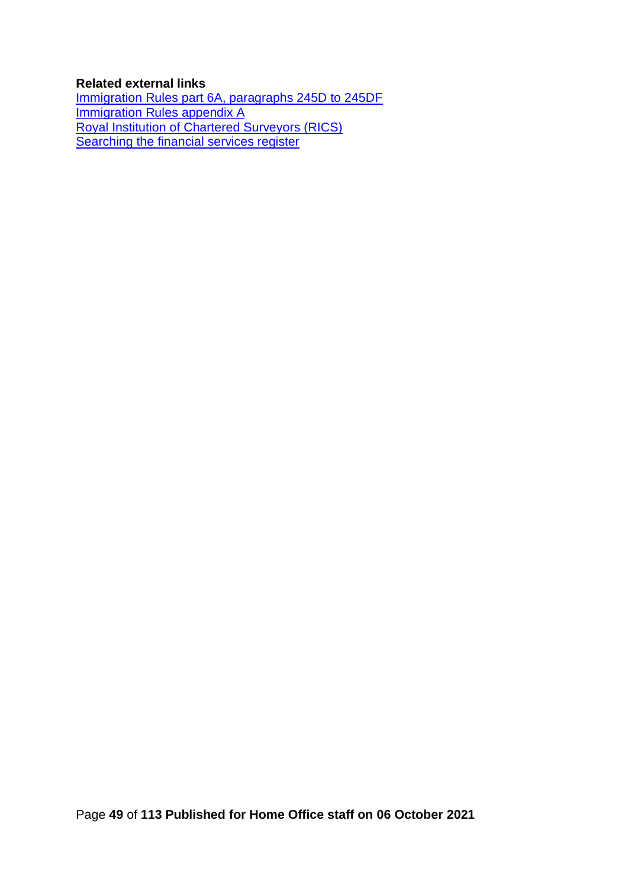**Related external links**

[Immigration Rules part 6A, paragraphs 245D to 245DF]()
[Immigration Rules appendix A]()
[Royal Institution of Chartered Surveyors (RICS)]()
[Searching the financial services register]()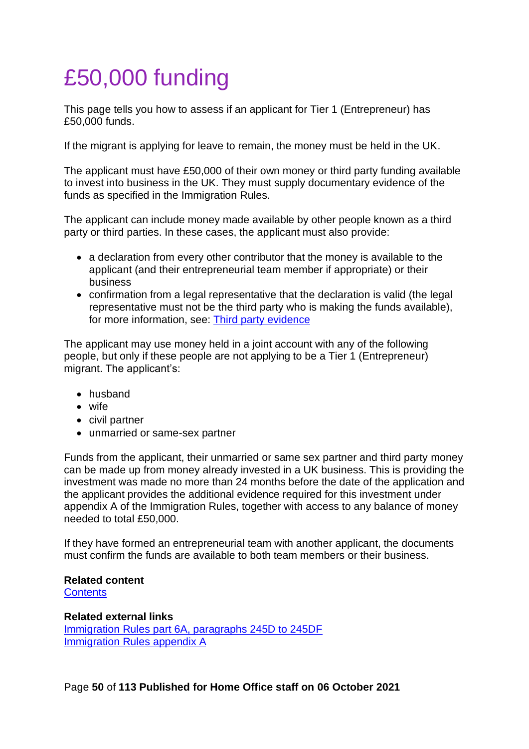# £50,000 funding

This page tells you how to assess if an applicant for Tier 1 (Entrepreneur) has £50,000 funds.

If the migrant is applying for leave to remain, the money must be held in the UK.

The applicant must have £50,000 of their own money or third party funding available to invest into business in the UK. They must supply documentary evidence of the funds as specified in the Immigration Rules.

The applicant can include money made available by other people known as a third party or third parties. In these cases, the applicant must also provide:

- a declaration from every other contributor that the money is available to the applicant (and their entrepreneurial team member if appropriate) or their business
- confirmation from a legal representative that the declaration is valid (the legal representative must not be the third party who is making the funds available), for more information, see: [Third party evidence]

The applicant may use money held in a joint account with any of the following people, but only if these people are not applying to be a Tier 1 (Entrepreneur) migrant. The applicant's:

- husband
- wife
- civil partner
- unmarried or same-sex partner

Funds from the applicant, their unmarried or same sex partner and third party money can be made up from money already invested in a UK business. This is providing the investment was made no more than 24 months before the date of the application and the applicant provides the additional evidence required for this investment under appendix A of the Immigration Rules, together with access to any balance of money needed to total £50,000.

If they have formed an entrepreneurial team with another applicant, the documents must confirm the funds are available to both team members or their business.

**Related content**
[Contents]

**Related external links**
[Immigration Rules part 6A, paragraphs 245D to 245DF]
[Immigration Rules appendix A]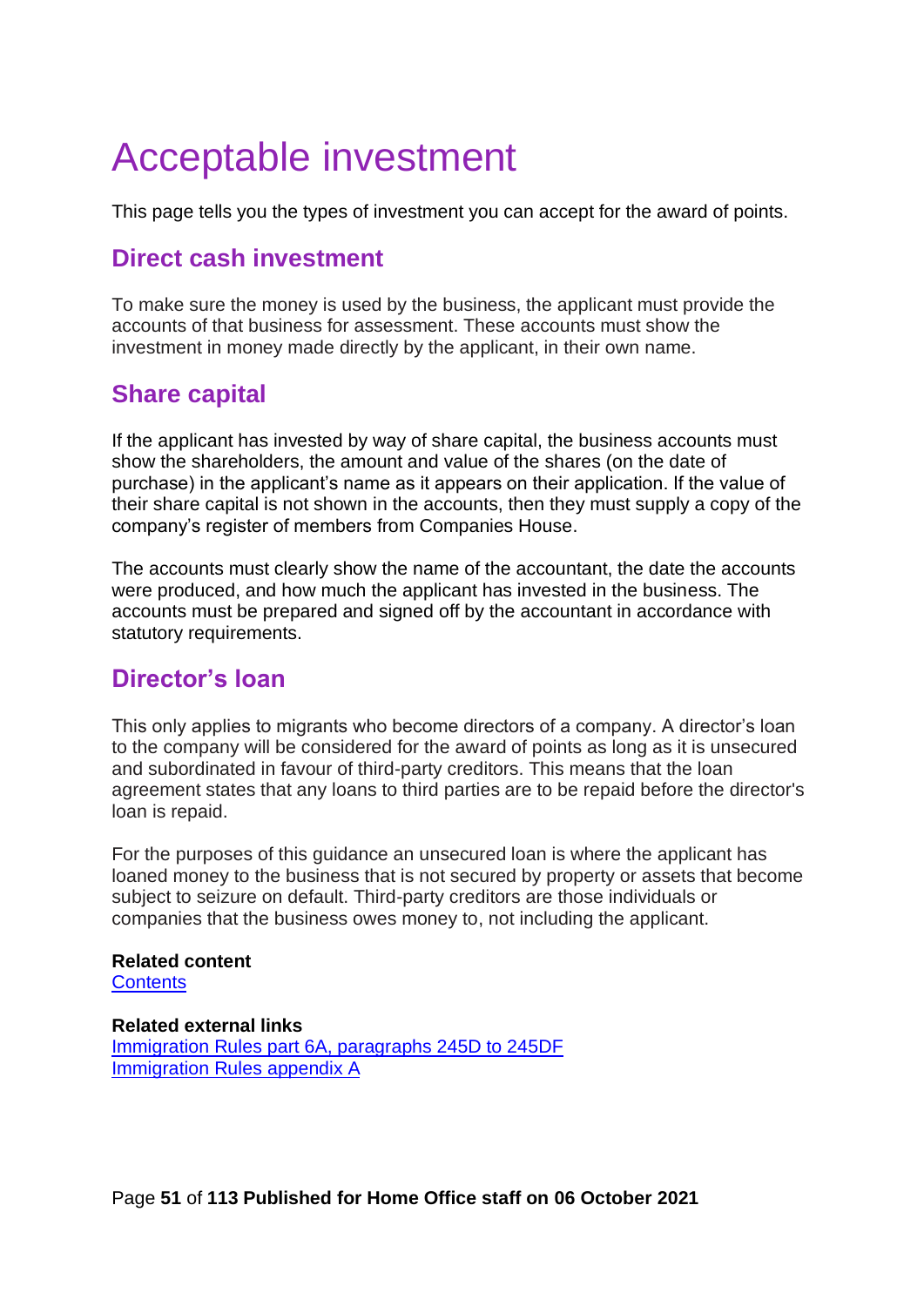# Acceptable investment

This page tells you the types of investment you can accept for the award of points.

## Direct cash investment

To make sure the money is used by the business, the applicant must provide the accounts of that business for assessment. These accounts must show the investment in money made directly by the applicant, in their own name.

## Share capital

If the applicant has invested by way of share capital, the business accounts must show the shareholders, the amount and value of the shares (on the date of purchase) in the applicant's name as it appears on their application. If the value of their share capital is not shown in the accounts, then they must supply a copy of the company's register of members from Companies House.

The accounts must clearly show the name of the accountant, the date the accounts were produced, and how much the applicant has invested in the business. The accounts must be prepared and signed off by the accountant in accordance with statutory requirements.

## Director's loan

This only applies to migrants who become directors of a company. A director's loan to the company will be considered for the award of points as long as it is unsecured and subordinated in favour of third-party creditors. This means that the loan agreement states that any loans to third parties are to be repaid before the director's loan is repaid.

For the purposes of this guidance an unsecured loan is where the applicant has loaned money to the business that is not secured by property or assets that become subject to seizure on default. Third-party creditors are those individuals or companies that the business owes money to, not including the applicant.

**Related content**
[Contents]()

**Related external links**
[Immigration Rules part 6A, paragraphs 245D to 245DF]()
[Immigration Rules appendix A]()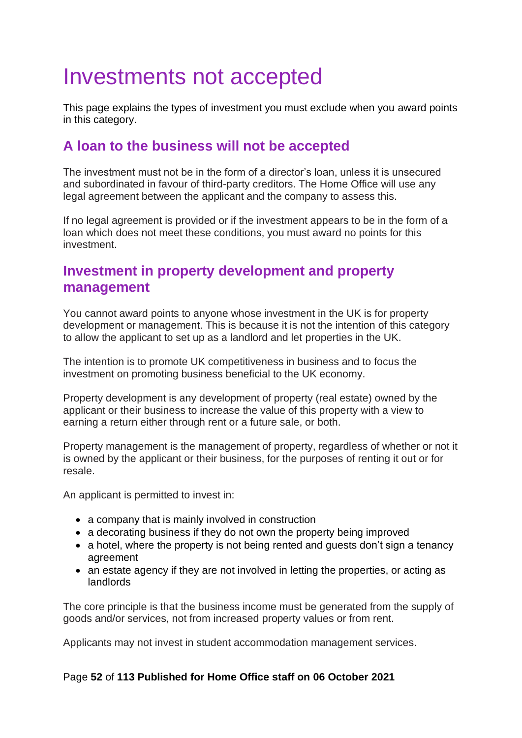# Investments not accepted

This page explains the types of investment you must exclude when you award points in this category.

## A loan to the business will not be accepted

The investment must not be in the form of a director's loan, unless it is unsecured and subordinated in favour of third-party creditors. The Home Office will use any legal agreement between the applicant and the company to assess this.

If no legal agreement is provided or if the investment appears to be in the form of a loan which does not meet these conditions, you must award no points for this investment.

## Investment in property development and property management

You cannot award points to anyone whose investment in the UK is for property development or management. This is because it is not the intention of this category to allow the applicant to set up as a landlord and let properties in the UK.

The intention is to promote UK competitiveness in business and to focus the investment on promoting business beneficial to the UK economy.

Property development is any development of property (real estate) owned by the applicant or their business to increase the value of this property with a view to earning a return either through rent or a future sale, or both.

Property management is the management of property, regardless of whether or not it is owned by the applicant or their business, for the purposes of renting it out or for resale.

An applicant is permitted to invest in:

- a company that is mainly involved in construction
- a decorating business if they do not own the property being improved
- a hotel, where the property is not being rented and guests don't sign a tenancy agreement
- an estate agency if they are not involved in letting the properties, or acting as landlords

The core principle is that the business income must be generated from the supply of goods and/or services, not from increased property values or from rent.

Applicants may not invest in student accommodation management services.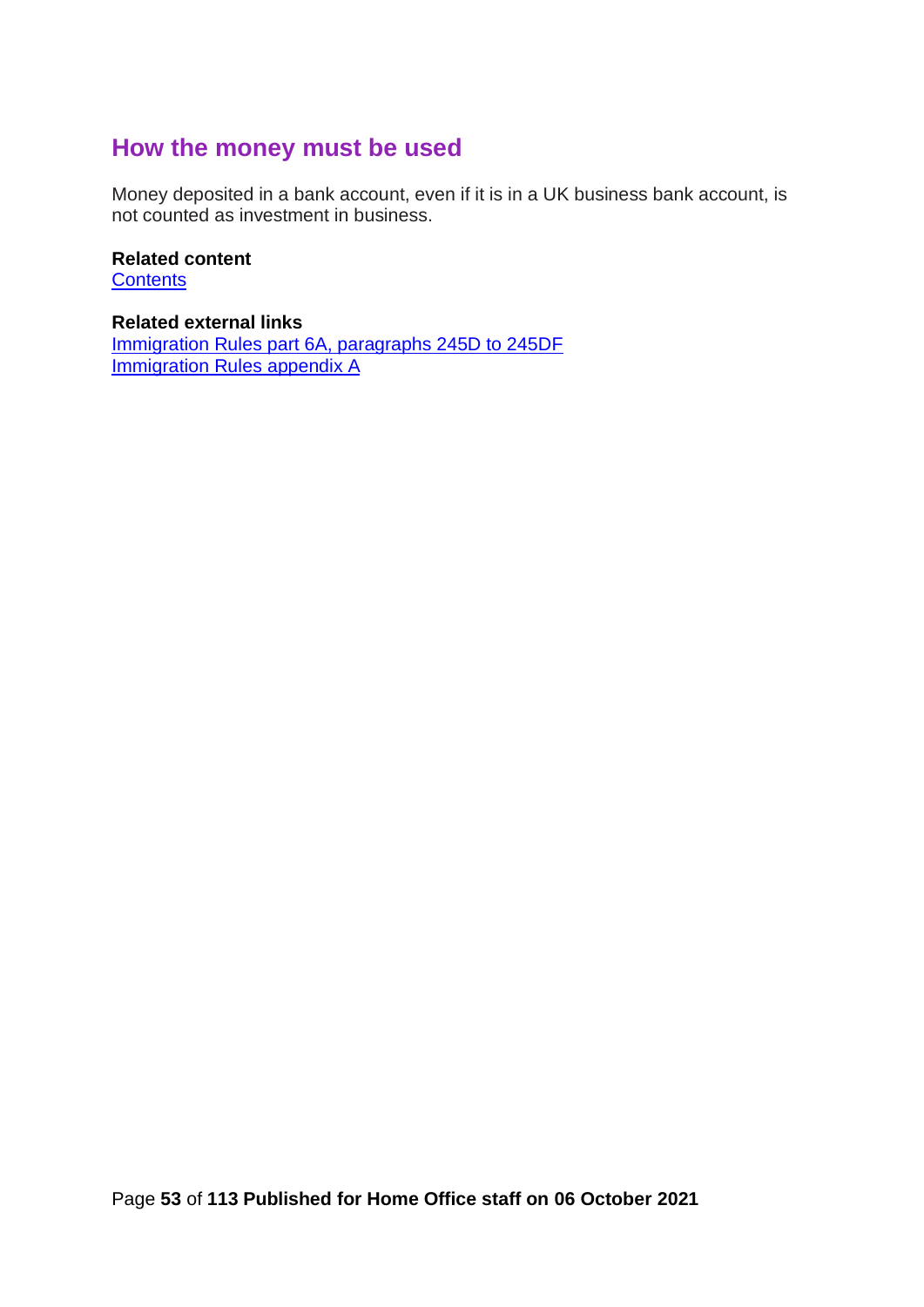## How the money must be used

Money deposited in a bank account, even if it is in a UK business bank account, is not counted as investment in business.

**Related content**
Contents

**Related external links**
Immigration Rules part 6A, paragraphs 245D to 245DF
Immigration Rules appendix A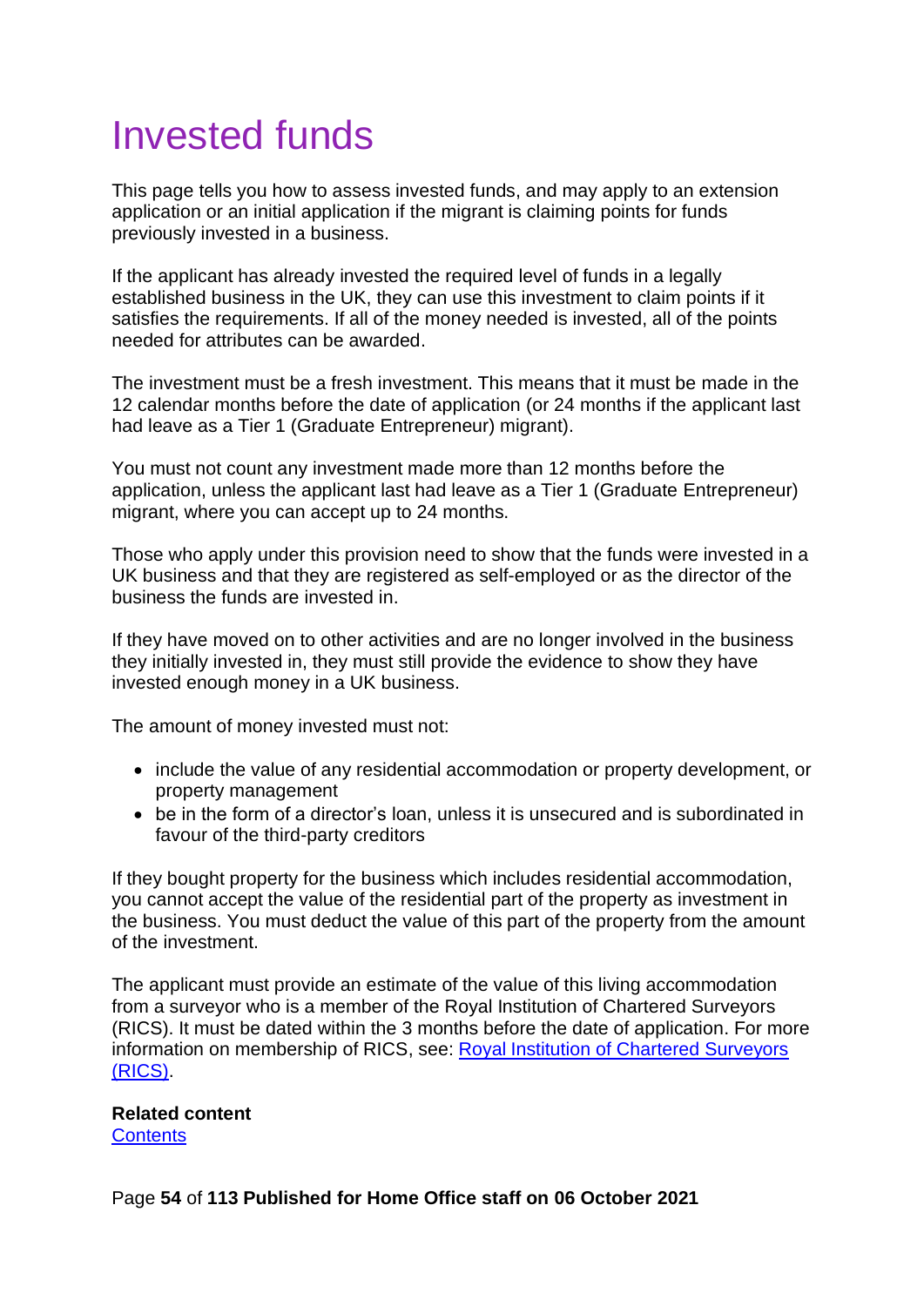# Invested funds

This page tells you how to assess invested funds, and may apply to an extension application or an initial application if the migrant is claiming points for funds previously invested in a business.

If the applicant has already invested the required level of funds in a legally established business in the UK, they can use this investment to claim points if it satisfies the requirements. If all of the money needed is invested, all of the points needed for attributes can be awarded.

The investment must be a fresh investment. This means that it must be made in the 12 calendar months before the date of application (or 24 months if the applicant last had leave as a Tier 1 (Graduate Entrepreneur) migrant).

You must not count any investment made more than 12 months before the application, unless the applicant last had leave as a Tier 1 (Graduate Entrepreneur) migrant, where you can accept up to 24 months.

Those who apply under this provision need to show that the funds were invested in a UK business and that they are registered as self-employed or as the director of the business the funds are invested in.

If they have moved on to other activities and are no longer involved in the business they initially invested in, they must still provide the evidence to show they have invested enough money in a UK business.

The amount of money invested must not:

- include the value of any residential accommodation or property development, or property management
- be in the form of a director's loan, unless it is unsecured and is subordinated in favour of the third-party creditors

If they bought property for the business which includes residential accommodation, you cannot accept the value of the residential part of the property as investment in the business. You must deduct the value of this part of the property from the amount of the investment.

The applicant must provide an estimate of the value of this living accommodation from a surveyor who is a member of the Royal Institution of Chartered Surveyors (RICS). It must be dated within the 3 months before the date of application. For more information on membership of RICS, see: [Royal Institution of Chartered Surveyors (RICS)](#).

**Related content**
[Contents](#)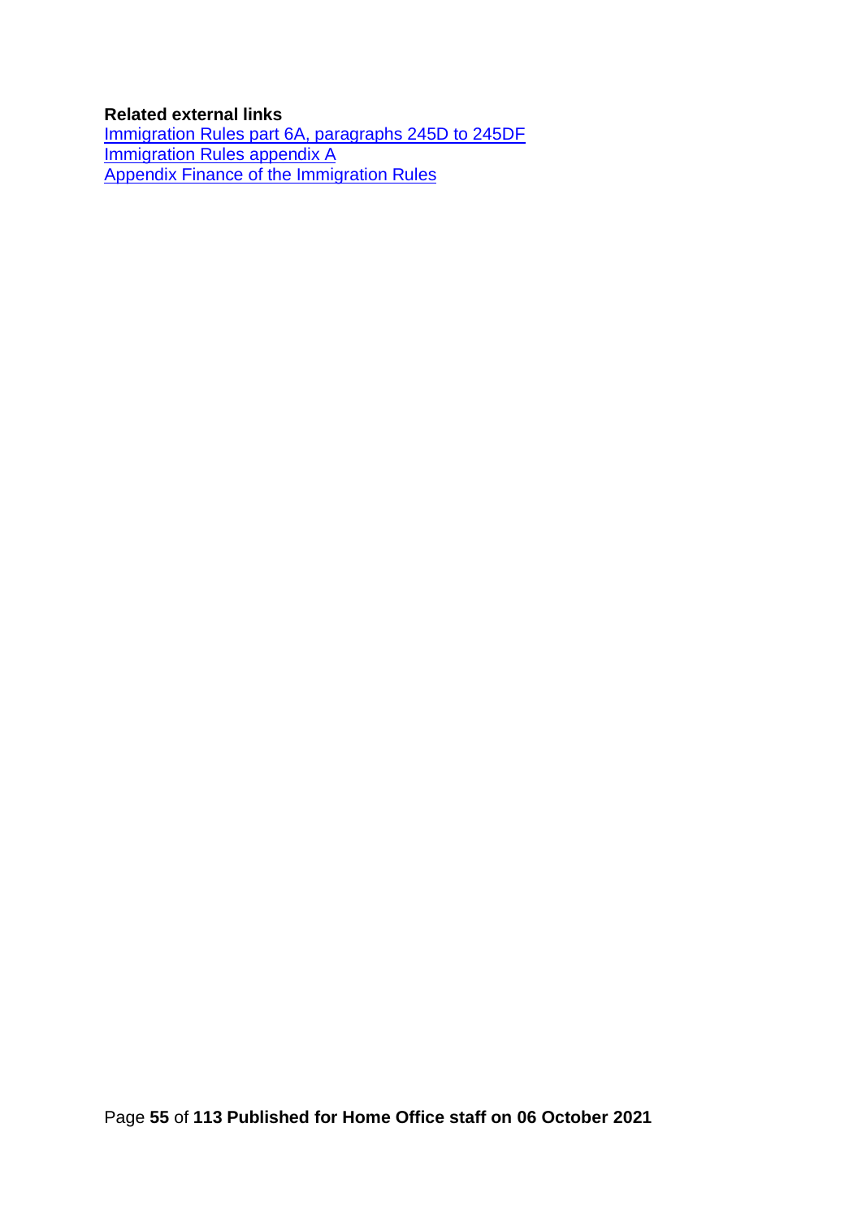**Related external links**

[Immigration Rules part 6A, paragraphs 245D to 245DF]
[Immigration Rules appendix A]
[Appendix Finance of the Immigration Rules]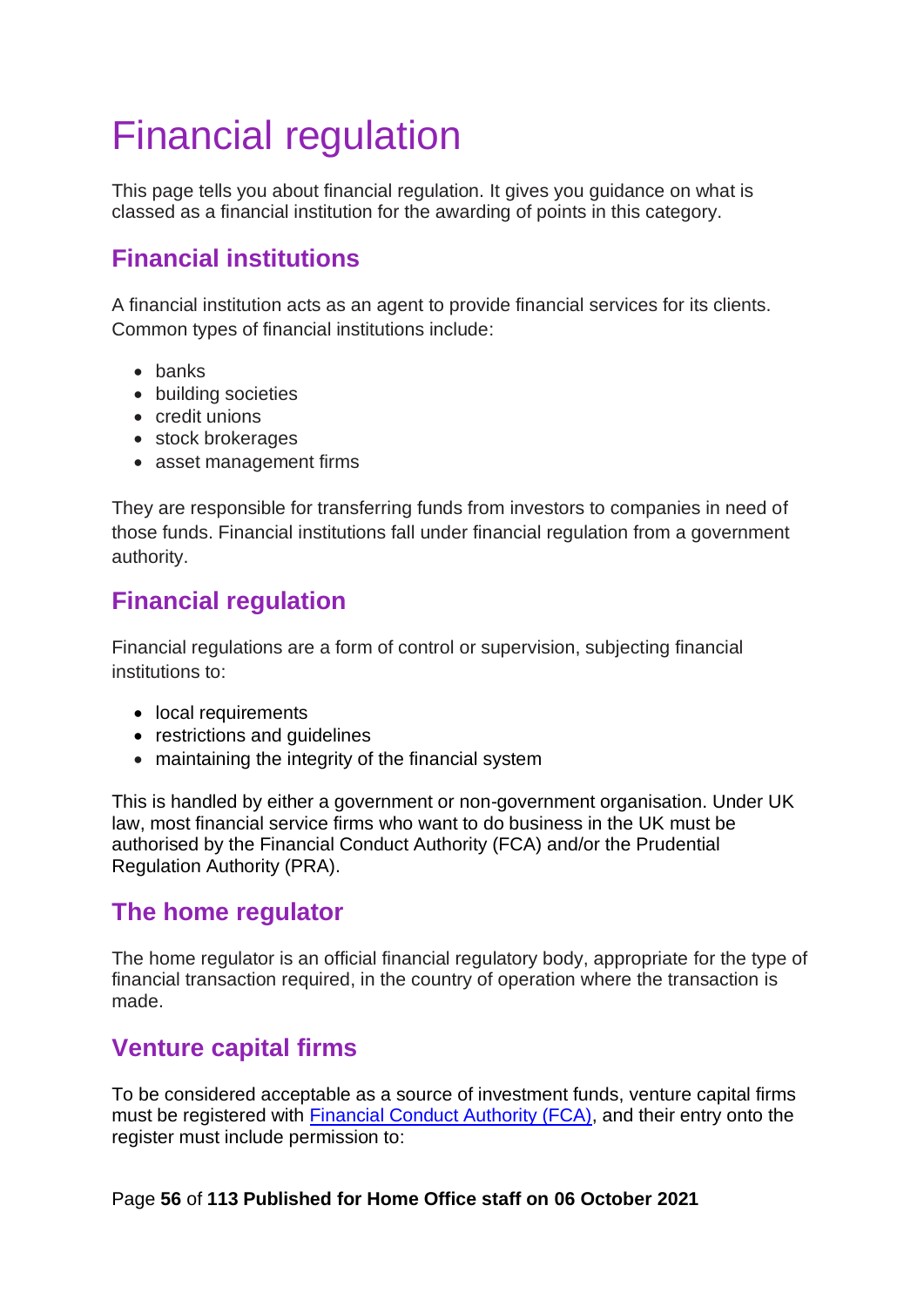# Financial regulation

This page tells you about financial regulation. It gives you guidance on what is classed as a financial institution for the awarding of points in this category.

## Financial institutions

A financial institution acts as an agent to provide financial services for its clients. Common types of financial institutions include:

- banks
- building societies
- credit unions
- stock brokerages
- asset management firms

They are responsible for transferring funds from investors to companies in need of those funds. Financial institutions fall under financial regulation from a government authority.

## Financial regulation

Financial regulations are a form of control or supervision, subjecting financial institutions to:

- local requirements
- restrictions and guidelines
- maintaining the integrity of the financial system

This is handled by either a government or non-government organisation. Under UK law, most financial service firms who want to do business in the UK must be authorised by the Financial Conduct Authority (FCA) and/or the Prudential Regulation Authority (PRA).

## The home regulator

The home regulator is an official financial regulatory body, appropriate for the type of financial transaction required, in the country of operation where the transaction is made.

## Venture capital firms

To be considered acceptable as a source of investment funds, venture capital firms must be registered with [Financial Conduct Authority (FCA)](), and their entry onto the register must include permission to: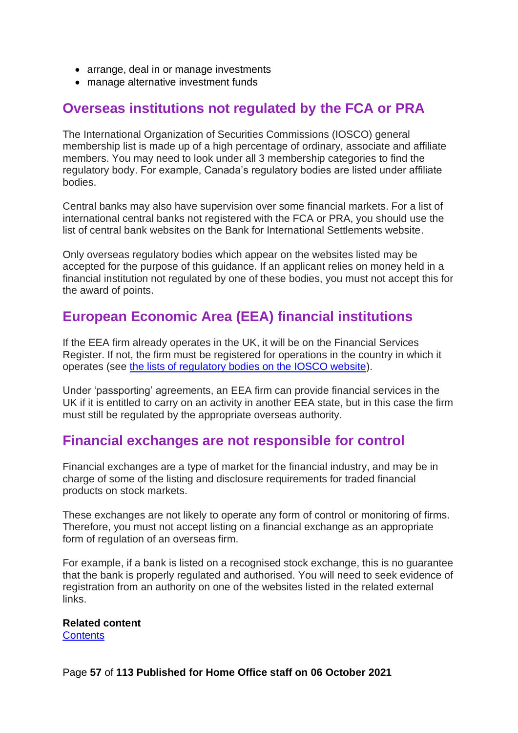- arrange, deal in or manage investments
- manage alternative investment funds

## Overseas institutions not regulated by the FCA or PRA

The International Organization of Securities Commissions (IOSCO) general membership list is made up of a high percentage of ordinary, associate and affiliate members. You may need to look under all 3 membership categories to find the regulatory body. For example, Canada's regulatory bodies are listed under affiliate bodies.

Central banks may also have supervision over some financial markets. For a list of international central banks not registered with the FCA or PRA, you should use the list of central bank websites on the Bank for International Settlements website.

Only overseas regulatory bodies which appear on the websites listed may be accepted for the purpose of this guidance. If an applicant relies on money held in a financial institution not regulated by one of these bodies, you must not accept this for the award of points.

## European Economic Area (EEA) financial institutions

If the EEA firm already operates in the UK, it will be on the Financial Services Register. If not, the firm must be registered for operations in the country in which it operates (see the lists of regulatory bodies on the IOSCO website).

Under 'passporting' agreements, an EEA firm can provide financial services in the UK if it is entitled to carry on an activity in another EEA state, but in this case the firm must still be regulated by the appropriate overseas authority.

## Financial exchanges are not responsible for control

Financial exchanges are a type of market for the financial industry, and may be in charge of some of the listing and disclosure requirements for traded financial products on stock markets.

These exchanges are not likely to operate any form of control or monitoring of firms. Therefore, you must not accept listing on a financial exchange as an appropriate form of regulation of an overseas firm.

For example, if a bank is listed on a recognised stock exchange, this is no guarantee that the bank is properly regulated and authorised. You will need to seek evidence of registration from an authority on one of the websites listed in the related external links.

**Related content**
Contents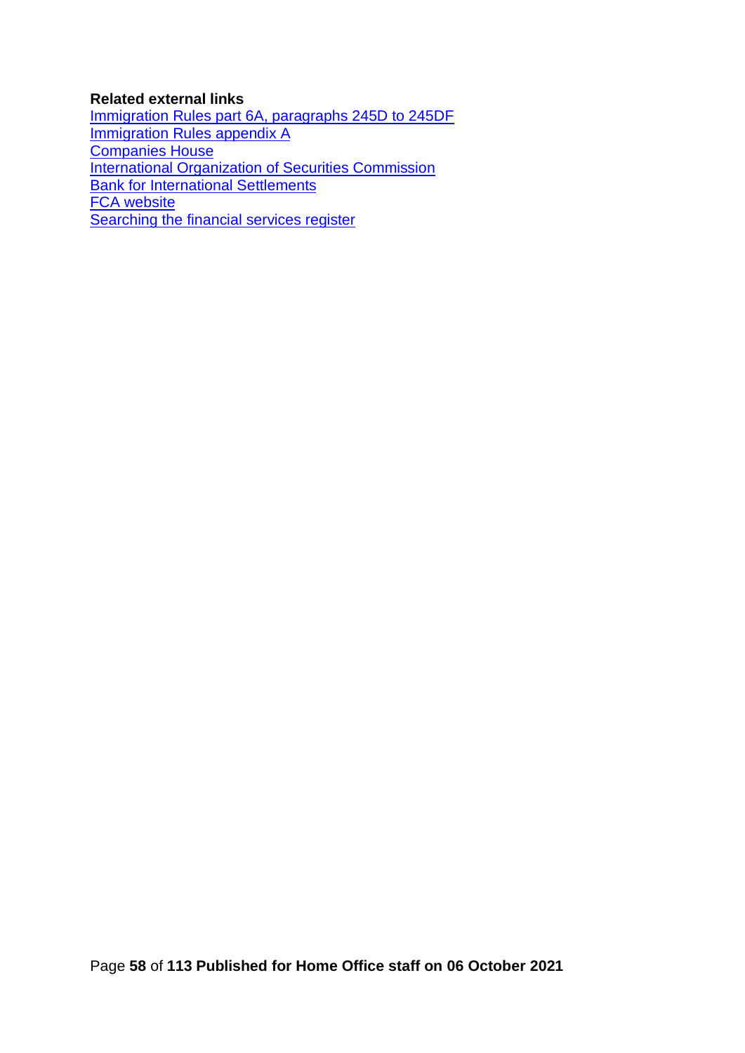**Related external links**

Immigration Rules part 6A, paragraphs 245D to 245DF
Immigration Rules appendix A
Companies House
International Organization of Securities Commission
Bank for International Settlements
FCA website
Searching the financial services register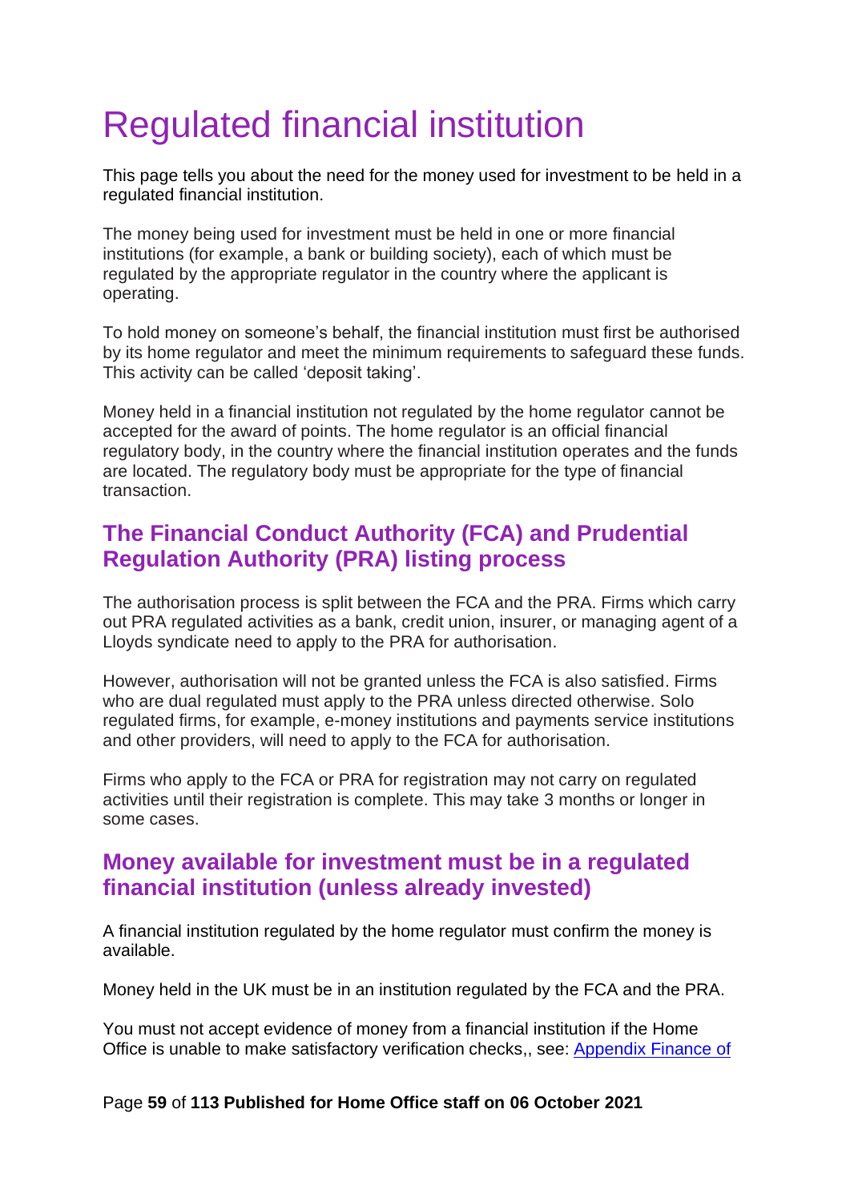# Regulated financial institution

This page tells you about the need for the money used for investment to be held in a regulated financial institution.

The money being used for investment must be held in one or more financial institutions (for example, a bank or building society), each of which must be regulated by the appropriate regulator in the country where the applicant is operating.

To hold money on someone's behalf, the financial institution must first be authorised by its home regulator and meet the minimum requirements to safeguard these funds. This activity can be called 'deposit taking'.

Money held in a financial institution not regulated by the home regulator cannot be accepted for the award of points. The home regulator is an official financial regulatory body, in the country where the financial institution operates and the funds are located. The regulatory body must be appropriate for the type of financial transaction.

## The Financial Conduct Authority (FCA) and Prudential Regulation Authority (PRA) listing process

The authorisation process is split between the FCA and the PRA. Firms which carry out PRA regulated activities as a bank, credit union, insurer, or managing agent of a Lloyds syndicate need to apply to the PRA for authorisation.

However, authorisation will not be granted unless the FCA is also satisfied. Firms who are dual regulated must apply to the PRA unless directed otherwise. Solo regulated firms, for example, e-money institutions and payments service institutions and other providers, will need to apply to the FCA for authorisation.

Firms who apply to the FCA or PRA for registration may not carry on regulated activities until their registration is complete. This may take 3 months or longer in some cases.

## Money available for investment must be in a regulated financial institution (unless already invested)

A financial institution regulated by the home regulator must confirm the money is available.

Money held in the UK must be in an institution regulated by the FCA and the PRA.

You must not accept evidence of money from a financial institution if the Home Office is unable to make satisfactory verification checks,, see: Appendix Finance of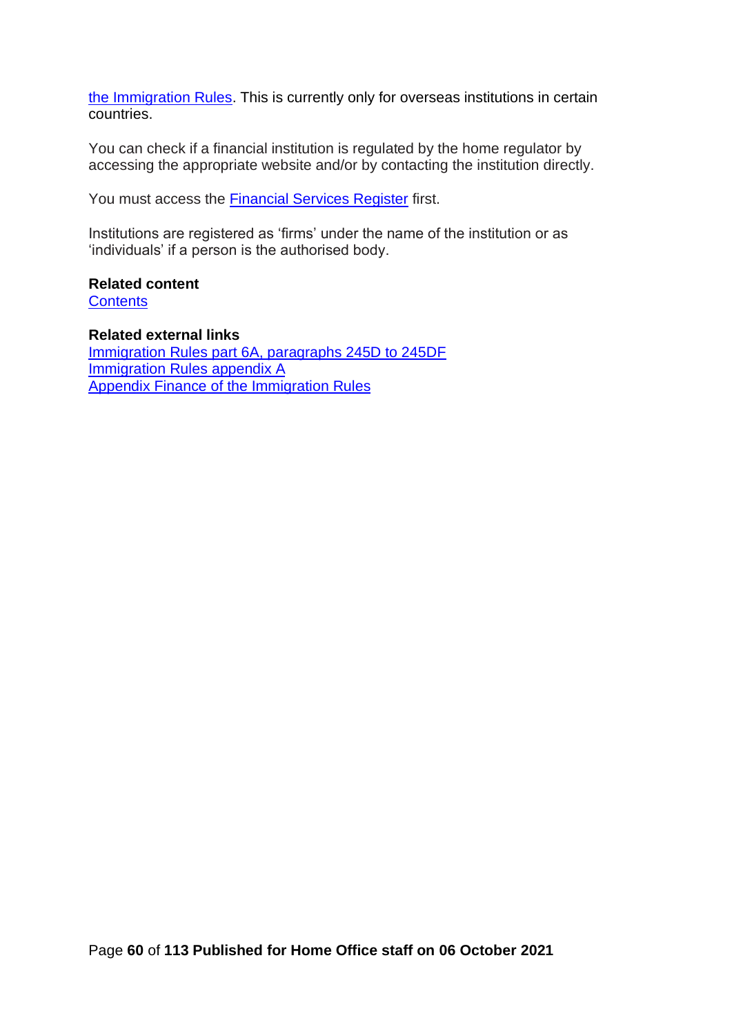the Immigration Rules. This is currently only for overseas institutions in certain countries.

You can check if a financial institution is regulated by the home regulator by accessing the appropriate website and/or by contacting the institution directly.

You must access the Financial Services Register first.

Institutions are registered as 'firms' under the name of the institution or as 'individuals' if a person is the authorised body.

**Related content**
Contents

**Related external links**
Immigration Rules part 6A, paragraphs 245D to 245DF
Immigration Rules appendix A
Appendix Finance of the Immigration Rules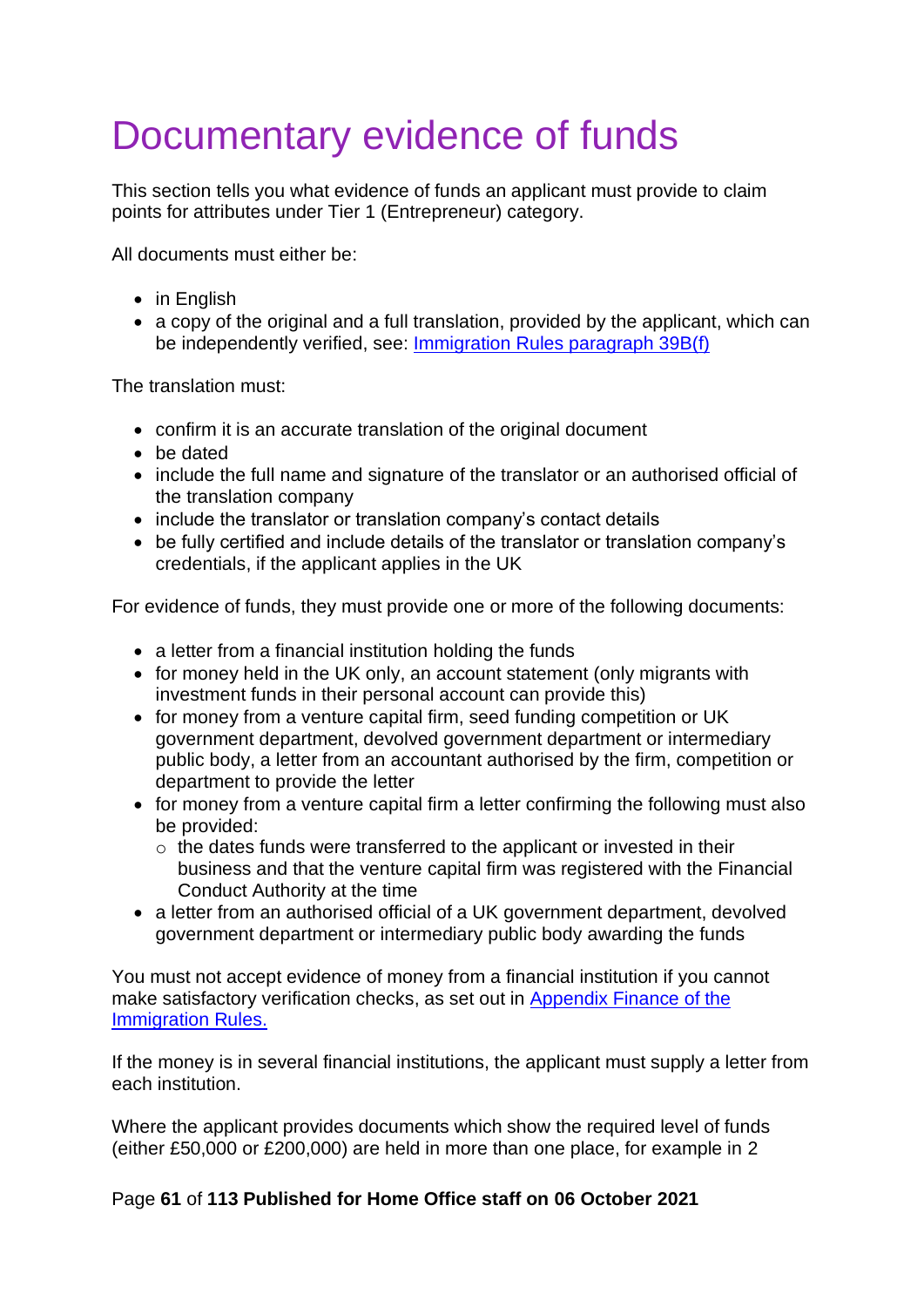# Documentary evidence of funds

This section tells you what evidence of funds an applicant must provide to claim points for attributes under Tier 1 (Entrepreneur) category.

All documents must either be:

- in English
- a copy of the original and a full translation, provided by the applicant, which can be independently verified, see: [Immigration Rules paragraph 39B(f)](#)

The translation must:

- confirm it is an accurate translation of the original document
- be dated
- include the full name and signature of the translator or an authorised official of the translation company
- include the translator or translation company's contact details
- be fully certified and include details of the translator or translation company's credentials, if the applicant applies in the UK

For evidence of funds, they must provide one or more of the following documents:

- a letter from a financial institution holding the funds
- for money held in the UK only, an account statement (only migrants with investment funds in their personal account can provide this)
- for money from a venture capital firm, seed funding competition or UK government department, devolved government department or intermediary public body, a letter from an accountant authorised by the firm, competition or department to provide the letter
- for money from a venture capital firm a letter confirming the following must also be provided:
  - the dates funds were transferred to the applicant or invested in their business and that the venture capital firm was registered with the Financial Conduct Authority at the time
- a letter from an authorised official of a UK government department, devolved government department or intermediary public body awarding the funds

You must not accept evidence of money from a financial institution if you cannot make satisfactory verification checks, as set out in [Appendix Finance of the Immigration Rules.](#)

If the money is in several financial institutions, the applicant must supply a letter from each institution.

Where the applicant provides documents which show the required level of funds (either £50,000 or £200,000) are held in more than one place, for example in 2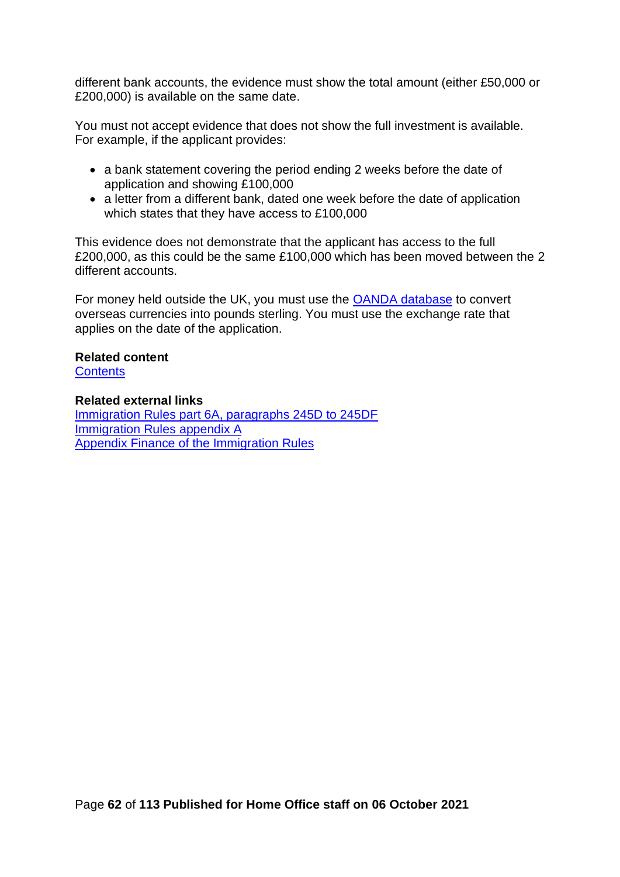different bank accounts, the evidence must show the total amount (either £50,000 or £200,000) is available on the same date.

You must not accept evidence that does not show the full investment is available. For example, if the applicant provides:

- a bank statement covering the period ending 2 weeks before the date of application and showing £100,000
- a letter from a different bank, dated one week before the date of application which states that they have access to £100,000

This evidence does not demonstrate that the applicant has access to the full £200,000, as this could be the same £100,000 which has been moved between the 2 different accounts.

For money held outside the UK, you must use the OANDA database to convert overseas currencies into pounds sterling. You must use the exchange rate that applies on the date of the application.

**Related content**
Contents

**Related external links**
Immigration Rules part 6A, paragraphs 245D to 245DF
Immigration Rules appendix A
Appendix Finance of the Immigration Rules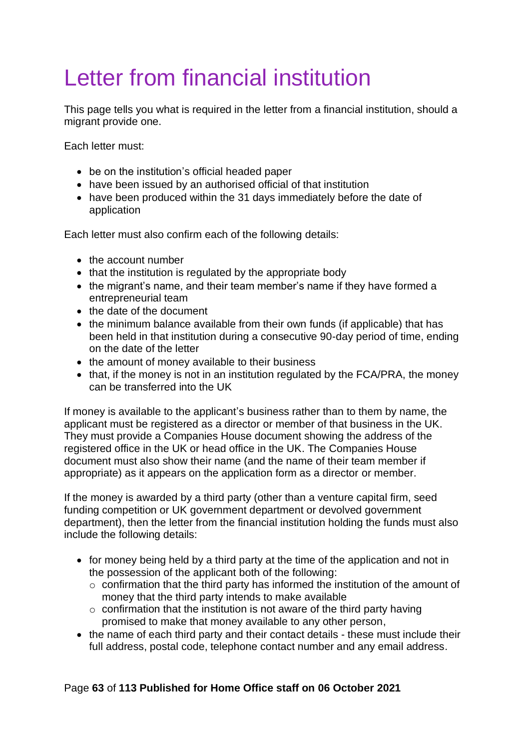# Letter from financial institution

This page tells you what is required in the letter from a financial institution, should a migrant provide one.

Each letter must:

- be on the institution's official headed paper
- have been issued by an authorised official of that institution
- have been produced within the 31 days immediately before the date of application

Each letter must also confirm each of the following details:

- the account number
- that the institution is regulated by the appropriate body
- the migrant's name, and their team member's name if they have formed a entrepreneurial team
- the date of the document
- the minimum balance available from their own funds (if applicable) that has been held in that institution during a consecutive 90-day period of time, ending on the date of the letter
- the amount of money available to their business
- that, if the money is not in an institution regulated by the FCA/PRA, the money can be transferred into the UK

If money is available to the applicant's business rather than to them by name, the applicant must be registered as a director or member of that business in the UK. They must provide a Companies House document showing the address of the registered office in the UK or head office in the UK. The Companies House document must also show their name (and the name of their team member if appropriate) as it appears on the application form as a director or member.

If the money is awarded by a third party (other than a venture capital firm, seed funding competition or UK government department or devolved government department), then the letter from the financial institution holding the funds must also include the following details:

- for money being held by a third party at the time of the application and not in the possession of the applicant both of the following:
  - confirmation that the third party has informed the institution of the amount of money that the third party intends to make available
  - confirmation that the institution is not aware of the third party having promised to make that money available to any other person,
- the name of each third party and their contact details - these must include their full address, postal code, telephone contact number and any email address.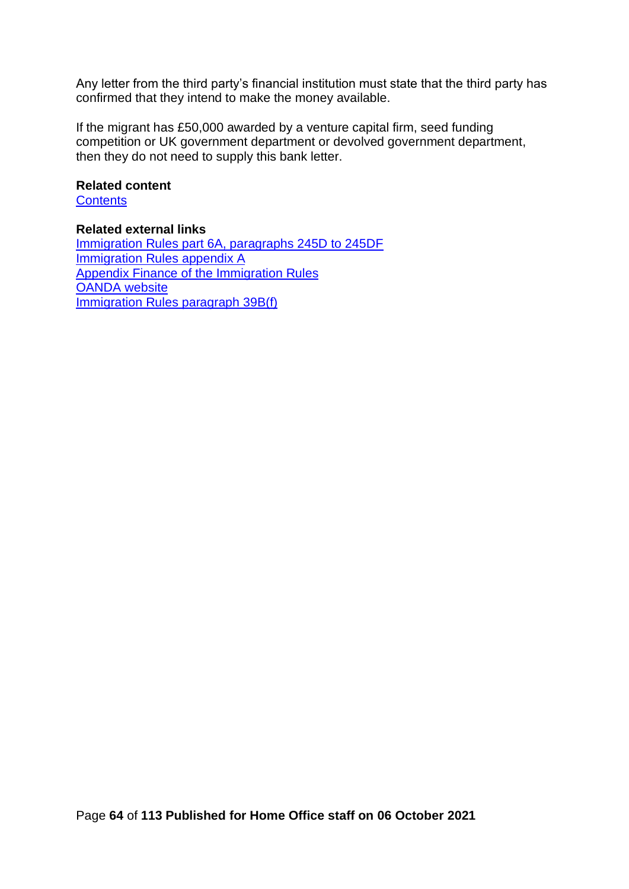Any letter from the third party's financial institution must state that the third party has confirmed that they intend to make the money available.

If the migrant has £50,000 awarded by a venture capital firm, seed funding competition or UK government department or devolved government department, then they do not need to supply this bank letter.

**Related content**
Contents

**Related external links**
Immigration Rules part 6A, paragraphs 245D to 245DF
Immigration Rules appendix A
Appendix Finance of the Immigration Rules
OANDA website
Immigration Rules paragraph 39B(f)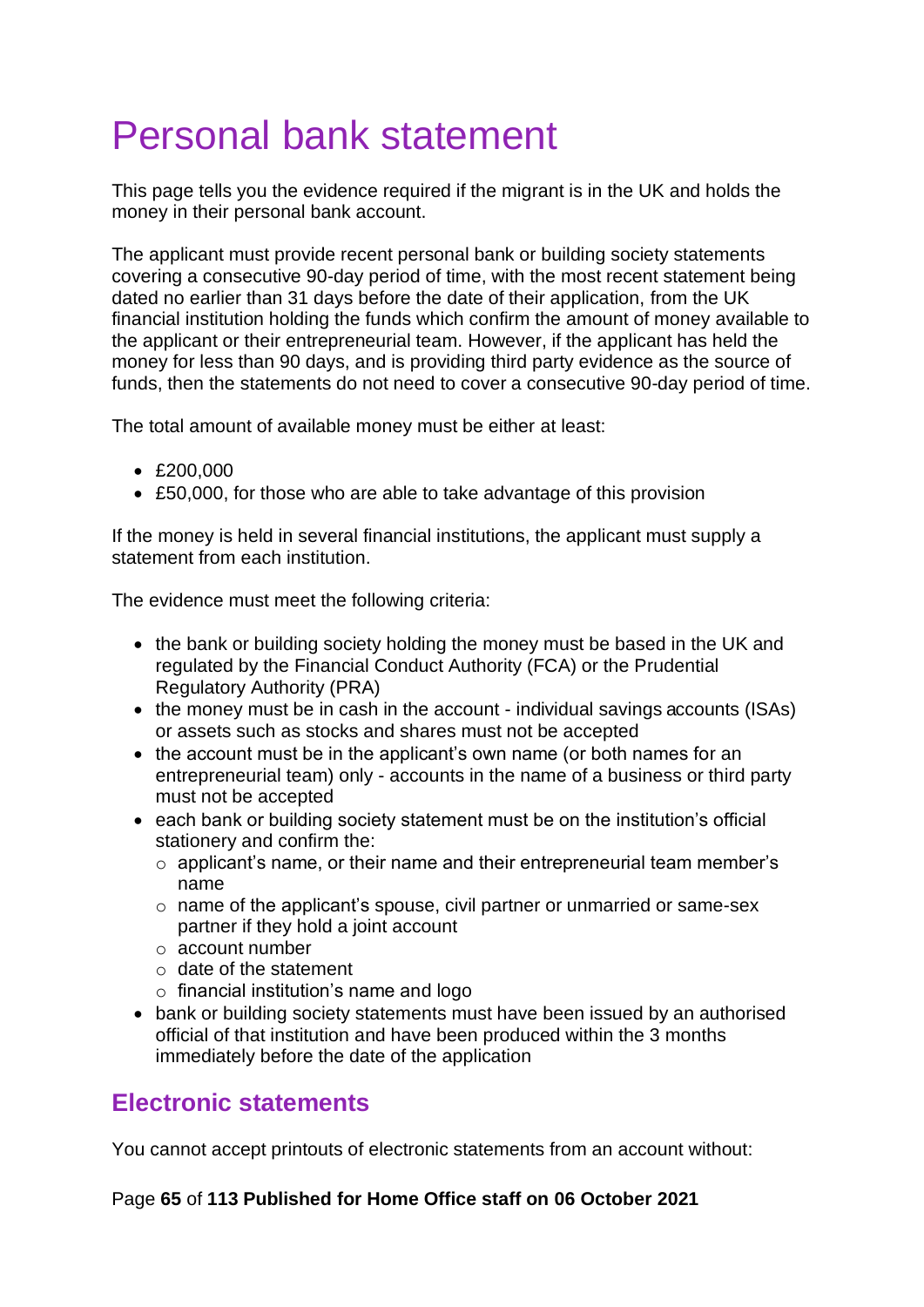# Personal bank statement

This page tells you the evidence required if the migrant is in the UK and holds the money in their personal bank account.

The applicant must provide recent personal bank or building society statements covering a consecutive 90-day period of time, with the most recent statement being dated no earlier than 31 days before the date of their application, from the UK financial institution holding the funds which confirm the amount of money available to the applicant or their entrepreneurial team. However, if the applicant has held the money for less than 90 days, and is providing third party evidence as the source of funds, then the statements do not need to cover a consecutive 90-day period of time.

The total amount of available money must be either at least:

- £200,000
- £50,000, for those who are able to take advantage of this provision

If the money is held in several financial institutions, the applicant must supply a statement from each institution.

The evidence must meet the following criteria:

- the bank or building society holding the money must be based in the UK and regulated by the Financial Conduct Authority (FCA) or the Prudential Regulatory Authority (PRA)
- the money must be in cash in the account - individual savings accounts (ISAs) or assets such as stocks and shares must not be accepted
- the account must be in the applicant's own name (or both names for an entrepreneurial team) only - accounts in the name of a business or third party must not be accepted
- each bank or building society statement must be on the institution's official stationery and confirm the:
  - applicant's name, or their name and their entrepreneurial team member's name
  - name of the applicant's spouse, civil partner or unmarried or same-sex partner if they hold a joint account
  - account number
  - date of the statement
  - financial institution's name and logo
- bank or building society statements must have been issued by an authorised official of that institution and have been produced within the 3 months immediately before the date of the application

## Electronic statements

You cannot accept printouts of electronic statements from an account without: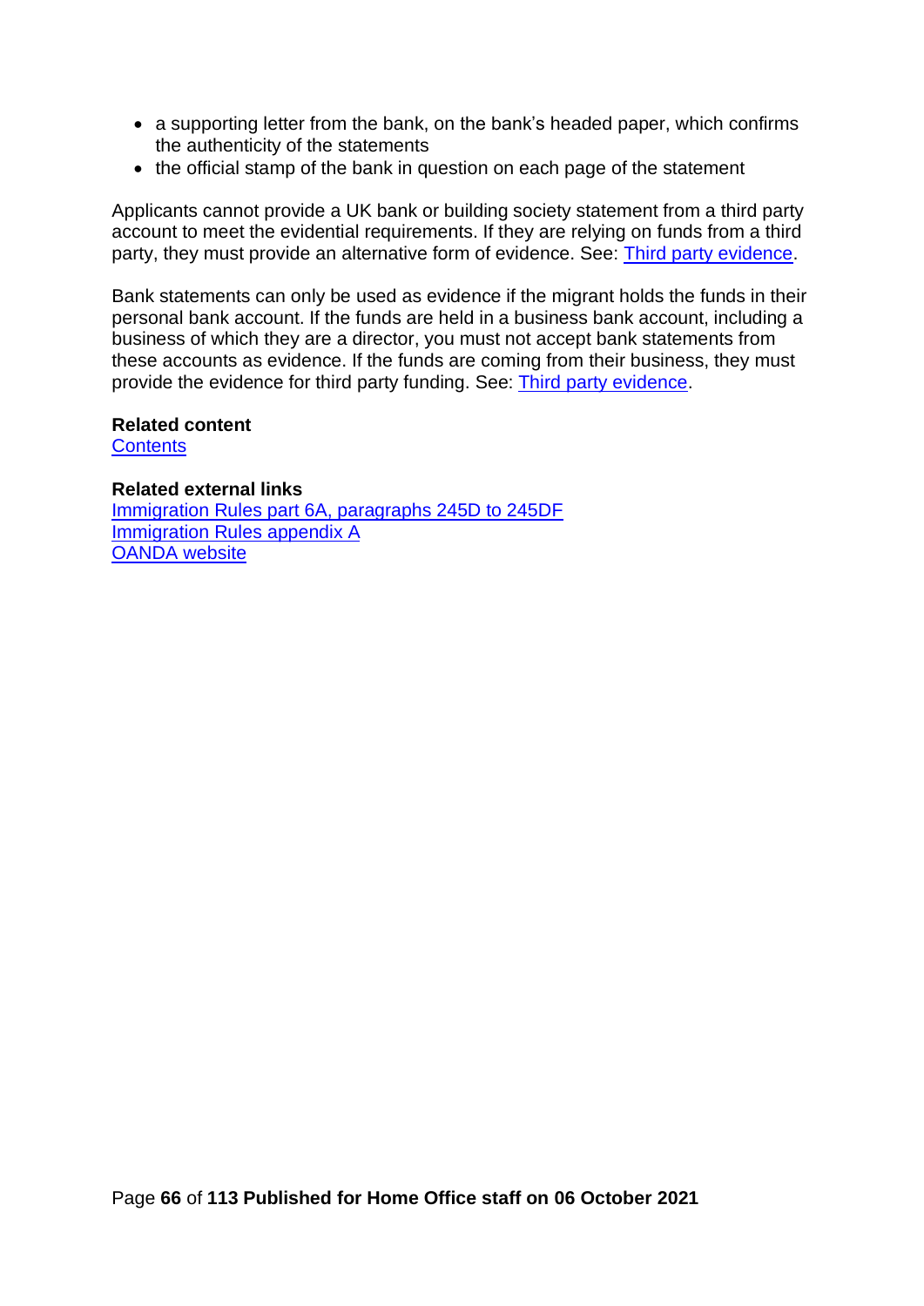- a supporting letter from the bank, on the bank's headed paper, which confirms the authenticity of the statements
- the official stamp of the bank in question on each page of the statement

Applicants cannot provide a UK bank or building society statement from a third party account to meet the evidential requirements. If they are relying on funds from a third party, they must provide an alternative form of evidence. See: Third party evidence.

Bank statements can only be used as evidence if the migrant holds the funds in their personal bank account. If the funds are held in a business bank account, including a business of which they are a director, you must not accept bank statements from these accounts as evidence. If the funds are coming from their business, they must provide the evidence for third party funding. See: Third party evidence.

**Related content**
Contents

**Related external links**
Immigration Rules part 6A, paragraphs 245D to 245DF
Immigration Rules appendix A
OANDA website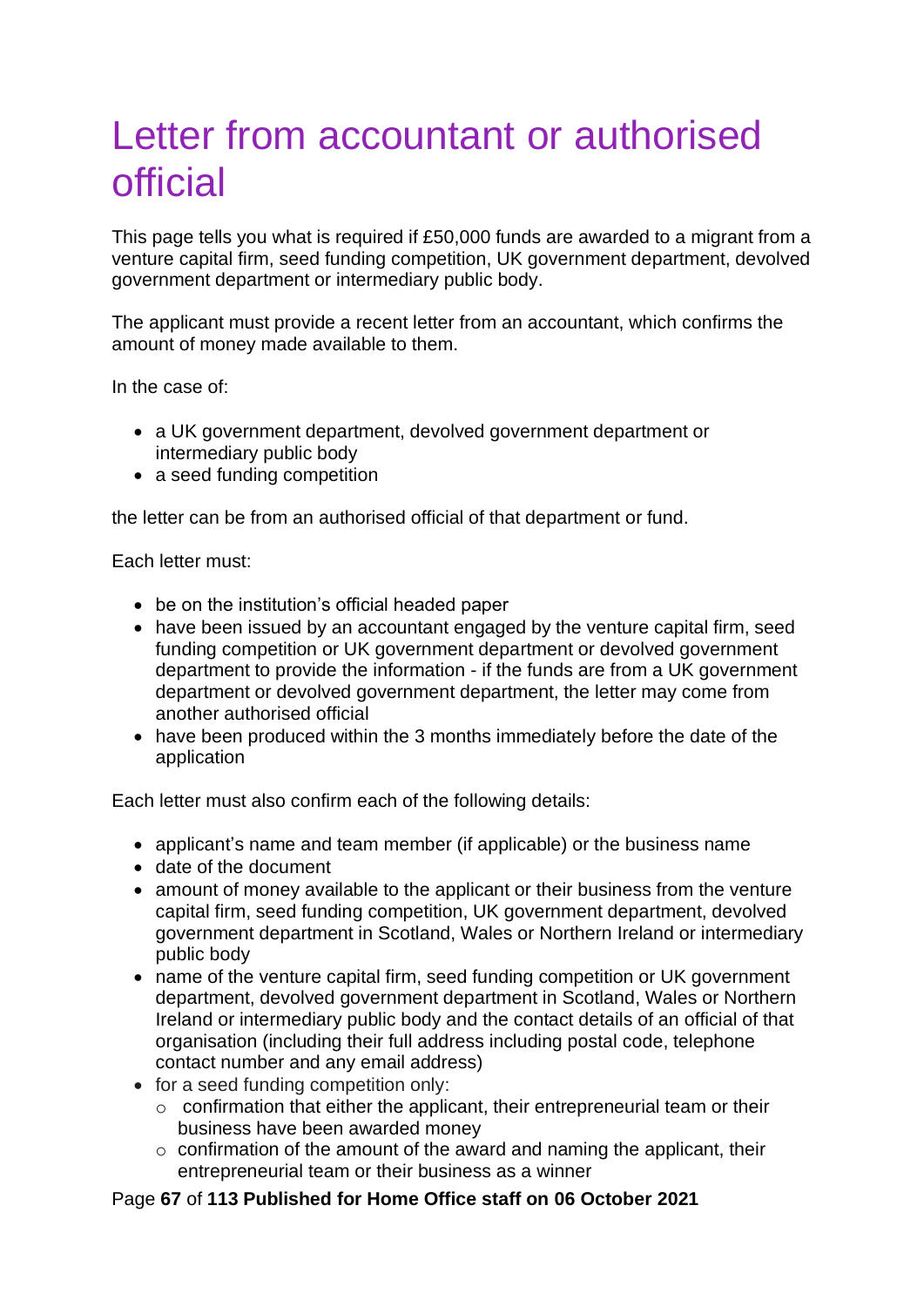# Letter from accountant or authorised official

This page tells you what is required if £50,000 funds are awarded to a migrant from a venture capital firm, seed funding competition, UK government department, devolved government department or intermediary public body.

The applicant must provide a recent letter from an accountant, which confirms the amount of money made available to them.

In the case of:

- a UK government department, devolved government department or intermediary public body
- a seed funding competition

the letter can be from an authorised official of that department or fund.

Each letter must:

- be on the institution's official headed paper
- have been issued by an accountant engaged by the venture capital firm, seed funding competition or UK government department or devolved government department to provide the information - if the funds are from a UK government department or devolved government department, the letter may come from another authorised official
- have been produced within the 3 months immediately before the date of the application

Each letter must also confirm each of the following details:

- applicant's name and team member (if applicable) or the business name
- date of the document
- amount of money available to the applicant or their business from the venture capital firm, seed funding competition, UK government department, devolved government department in Scotland, Wales or Northern Ireland or intermediary public body
- name of the venture capital firm, seed funding competition or UK government department, devolved government department in Scotland, Wales or Northern Ireland or intermediary public body and the contact details of an official of that organisation (including their full address including postal code, telephone contact number and any email address)
- for a seed funding competition only:
  - confirmation that either the applicant, their entrepreneurial team or their business have been awarded money
  - confirmation of the amount of the award and naming the applicant, their entrepreneurial team or their business as a winner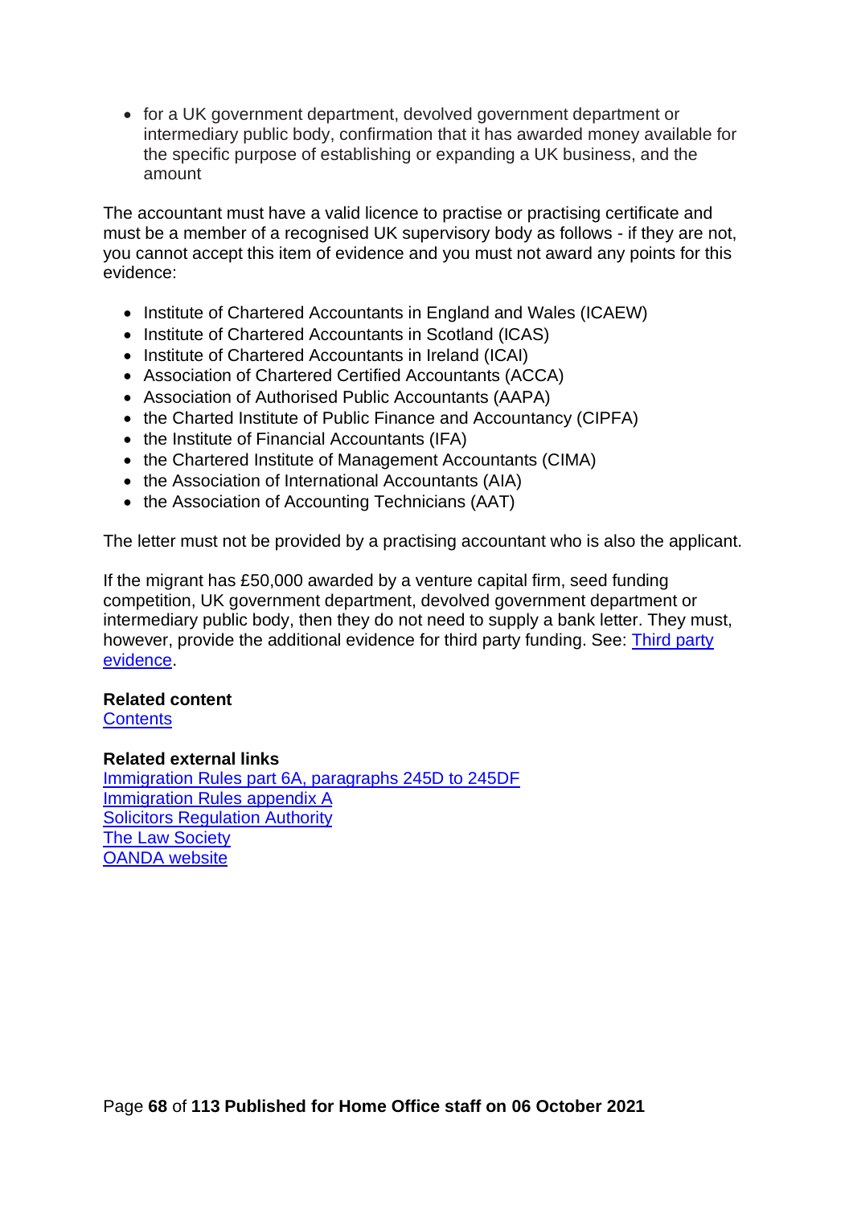- for a UK government department, devolved government department or intermediary public body, confirmation that it has awarded money available for the specific purpose of establishing or expanding a UK business, and the amount

The accountant must have a valid licence to practise or practising certificate and must be a member of a recognised UK supervisory body as follows - if they are not, you cannot accept this item of evidence and you must not award any points for this evidence:

- Institute of Chartered Accountants in England and Wales (ICAEW)
- Institute of Chartered Accountants in Scotland (ICAS)
- Institute of Chartered Accountants in Ireland (ICAI)
- Association of Chartered Certified Accountants (ACCA)
- Association of Authorised Public Accountants (AAPA)
- the Charted Institute of Public Finance and Accountancy (CIPFA)
- the Institute of Financial Accountants (IFA)
- the Chartered Institute of Management Accountants (CIMA)
- the Association of International Accountants (AIA)
- the Association of Accounting Technicians (AAT)

The letter must not be provided by a practising accountant who is also the applicant.

If the migrant has £50,000 awarded by a venture capital firm, seed funding competition, UK government department, devolved government department or intermediary public body, then they do not need to supply a bank letter. They must, however, provide the additional evidence for third party funding. See: Third party evidence.

**Related content**
Contents

**Related external links**
Immigration Rules part 6A, paragraphs 245D to 245DF
Immigration Rules appendix A
Solicitors Regulation Authority
The Law Society
OANDA website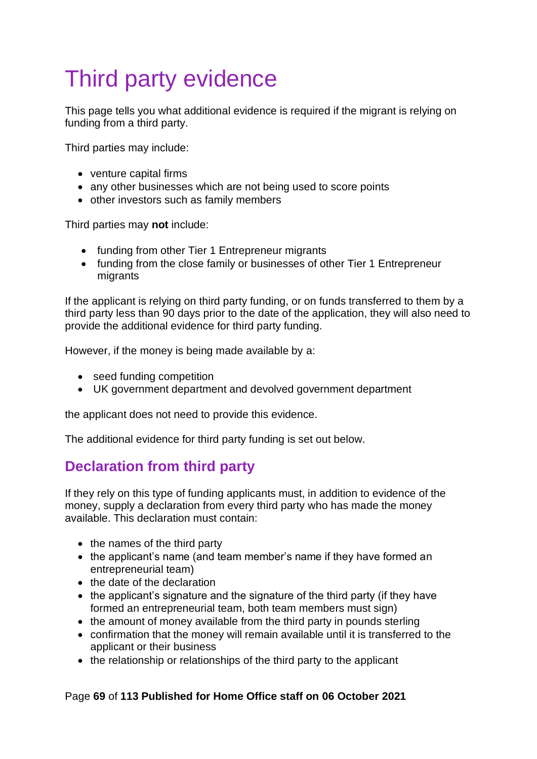# Third party evidence

This page tells you what additional evidence is required if the migrant is relying on funding from a third party.

Third parties may include:

- venture capital firms
- any other businesses which are not being used to score points
- other investors such as family members

Third parties may **not** include:

- funding from other Tier 1 Entrepreneur migrants
- funding from the close family or businesses of other Tier 1 Entrepreneur migrants

If the applicant is relying on third party funding, or on funds transferred to them by a third party less than 90 days prior to the date of the application, they will also need to provide the additional evidence for third party funding.

However, if the money is being made available by a:

- seed funding competition
- UK government department and devolved government department

the applicant does not need to provide this evidence.

The additional evidence for third party funding is set out below.

## Declaration from third party

If they rely on this type of funding applicants must, in addition to evidence of the money, supply a declaration from every third party who has made the money available. This declaration must contain:

- the names of the third party
- the applicant's name (and team member's name if they have formed an entrepreneurial team)
- the date of the declaration
- the applicant's signature and the signature of the third party (if they have formed an entrepreneurial team, both team members must sign)
- the amount of money available from the third party in pounds sterling
- confirmation that the money will remain available until it is transferred to the applicant or their business
- the relationship or relationships of the third party to the applicant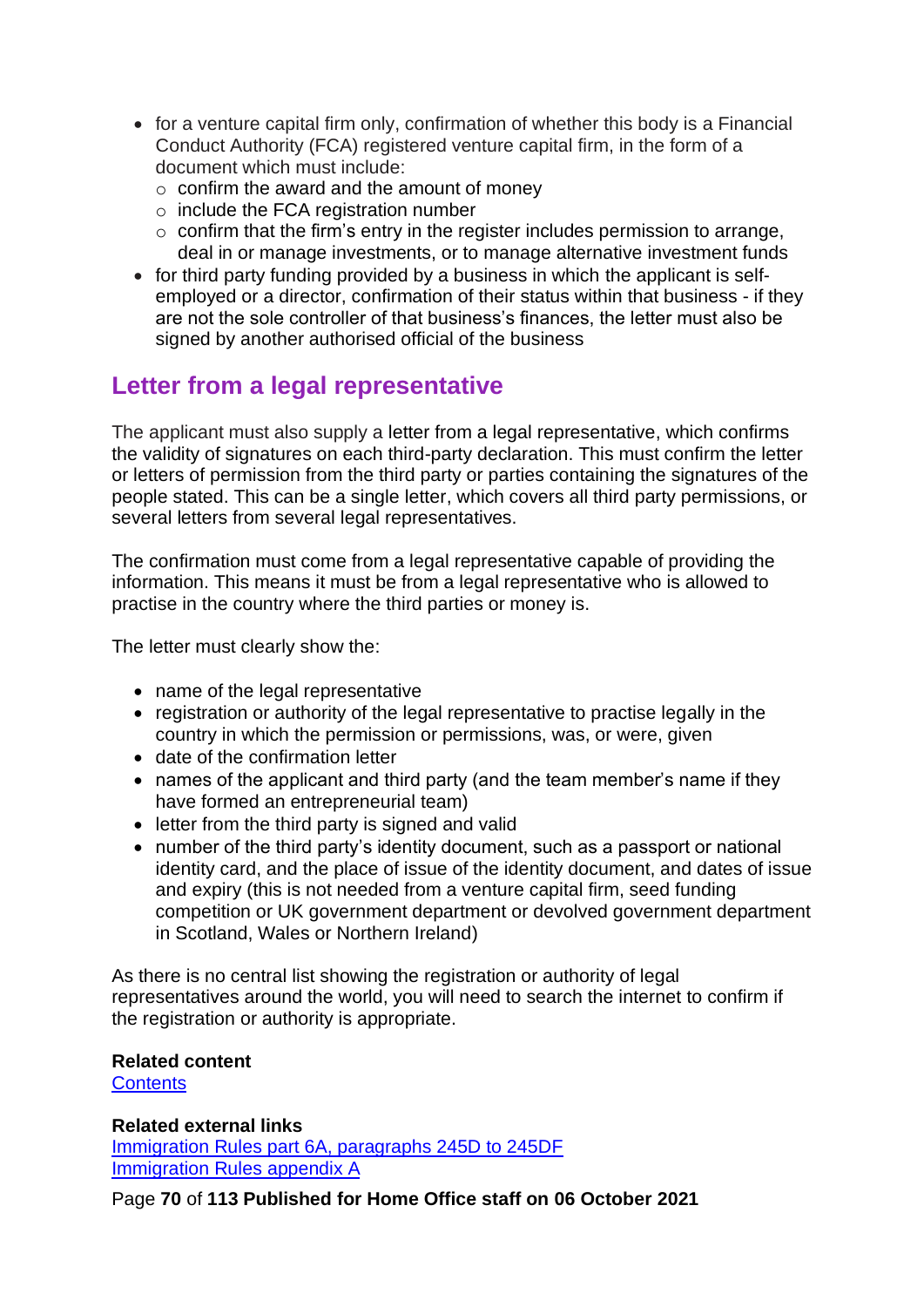- for a venture capital firm only, confirmation of whether this body is a Financial Conduct Authority (FCA) registered venture capital firm, in the form of a document which must include:
  - confirm the award and the amount of money
  - include the FCA registration number
  - confirm that the firm's entry in the register includes permission to arrange, deal in or manage investments, or to manage alternative investment funds
- for third party funding provided by a business in which the applicant is self-employed or a director, confirmation of their status within that business - if they are not the sole controller of that business's finances, the letter must also be signed by another authorised official of the business

## Letter from a legal representative

The applicant must also supply a letter from a legal representative, which confirms the validity of signatures on each third-party declaration. This must confirm the letter or letters of permission from the third party or parties containing the signatures of the people stated. This can be a single letter, which covers all third party permissions, or several letters from several legal representatives.

The confirmation must come from a legal representative capable of providing the information. This means it must be from a legal representative who is allowed to practise in the country where the third parties or money is.

The letter must clearly show the:

- name of the legal representative
- registration or authority of the legal representative to practise legally in the country in which the permission or permissions, was, or were, given
- date of the confirmation letter
- names of the applicant and third party (and the team member's name if they have formed an entrepreneurial team)
- letter from the third party is signed and valid
- number of the third party's identity document, such as a passport or national identity card, and the place of issue of the identity document, and dates of issue and expiry (this is not needed from a venture capital firm, seed funding competition or UK government department or devolved government department in Scotland, Wales or Northern Ireland)

As there is no central list showing the registration or authority of legal representatives around the world, you will need to search the internet to confirm if the registration or authority is appropriate.

**Related content**
[Contents]

**Related external links**
[Immigration Rules part 6A, paragraphs 245D to 245DF]
[Immigration Rules appendix A]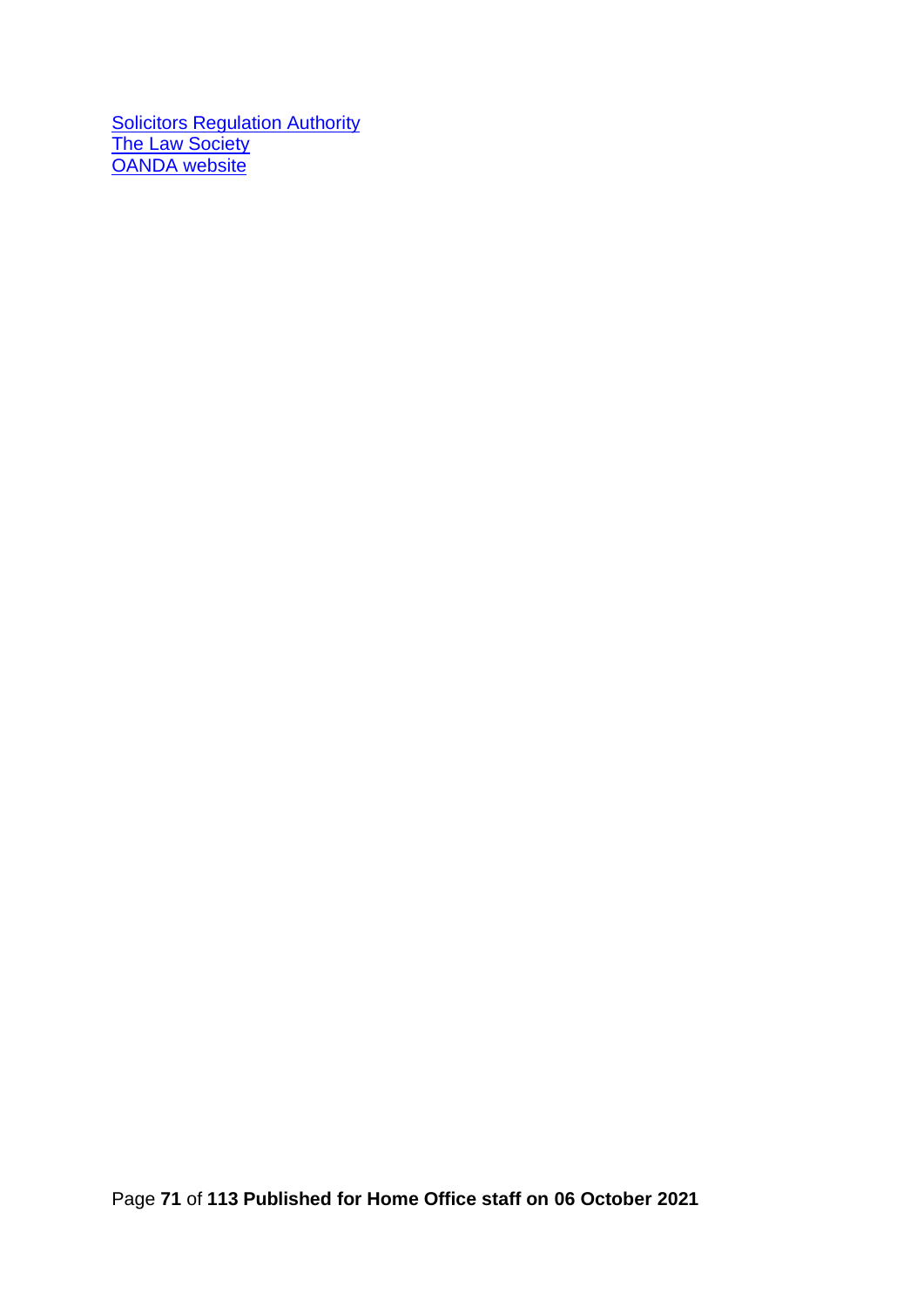Solicitors Regulation Authority
The Law Society
OANDA website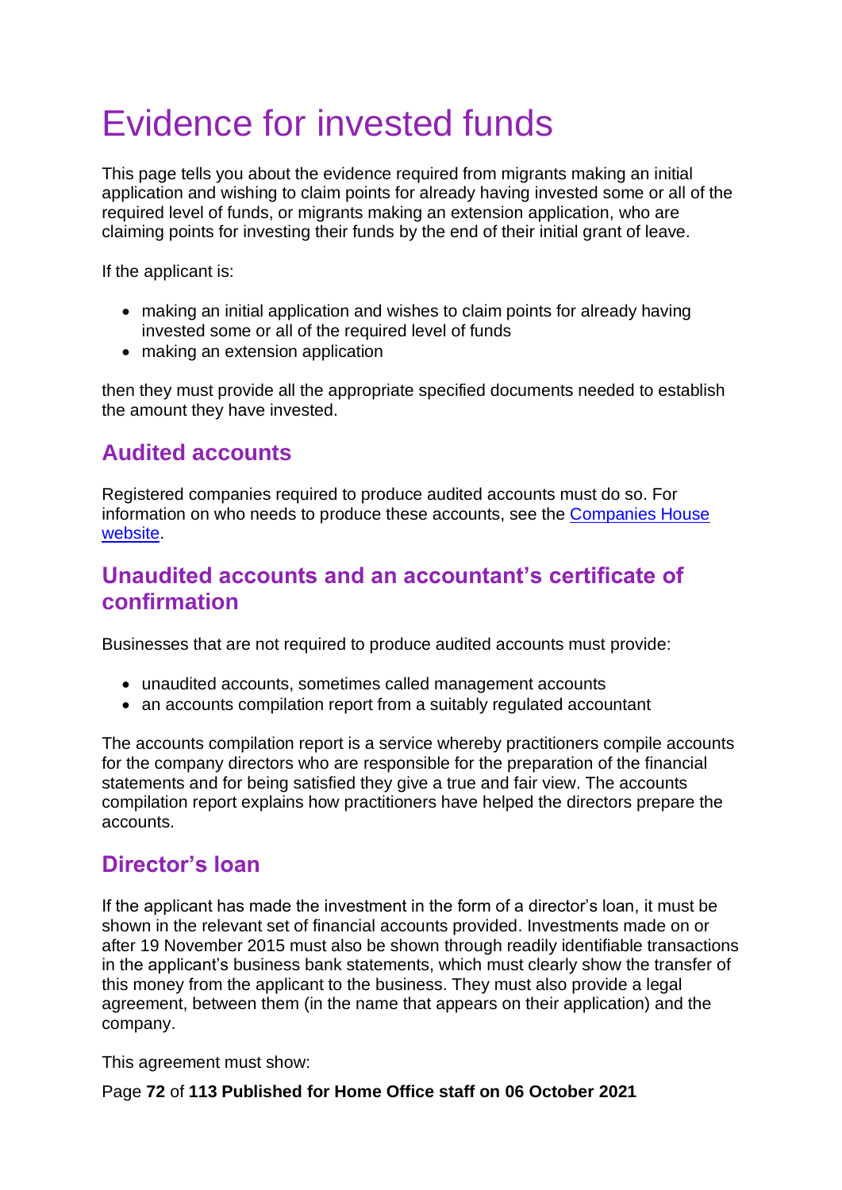# Evidence for invested funds

This page tells you about the evidence required from migrants making an initial application and wishing to claim points for already having invested some or all of the required level of funds, or migrants making an extension application, who are claiming points for investing their funds by the end of their initial grant of leave.

If the applicant is:

- making an initial application and wishes to claim points for already having invested some or all of the required level of funds
- making an extension application

then they must provide all the appropriate specified documents needed to establish the amount they have invested.

## Audited accounts

Registered companies required to produce audited accounts must do so. For information on who needs to produce these accounts, see the [Companies House website](#).

## Unaudited accounts and an accountant's certificate of confirmation

Businesses that are not required to produce audited accounts must provide:

- unaudited accounts, sometimes called management accounts
- an accounts compilation report from a suitably regulated accountant

The accounts compilation report is a service whereby practitioners compile accounts for the company directors who are responsible for the preparation of the financial statements and for being satisfied they give a true and fair view. The accounts compilation report explains how practitioners have helped the directors prepare the accounts.

## Director's loan

If the applicant has made the investment in the form of a director's loan, it must be shown in the relevant set of financial accounts provided. Investments made on or after 19 November 2015 must also be shown through readily identifiable transactions in the applicant's business bank statements, which must clearly show the transfer of this money from the applicant to the business. They must also provide a legal agreement, between them (in the name that appears on their application) and the company.

This agreement must show: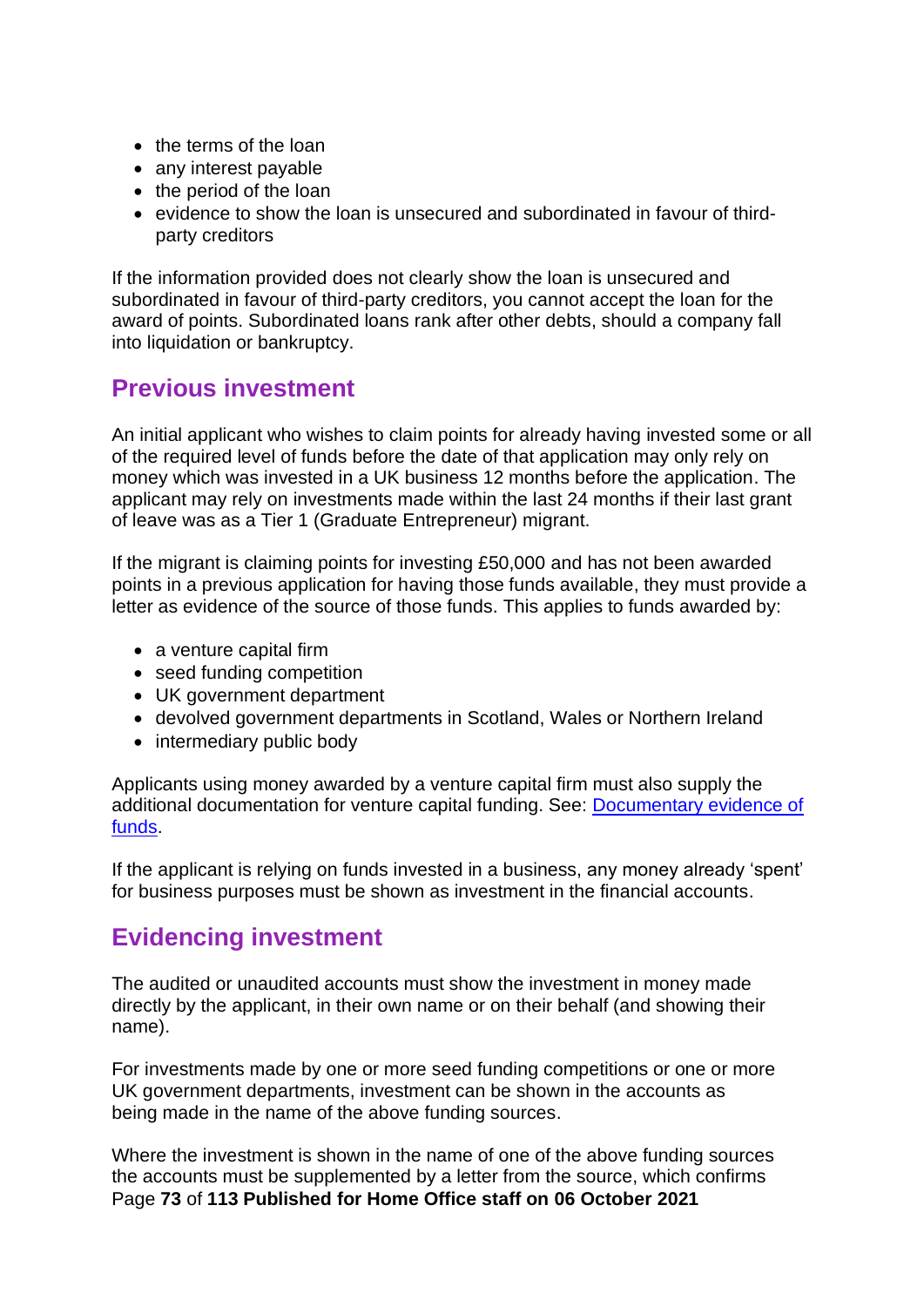- the terms of the loan
- any interest payable
- the period of the loan
- evidence to show the loan is unsecured and subordinated in favour of third-party creditors

If the information provided does not clearly show the loan is unsecured and subordinated in favour of third-party creditors, you cannot accept the loan for the award of points. Subordinated loans rank after other debts, should a company fall into liquidation or bankruptcy.

## Previous investment

An initial applicant who wishes to claim points for already having invested some or all of the required level of funds before the date of that application may only rely on money which was invested in a UK business 12 months before the application. The applicant may rely on investments made within the last 24 months if their last grant of leave was as a Tier 1 (Graduate Entrepreneur) migrant.

If the migrant is claiming points for investing £50,000 and has not been awarded points in a previous application for having those funds available, they must provide a letter as evidence of the source of those funds. This applies to funds awarded by:

- a venture capital firm
- seed funding competition
- UK government department
- devolved government departments in Scotland, Wales or Northern Ireland
- intermediary public body

Applicants using money awarded by a venture capital firm must also supply the additional documentation for venture capital funding. See: [Documentary evidence of funds](#).

If the applicant is relying on funds invested in a business, any money already 'spent' for business purposes must be shown as investment in the financial accounts.

## Evidencing investment

The audited or unaudited accounts must show the investment in money made directly by the applicant, in their own name or on their behalf (and showing their name).

For investments made by one or more seed funding competitions or one or more UK government departments, investment can be shown in the accounts as being made in the name of the above funding sources.

Where the investment is shown in the name of one of the above funding sources the accounts must be supplemented by a letter from the source, which confirms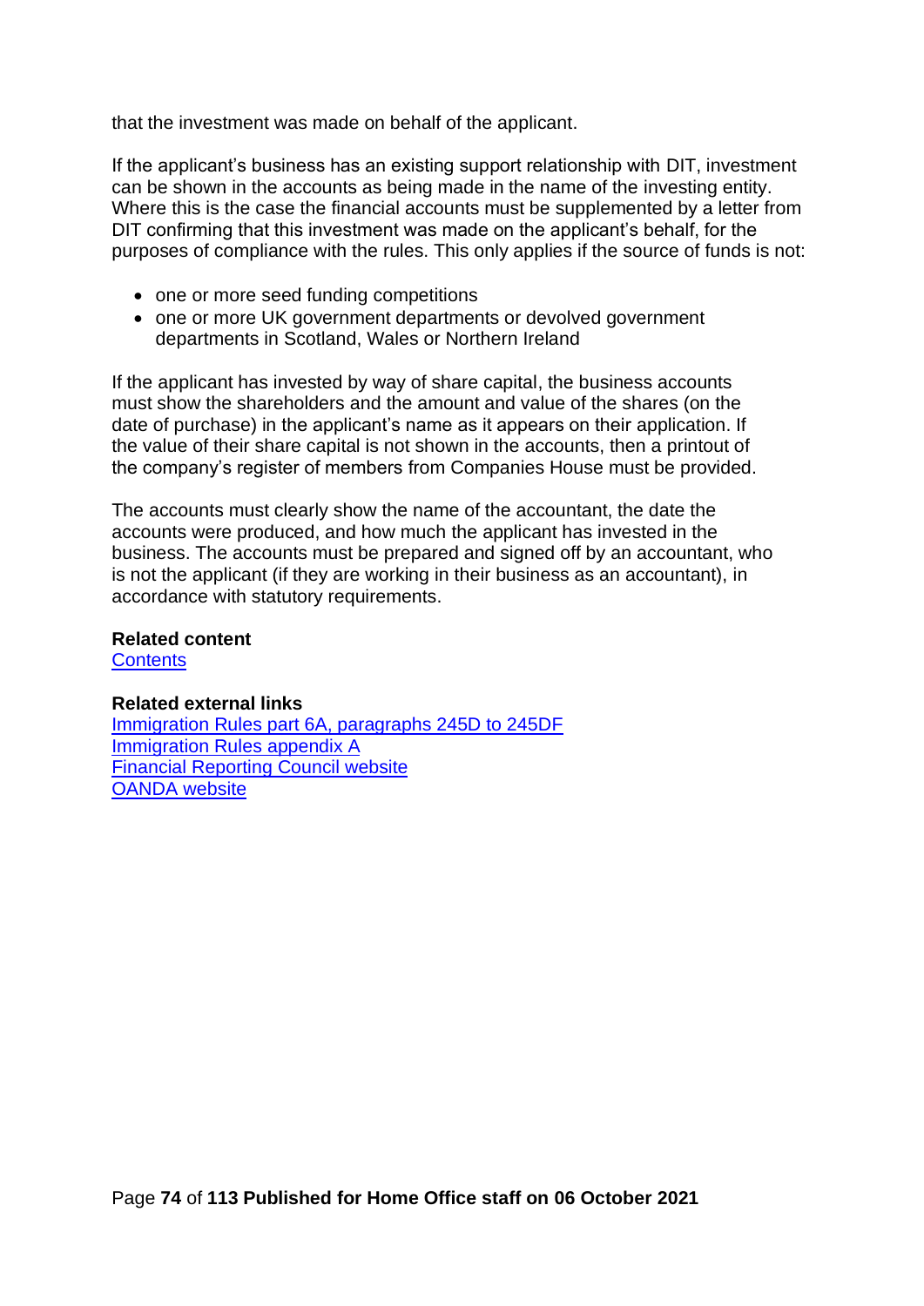that the investment was made on behalf of the applicant.

If the applicant's business has an existing support relationship with DIT, investment can be shown in the accounts as being made in the name of the investing entity. Where this is the case the financial accounts must be supplemented by a letter from DIT confirming that this investment was made on the applicant's behalf, for the purposes of compliance with the rules. This only applies if the source of funds is not:

- one or more seed funding competitions
- one or more UK government departments or devolved government departments in Scotland, Wales or Northern Ireland

If the applicant has invested by way of share capital, the business accounts must show the shareholders and the amount and value of the shares (on the date of purchase) in the applicant's name as it appears on their application. If the value of their share capital is not shown in the accounts, then a printout of the company's register of members from Companies House must be provided.

The accounts must clearly show the name of the accountant, the date the accounts were produced, and how much the applicant has invested in the business. The accounts must be prepared and signed off by an accountant, who is not the applicant (if they are working in their business as an accountant), in accordance with statutory requirements.

**Related content**
[Contents]

**Related external links**
[Immigration Rules part 6A, paragraphs 245D to 245DF]
[Immigration Rules appendix A]
[Financial Reporting Council website]
[OANDA website]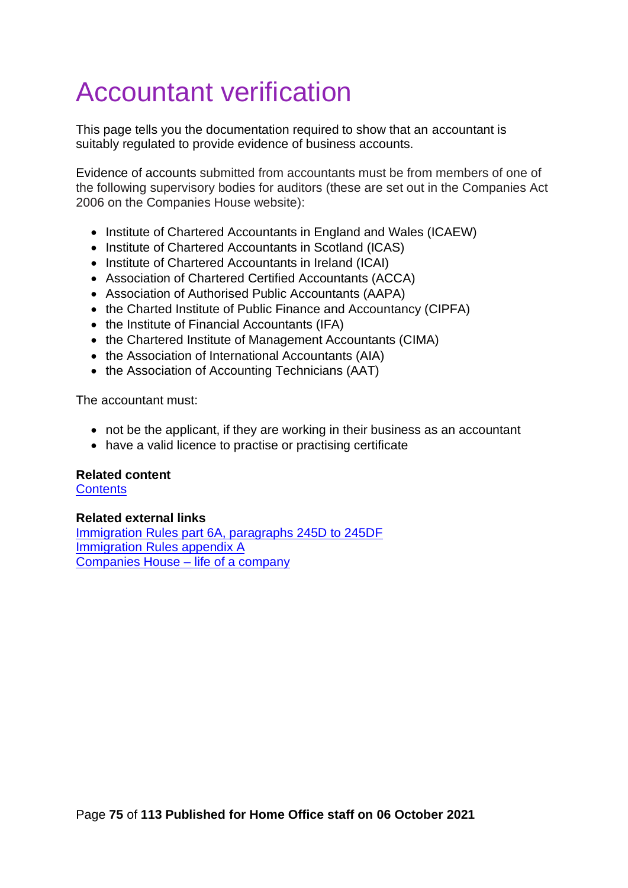# Accountant verification

This page tells you the documentation required to show that an accountant is suitably regulated to provide evidence of business accounts.

Evidence of accounts submitted from accountants must be from members of one of the following supervisory bodies for auditors (these are set out in the Companies Act 2006 on the Companies House website):

- Institute of Chartered Accountants in England and Wales (ICAEW)
- Institute of Chartered Accountants in Scotland (ICAS)
- Institute of Chartered Accountants in Ireland (ICAI)
- Association of Chartered Certified Accountants (ACCA)
- Association of Authorised Public Accountants (AAPA)
- the Charted Institute of Public Finance and Accountancy (CIPFA)
- the Institute of Financial Accountants (IFA)
- the Chartered Institute of Management Accountants (CIMA)
- the Association of International Accountants (AIA)
- the Association of Accounting Technicians (AAT)

The accountant must:

- not be the applicant, if they are working in their business as an accountant
- have a valid licence to practise or practising certificate

**Related content**
Contents

**Related external links**
Immigration Rules part 6A, paragraphs 245D to 245DF
Immigration Rules appendix A
Companies House – life of a company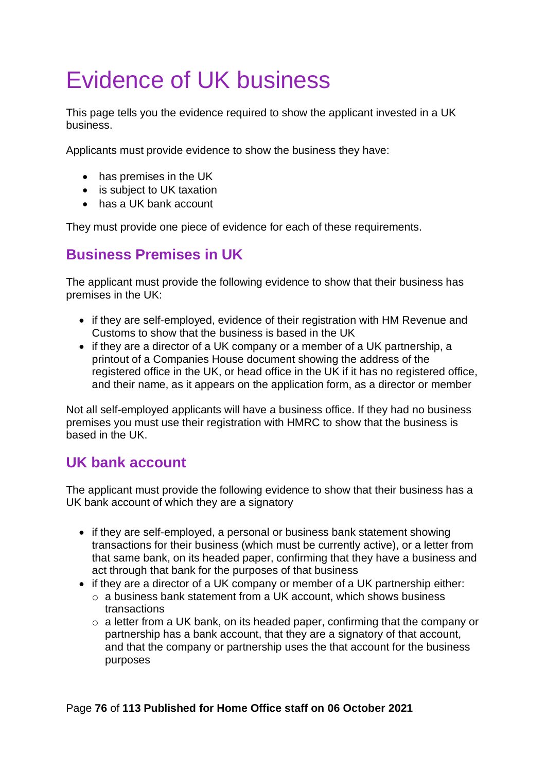# Evidence of UK business

This page tells you the evidence required to show the applicant invested in a UK business.

Applicants must provide evidence to show the business they have:

- has premises in the UK
- is subject to UK taxation
- has a UK bank account

They must provide one piece of evidence for each of these requirements.

## Business Premises in UK

The applicant must provide the following evidence to show that their business has premises in the UK:

- if they are self-employed, evidence of their registration with HM Revenue and Customs to show that the business is based in the UK
- if they are a director of a UK company or a member of a UK partnership, a printout of a Companies House document showing the address of the registered office in the UK, or head office in the UK if it has no registered office, and their name, as it appears on the application form, as a director or member

Not all self-employed applicants will have a business office. If they had no business premises you must use their registration with HMRC to show that the business is based in the UK.

## UK bank account

The applicant must provide the following evidence to show that their business has a UK bank account of which they are a signatory

- if they are self-employed, a personal or business bank statement showing transactions for their business (which must be currently active), or a letter from that same bank, on its headed paper, confirming that they have a business and act through that bank for the purposes of that business
- if they are a director of a UK company or member of a UK partnership either:
  - a business bank statement from a UK account, which shows business transactions
  - a letter from a UK bank, on its headed paper, confirming that the company or partnership has a bank account, that they are a signatory of that account, and that the company or partnership uses the that account for the business purposes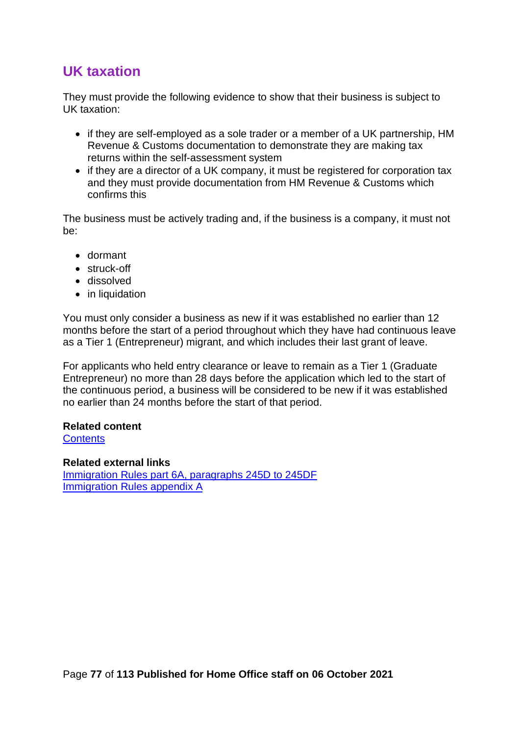## UK taxation

They must provide the following evidence to show that their business is subject to UK taxation:

- if they are self-employed as a sole trader or a member of a UK partnership, HM Revenue & Customs documentation to demonstrate they are making tax returns within the self-assessment system
- if they are a director of a UK company, it must be registered for corporation tax and they must provide documentation from HM Revenue & Customs which confirms this

The business must be actively trading and, if the business is a company, it must not be:

- dormant
- struck-off
- dissolved
- in liquidation

You must only consider a business as new if it was established no earlier than 12 months before the start of a period throughout which they have had continuous leave as a Tier 1 (Entrepreneur) migrant, and which includes their last grant of leave.

For applicants who held entry clearance or leave to remain as a Tier 1 (Graduate Entrepreneur) no more than 28 days before the application which led to the start of the continuous period, a business will be considered to be new if it was established no earlier than 24 months before the start of that period.

**Related content**
Contents

**Related external links**
Immigration Rules part 6A, paragraphs 245D to 245DF
Immigration Rules appendix A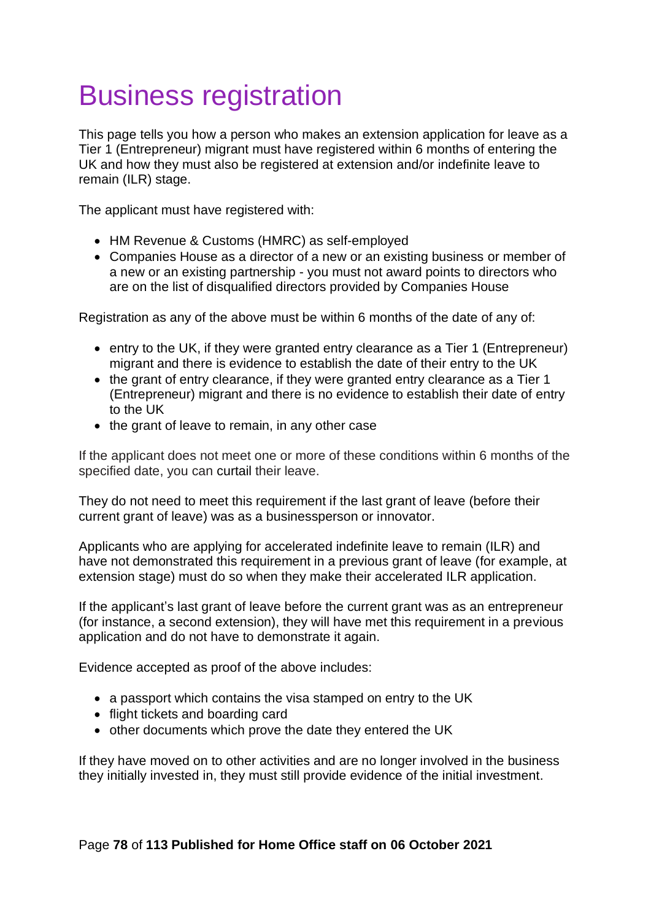# Business registration

This page tells you how a person who makes an extension application for leave as a Tier 1 (Entrepreneur) migrant must have registered within 6 months of entering the UK and how they must also be registered at extension and/or indefinite leave to remain (ILR) stage.

The applicant must have registered with:

- HM Revenue & Customs (HMRC) as self-employed
- Companies House as a director of a new or an existing business or member of a new or an existing partnership - you must not award points to directors who are on the list of disqualified directors provided by Companies House

Registration as any of the above must be within 6 months of the date of any of:

- entry to the UK, if they were granted entry clearance as a Tier 1 (Entrepreneur) migrant and there is evidence to establish the date of their entry to the UK
- the grant of entry clearance, if they were granted entry clearance as a Tier 1 (Entrepreneur) migrant and there is no evidence to establish their date of entry to the UK
- the grant of leave to remain, in any other case

If the applicant does not meet one or more of these conditions within 6 months of the specified date, you can curtail their leave.

They do not need to meet this requirement if the last grant of leave (before their current grant of leave) was as a businessperson or innovator.

Applicants who are applying for accelerated indefinite leave to remain (ILR) and have not demonstrated this requirement in a previous grant of leave (for example, at extension stage) must do so when they make their accelerated ILR application.

If the applicant's last grant of leave before the current grant was as an entrepreneur (for instance, a second extension), they will have met this requirement in a previous application and do not have to demonstrate it again.

Evidence accepted as proof of the above includes:

- a passport which contains the visa stamped on entry to the UK
- flight tickets and boarding card
- other documents which prove the date they entered the UK

If they have moved on to other activities and are no longer involved in the business they initially invested in, they must still provide evidence of the initial investment.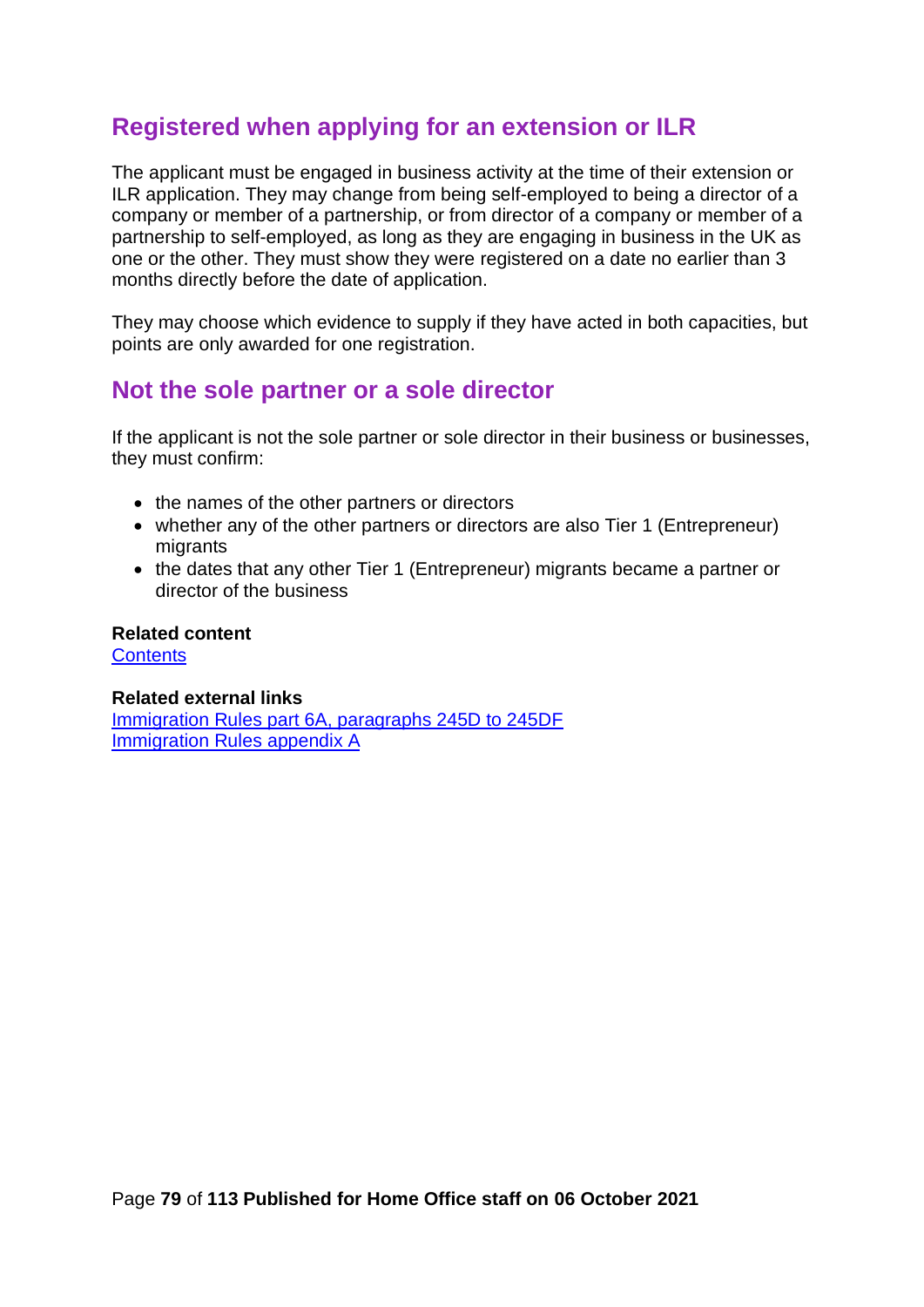## Registered when applying for an extension or ILR

The applicant must be engaged in business activity at the time of their extension or ILR application. They may change from being self-employed to being a director of a company or member of a partnership, or from director of a company or member of a partnership to self-employed, as long as they are engaging in business in the UK as one or the other. They must show they were registered on a date no earlier than 3 months directly before the date of application.

They may choose which evidence to supply if they have acted in both capacities, but points are only awarded for one registration.

## Not the sole partner or a sole director

If the applicant is not the sole partner or sole director in their business or businesses, they must confirm:

- the names of the other partners or directors
- whether any of the other partners or directors are also Tier 1 (Entrepreneur) migrants
- the dates that any other Tier 1 (Entrepreneur) migrants became a partner or director of the business

**Related content**
Contents

**Related external links**
Immigration Rules part 6A, paragraphs 245D to 245DF
Immigration Rules appendix A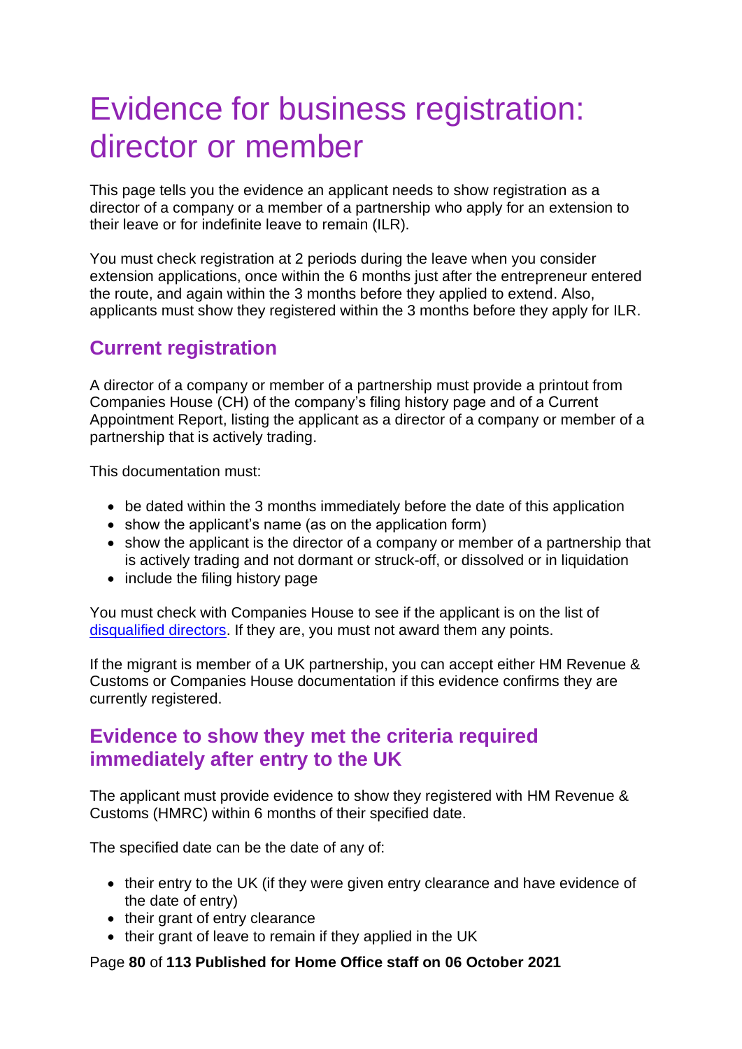# Evidence for business registration: director or member

This page tells you the evidence an applicant needs to show registration as a director of a company or a member of a partnership who apply for an extension to their leave or for indefinite leave to remain (ILR).

You must check registration at 2 periods during the leave when you consider extension applications, once within the 6 months just after the entrepreneur entered the route, and again within the 3 months before they applied to extend. Also, applicants must show they registered within the 3 months before they apply for ILR.

## Current registration

A director of a company or member of a partnership must provide a printout from Companies House (CH) of the company's filing history page and of a Current Appointment Report, listing the applicant as a director of a company or member of a partnership that is actively trading.

This documentation must:

- be dated within the 3 months immediately before the date of this application
- show the applicant's name (as on the application form)
- show the applicant is the director of a company or member of a partnership that is actively trading and not dormant or struck-off, or dissolved or in liquidation
- include the filing history page

You must check with Companies House to see if the applicant is on the list of [disqualified directors](). If they are, you must not award them any points.

If the migrant is member of a UK partnership, you can accept either HM Revenue & Customs or Companies House documentation if this evidence confirms they are currently registered.

## Evidence to show they met the criteria required immediately after entry to the UK

The applicant must provide evidence to show they registered with HM Revenue & Customs (HMRC) within 6 months of their specified date.

The specified date can be the date of any of:

- their entry to the UK (if they were given entry clearance and have evidence of the date of entry)
- their grant of entry clearance
- their grant of leave to remain if they applied in the UK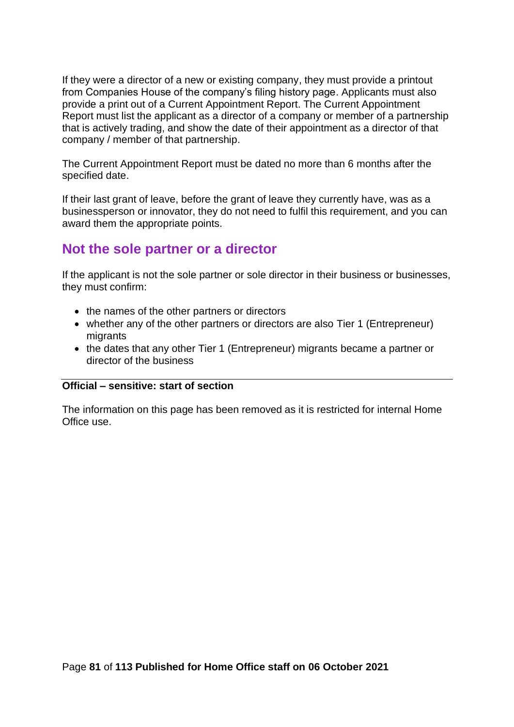If they were a director of a new or existing company, they must provide a printout from Companies House of the company's filing history page. Applicants must also provide a print out of a Current Appointment Report. The Current Appointment Report must list the applicant as a director of a company or member of a partnership that is actively trading, and show the date of their appointment as a director of that company / member of that partnership.

The Current Appointment Report must be dated no more than 6 months after the specified date.

If their last grant of leave, before the grant of leave they currently have, was as a businessperson or innovator, they do not need to fulfil this requirement, and you can award them the appropriate points.

## Not the sole partner or a director

If the applicant is not the sole partner or sole director in their business or businesses, they must confirm:

- the names of the other partners or directors
- whether any of the other partners or directors are also Tier 1 (Entrepreneur) migrants
- the dates that any other Tier 1 (Entrepreneur) migrants became a partner or director of the business

---

**Official – sensitive: start of section**

The information on this page has been removed as it is restricted for internal Home Office use.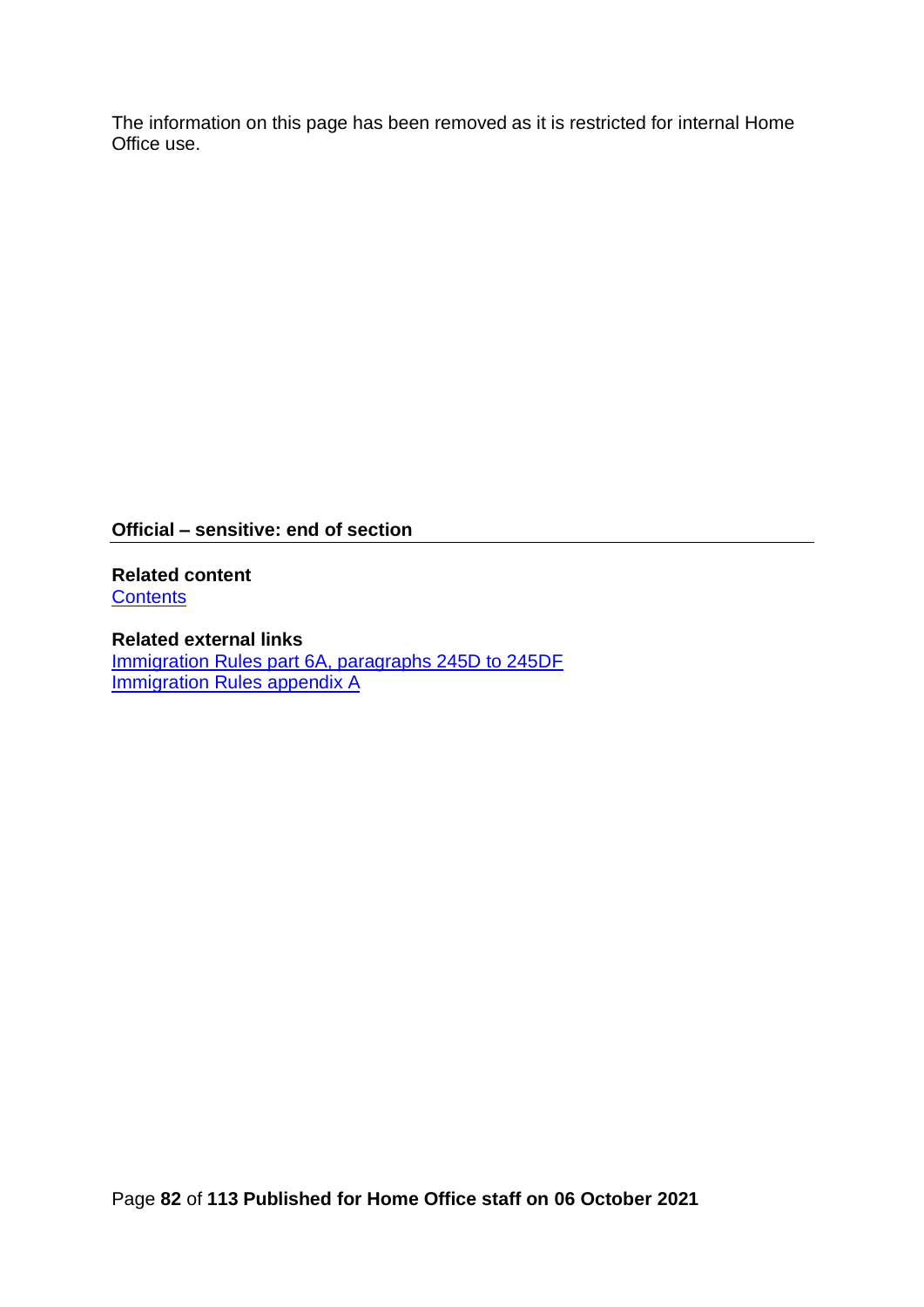The information on this page has been removed as it is restricted for internal Home Office use.

**Official – sensitive: end of section**

---

**Related content**
[Contents]()

**Related external links**
[Immigration Rules part 6A, paragraphs 245D to 245DF]()
[Immigration Rules appendix A]()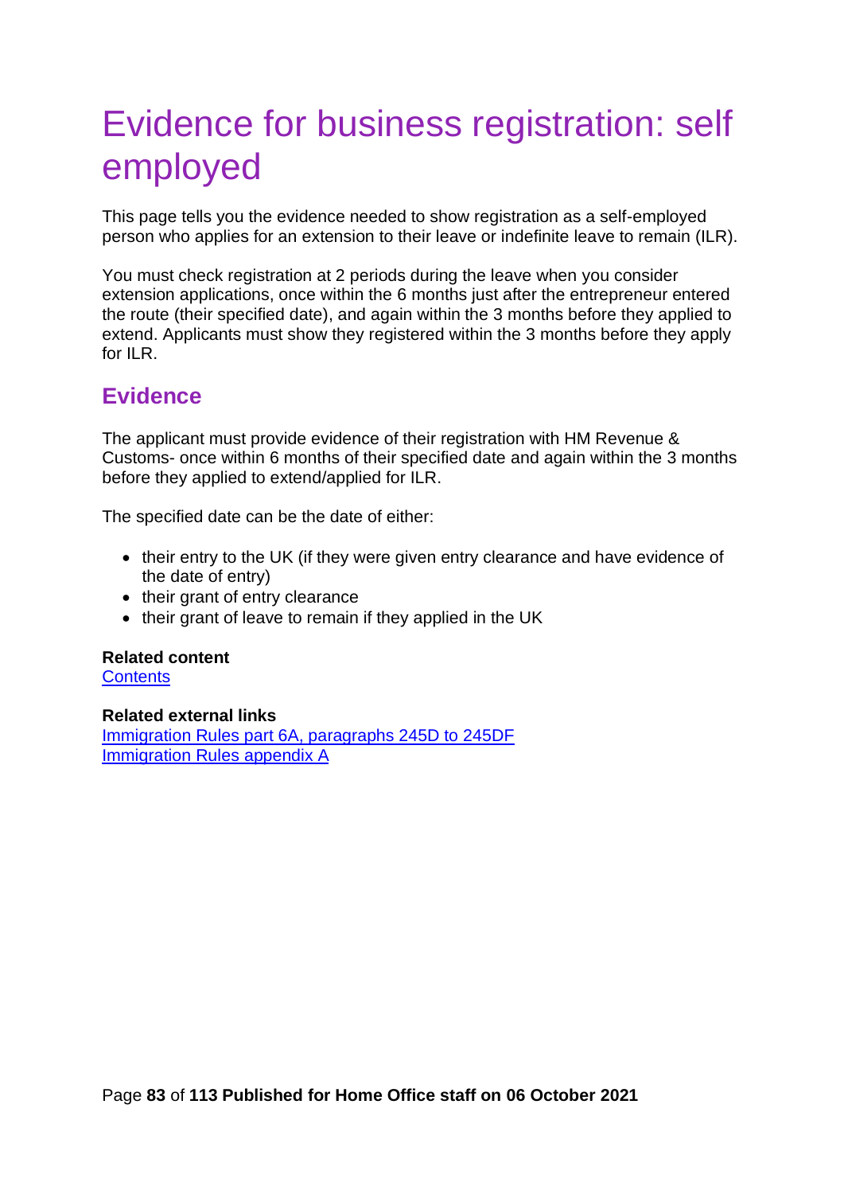# Evidence for business registration: self employed

This page tells you the evidence needed to show registration as a self-employed person who applies for an extension to their leave or indefinite leave to remain (ILR).

You must check registration at 2 periods during the leave when you consider extension applications, once within the 6 months just after the entrepreneur entered the route (their specified date), and again within the 3 months before they applied to extend. Applicants must show they registered within the 3 months before they apply for ILR.

## Evidence

The applicant must provide evidence of their registration with HM Revenue & Customs- once within 6 months of their specified date and again within the 3 months before they applied to extend/applied for ILR.

The specified date can be the date of either:

- their entry to the UK (if they were given entry clearance and have evidence of the date of entry)
- their grant of entry clearance
- their grant of leave to remain if they applied in the UK

**Related content**
[Contents]

**Related external links**
[Immigration Rules part 6A, paragraphs 245D to 245DF]
[Immigration Rules appendix A]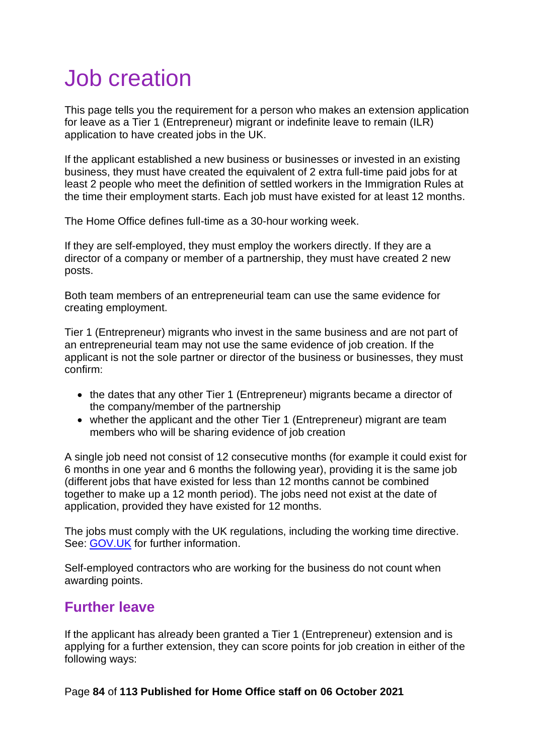# Job creation

This page tells you the requirement for a person who makes an extension application for leave as a Tier 1 (Entrepreneur) migrant or indefinite leave to remain (ILR) application to have created jobs in the UK.

If the applicant established a new business or businesses or invested in an existing business, they must have created the equivalent of 2 extra full-time paid jobs for at least 2 people who meet the definition of settled workers in the Immigration Rules at the time their employment starts. Each job must have existed for at least 12 months.

The Home Office defines full-time as a 30-hour working week.

If they are self-employed, they must employ the workers directly. If they are a director of a company or member of a partnership, they must have created 2 new posts.

Both team members of an entrepreneurial team can use the same evidence for creating employment.

Tier 1 (Entrepreneur) migrants who invest in the same business and are not part of an entrepreneurial team may not use the same evidence of job creation. If the applicant is not the sole partner or director of the business or businesses, they must confirm:

- the dates that any other Tier 1 (Entrepreneur) migrants became a director of the company/member of the partnership
- whether the applicant and the other Tier 1 (Entrepreneur) migrant are team members who will be sharing evidence of job creation

A single job need not consist of 12 consecutive months (for example it could exist for 6 months in one year and 6 months the following year), providing it is the same job (different jobs that have existed for less than 12 months cannot be combined together to make up a 12 month period). The jobs need not exist at the date of application, provided they have existed for 12 months.

The jobs must comply with the UK regulations, including the working time directive. See: [GOV.UK](https://www.gov.uk) for further information.

Self-employed contractors who are working for the business do not count when awarding points.

## Further leave

If the applicant has already been granted a Tier 1 (Entrepreneur) extension and is applying for a further extension, they can score points for job creation in either of the following ways: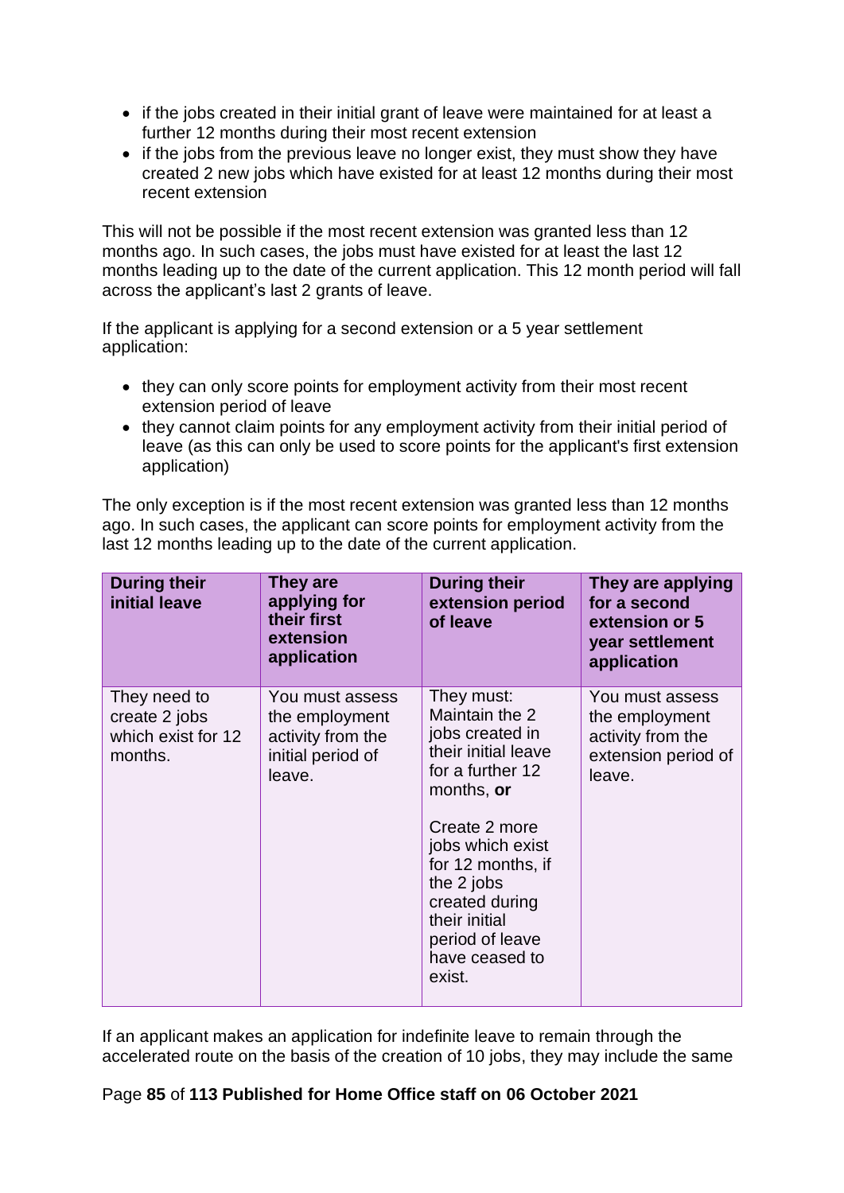- if the jobs created in their initial grant of leave were maintained for at least a further 12 months during their most recent extension
- if the jobs from the previous leave no longer exist, they must show they have created 2 new jobs which have existed for at least 12 months during their most recent extension

This will not be possible if the most recent extension was granted less than 12 months ago. In such cases, the jobs must have existed for at least the last 12 months leading up to the date of the current application. This 12 month period will fall across the applicant's last 2 grants of leave.

If the applicant is applying for a second extension or a 5 year settlement application:

- they can only score points for employment activity from their most recent extension period of leave
- they cannot claim points for any employment activity from their initial period of leave (as this can only be used to score points for the applicant's first extension application)

The only exception is if the most recent extension was granted less than 12 months ago. In such cases, the applicant can score points for employment activity from the last 12 months leading up to the date of the current application.

| During their initial leave | They are applying for their first extension application | During their extension period of leave | They are applying for a second extension or 5 year settlement application |
|---|---|---|---|
| They need to create 2 jobs which exist for 12 months. | You must assess the employment activity from the initial period of leave. | They must: Maintain the 2 jobs created in their initial leave for a further 12 months, **or**<br><br>Create 2 more jobs which exist for 12 months, if the 2 jobs created during their initial period of leave have ceased to exist. | You must assess the employment activity from the extension period of leave. |

If an applicant makes an application for indefinite leave to remain through the accelerated route on the basis of the creation of 10 jobs, they may include the same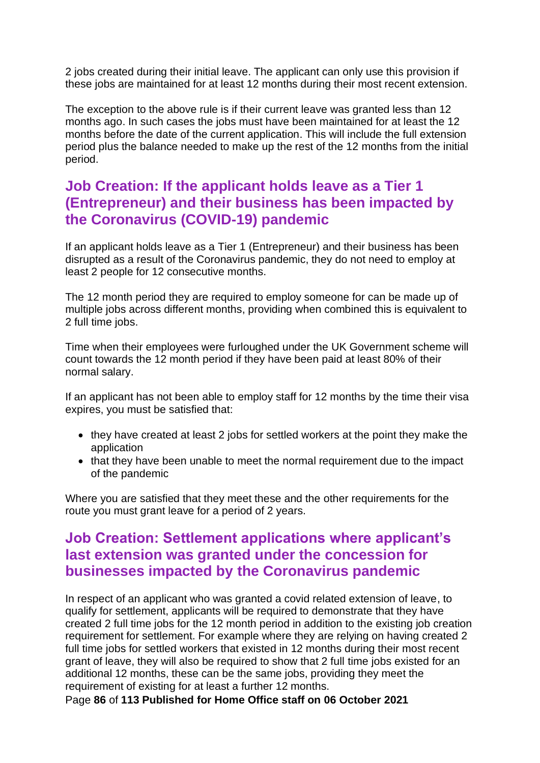2 jobs created during their initial leave. The applicant can only use this provision if these jobs are maintained for at least 12 months during their most recent extension.

The exception to the above rule is if their current leave was granted less than 12 months ago. In such cases the jobs must have been maintained for at least the 12 months before the date of the current application. This will include the full extension period plus the balance needed to make up the rest of the 12 months from the initial period.

## Job Creation: If the applicant holds leave as a Tier 1 (Entrepreneur) and their business has been impacted by the Coronavirus (COVID-19) pandemic

If an applicant holds leave as a Tier 1 (Entrepreneur) and their business has been disrupted as a result of the Coronavirus pandemic, they do not need to employ at least 2 people for 12 consecutive months.

The 12 month period they are required to employ someone for can be made up of multiple jobs across different months, providing when combined this is equivalent to 2 full time jobs.

Time when their employees were furloughed under the UK Government scheme will count towards the 12 month period if they have been paid at least 80% of their normal salary.

If an applicant has not been able to employ staff for 12 months by the time their visa expires, you must be satisfied that:

- they have created at least 2 jobs for settled workers at the point they make the application
- that they have been unable to meet the normal requirement due to the impact of the pandemic

Where you are satisfied that they meet these and the other requirements for the route you must grant leave for a period of 2 years.

## Job Creation: Settlement applications where applicant's last extension was granted under the concession for businesses impacted by the Coronavirus pandemic

In respect of an applicant who was granted a covid related extension of leave, to qualify for settlement, applicants will be required to demonstrate that they have created 2 full time jobs for the 12 month period in addition to the existing job creation requirement for settlement. For example where they are relying on having created 2 full time jobs for settled workers that existed in 12 months during their most recent grant of leave, they will also be required to show that 2 full time jobs existed for an additional 12 months, these can be the same jobs, providing they meet the requirement of existing for at least a further 12 months.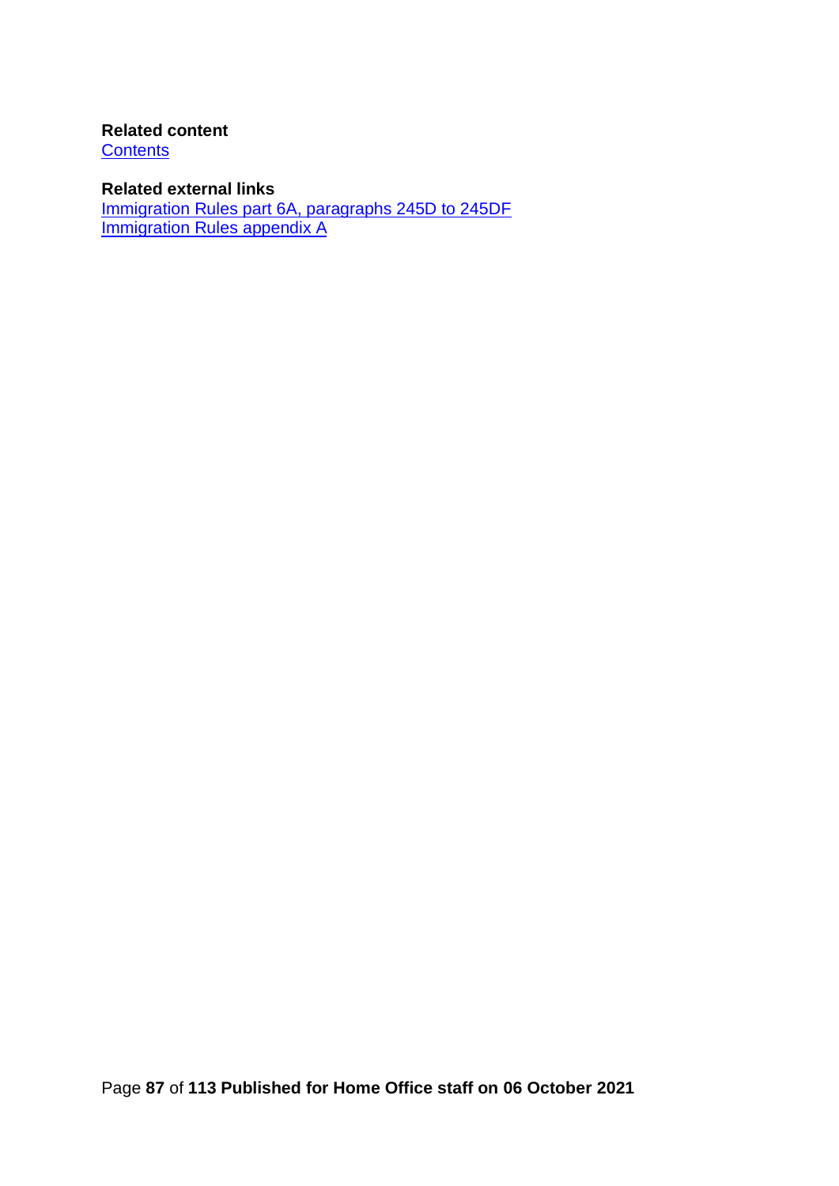**Related content**
Contents

**Related external links**
Immigration Rules part 6A, paragraphs 245D to 245DF
Immigration Rules appendix A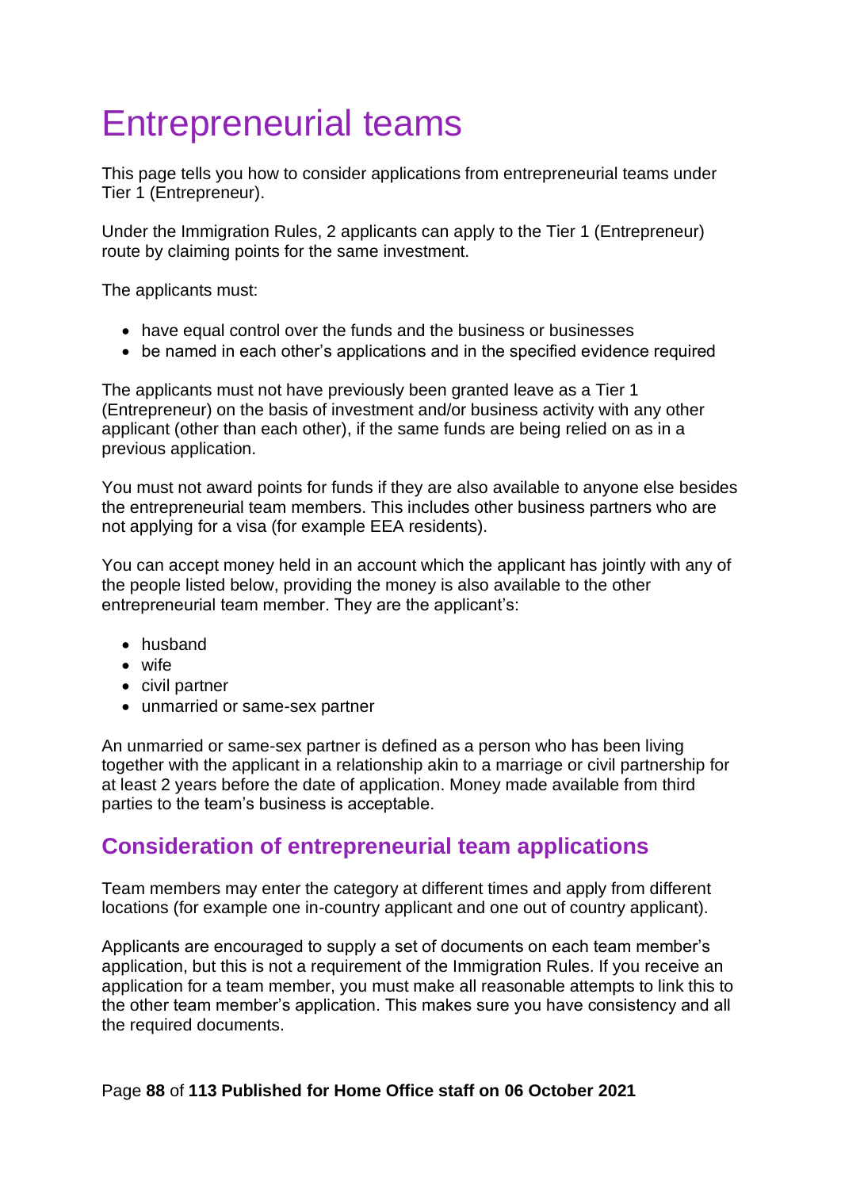# Entrepreneurial teams

This page tells you how to consider applications from entrepreneurial teams under Tier 1 (Entrepreneur).

Under the Immigration Rules, 2 applicants can apply to the Tier 1 (Entrepreneur) route by claiming points for the same investment.

The applicants must:

- have equal control over the funds and the business or businesses
- be named in each other's applications and in the specified evidence required

The applicants must not have previously been granted leave as a Tier 1 (Entrepreneur) on the basis of investment and/or business activity with any other applicant (other than each other), if the same funds are being relied on as in a previous application.

You must not award points for funds if they are also available to anyone else besides the entrepreneurial team members. This includes other business partners who are not applying for a visa (for example EEA residents).

You can accept money held in an account which the applicant has jointly with any of the people listed below, providing the money is also available to the other entrepreneurial team member. They are the applicant's:

- husband
- wife
- civil partner
- unmarried or same-sex partner

An unmarried or same-sex partner is defined as a person who has been living together with the applicant in a relationship akin to a marriage or civil partnership for at least 2 years before the date of application. Money made available from third parties to the team's business is acceptable.

## Consideration of entrepreneurial team applications

Team members may enter the category at different times and apply from different locations (for example one in-country applicant and one out of country applicant).

Applicants are encouraged to supply a set of documents on each team member's application, but this is not a requirement of the Immigration Rules. If you receive an application for a team member, you must make all reasonable attempts to link this to the other team member's application. This makes sure you have consistency and all the required documents.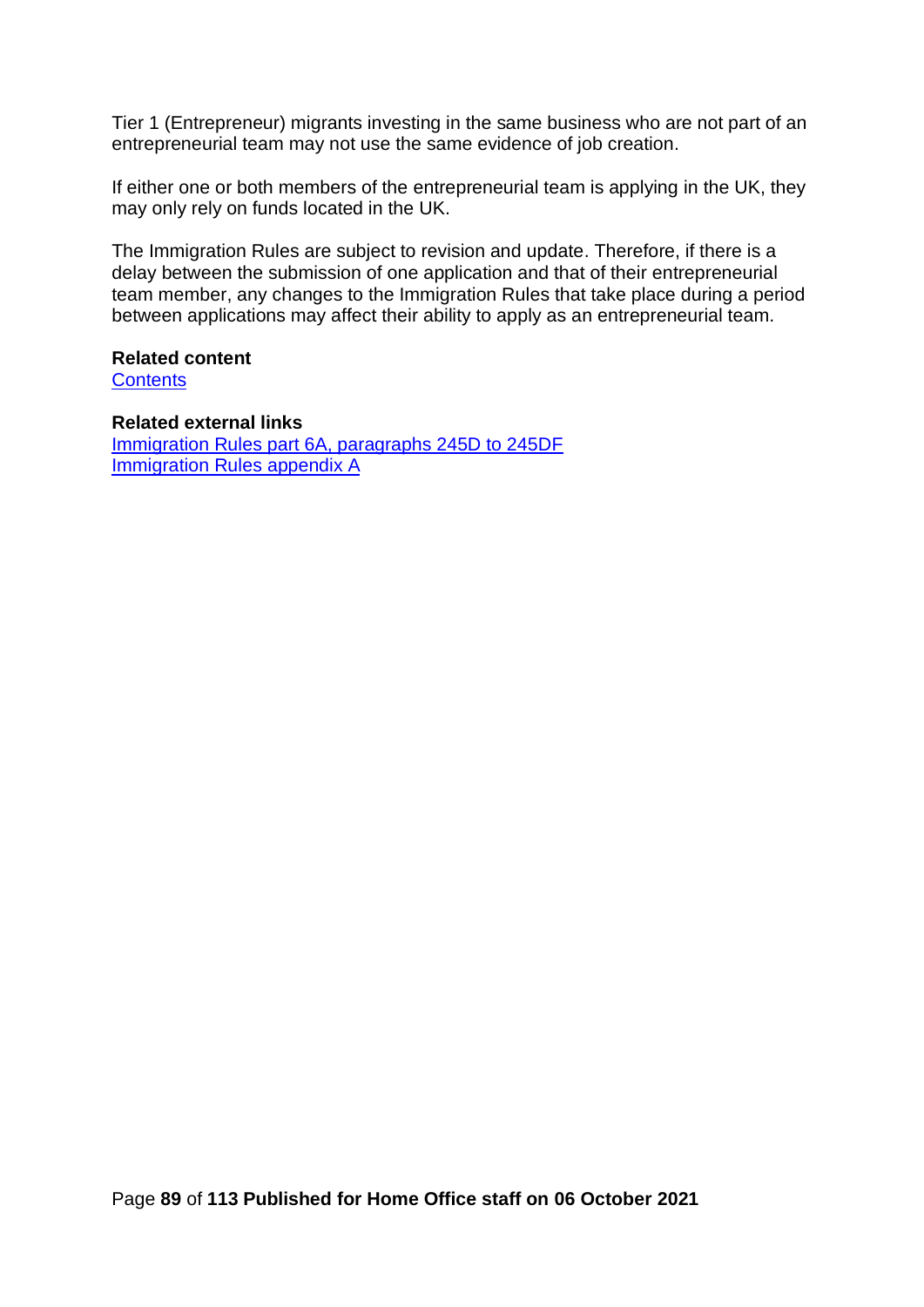Tier 1 (Entrepreneur) migrants investing in the same business who are not part of an entrepreneurial team may not use the same evidence of job creation.

If either one or both members of the entrepreneurial team is applying in the UK, they may only rely on funds located in the UK.

The Immigration Rules are subject to revision and update. Therefore, if there is a delay between the submission of one application and that of their entrepreneurial team member, any changes to the Immigration Rules that take place during a period between applications may affect their ability to apply as an entrepreneurial team.

**Related content**
Contents

**Related external links**
Immigration Rules part 6A, paragraphs 245D to 245DF
Immigration Rules appendix A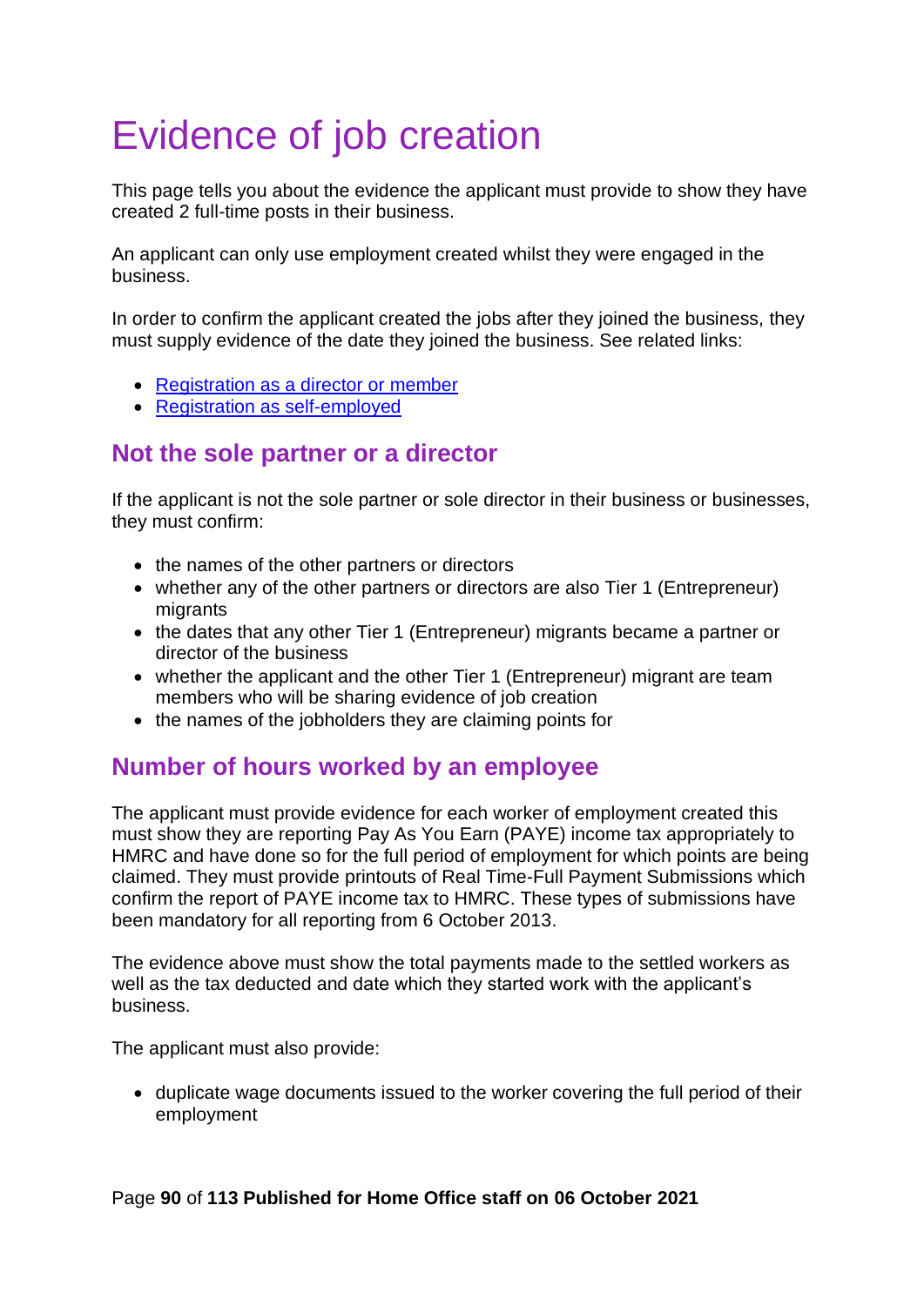# Evidence of job creation

This page tells you about the evidence the applicant must provide to show they have created 2 full-time posts in their business.

An applicant can only use employment created whilst they were engaged in the business.

In order to confirm the applicant created the jobs after they joined the business, they must supply evidence of the date they joined the business. See related links:

- Registration as a director or member
- Registration as self-employed

## Not the sole partner or a director

If the applicant is not the sole partner or sole director in their business or businesses, they must confirm:

- the names of the other partners or directors
- whether any of the other partners or directors are also Tier 1 (Entrepreneur) migrants
- the dates that any other Tier 1 (Entrepreneur) migrants became a partner or director of the business
- whether the applicant and the other Tier 1 (Entrepreneur) migrant are team members who will be sharing evidence of job creation
- the names of the jobholders they are claiming points for

## Number of hours worked by an employee

The applicant must provide evidence for each worker of employment created this must show they are reporting Pay As You Earn (PAYE) income tax appropriately to HMRC and have done so for the full period of employment for which points are being claimed. They must provide printouts of Real Time-Full Payment Submissions which confirm the report of PAYE income tax to HMRC. These types of submissions have been mandatory for all reporting from 6 October 2013.

The evidence above must show the total payments made to the settled workers as well as the tax deducted and date which they started work with the applicant's business.

The applicant must also provide:

- duplicate wage documents issued to the worker covering the full period of their employment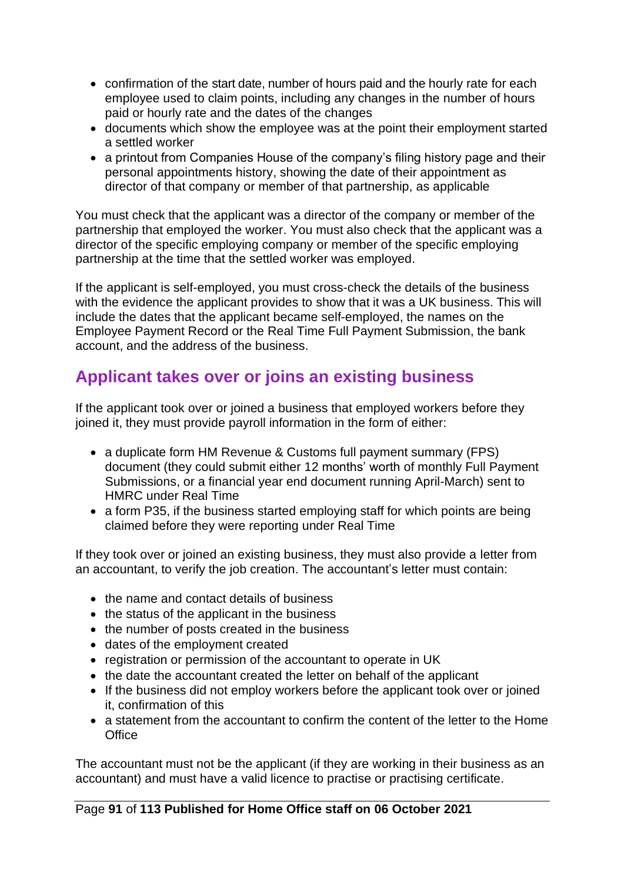- confirmation of the start date, number of hours paid and the hourly rate for each employee used to claim points, including any changes in the number of hours paid or hourly rate and the dates of the changes
- documents which show the employee was at the point their employment started a settled worker
- a printout from Companies House of the company's filing history page and their personal appointments history, showing the date of their appointment as director of that company or member of that partnership, as applicable

You must check that the applicant was a director of the company or member of the partnership that employed the worker. You must also check that the applicant was a director of the specific employing company or member of the specific employing partnership at the time that the settled worker was employed.

If the applicant is self-employed, you must cross-check the details of the business with the evidence the applicant provides to show that it was a UK business. This will include the dates that the applicant became self-employed, the names on the Employee Payment Record or the Real Time Full Payment Submission, the bank account, and the address of the business.

## Applicant takes over or joins an existing business

If the applicant took over or joined a business that employed workers before they joined it, they must provide payroll information in the form of either:

- a duplicate form HM Revenue & Customs full payment summary (FPS) document (they could submit either 12 months' worth of monthly Full Payment Submissions, or a financial year end document running April-March) sent to HMRC under Real Time
- a form P35, if the business started employing staff for which points are being claimed before they were reporting under Real Time

If they took over or joined an existing business, they must also provide a letter from an accountant, to verify the job creation. The accountant's letter must contain:

- the name and contact details of business
- the status of the applicant in the business
- the number of posts created in the business
- dates of the employment created
- registration or permission of the accountant to operate in UK
- the date the accountant created the letter on behalf of the applicant
- If the business did not employ workers before the applicant took over or joined it, confirmation of this
- a statement from the accountant to confirm the content of the letter to the Home Office

The accountant must not be the applicant (if they are working in their business as an accountant) and must have a valid licence to practise or practising certificate.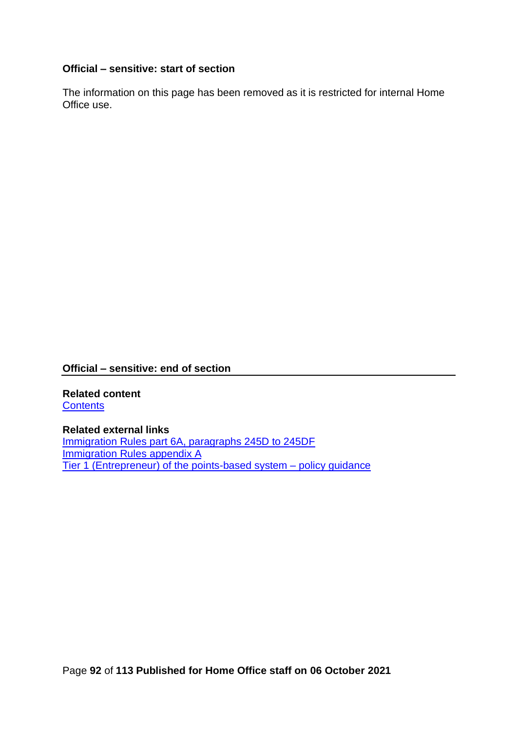**Official – sensitive: start of section**

The information on this page has been removed as it is restricted for internal Home Office use.

**Official – sensitive: end of section**

---

**Related content**
[Contents]

**Related external links**
[Immigration Rules part 6A, paragraphs 245D to 245DF]
[Immigration Rules appendix A]
[Tier 1 (Entrepreneur) of the points-based system – policy guidance]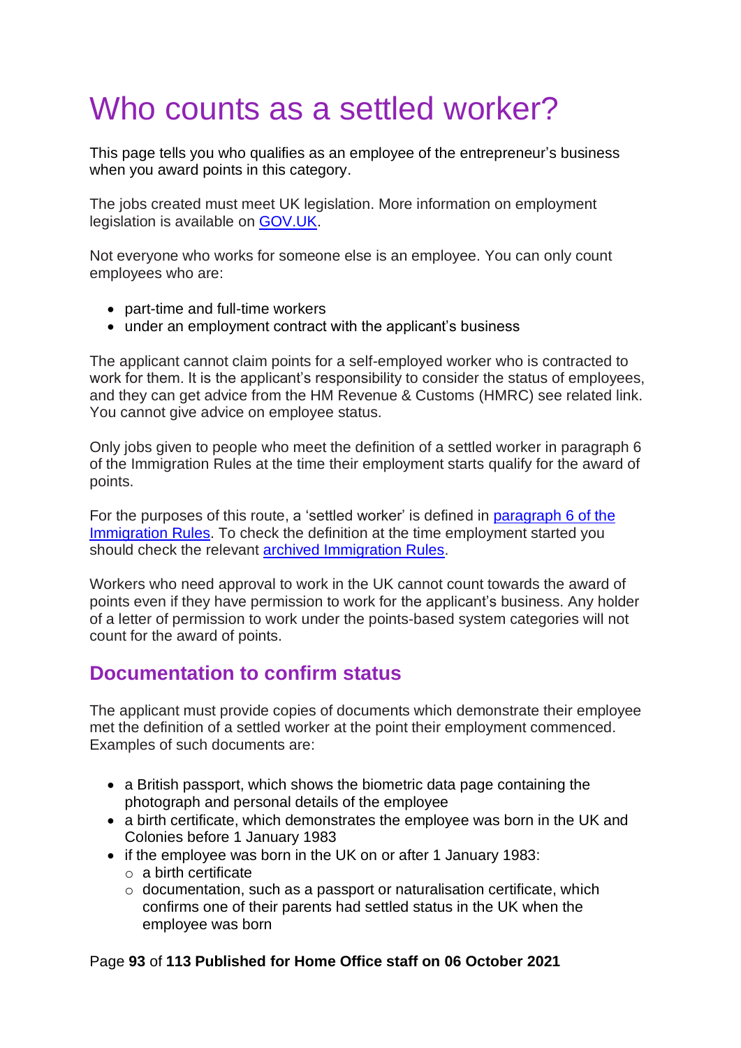# Who counts as a settled worker?

This page tells you who qualifies as an employee of the entrepreneur's business when you award points in this category.

The jobs created must meet UK legislation. More information on employment legislation is available on [GOV.UK](GOV.UK).

Not everyone who works for someone else is an employee. You can only count employees who are:

- part-time and full-time workers
- under an employment contract with the applicant's business

The applicant cannot claim points for a self-employed worker who is contracted to work for them. It is the applicant's responsibility to consider the status of employees, and they can get advice from the HM Revenue & Customs (HMRC) see related link. You cannot give advice on employee status.

Only jobs given to people who meet the definition of a settled worker in paragraph 6 of the Immigration Rules at the time their employment starts qualify for the award of points.

For the purposes of this route, a 'settled worker' is defined in paragraph 6 of the Immigration Rules. To check the definition at the time employment started you should check the relevant archived Immigration Rules.

Workers who need approval to work in the UK cannot count towards the award of points even if they have permission to work for the applicant's business. Any holder of a letter of permission to work under the points-based system categories will not count for the award of points.

## Documentation to confirm status

The applicant must provide copies of documents which demonstrate their employee met the definition of a settled worker at the point their employment commenced. Examples of such documents are:

- a British passport, which shows the biometric data page containing the photograph and personal details of the employee
- a birth certificate, which demonstrates the employee was born in the UK and Colonies before 1 January 1983
- if the employee was born in the UK on or after 1 January 1983:
  - a birth certificate
  - documentation, such as a passport or naturalisation certificate, which confirms one of their parents had settled status in the UK when the employee was born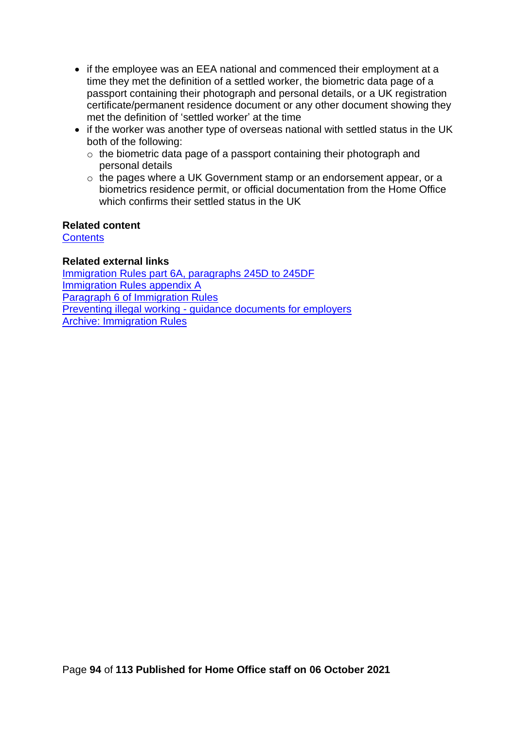- if the employee was an EEA national and commenced their employment at a time they met the definition of a settled worker, the biometric data page of a passport containing their photograph and personal details, or a UK registration certificate/permanent residence document or any other document showing they met the definition of 'settled worker' at the time
- if the worker was another type of overseas national with settled status in the UK both of the following:
  - the biometric data page of a passport containing their photograph and personal details
  - the pages where a UK Government stamp or an endorsement appear, or a biometrics residence permit, or official documentation from the Home Office which confirms their settled status in the UK

**Related content**

Contents

**Related external links**

Immigration Rules part 6A, paragraphs 245D to 245DF

Immigration Rules appendix A

Paragraph 6 of Immigration Rules

Preventing illegal working - guidance documents for employers

Archive: Immigration Rules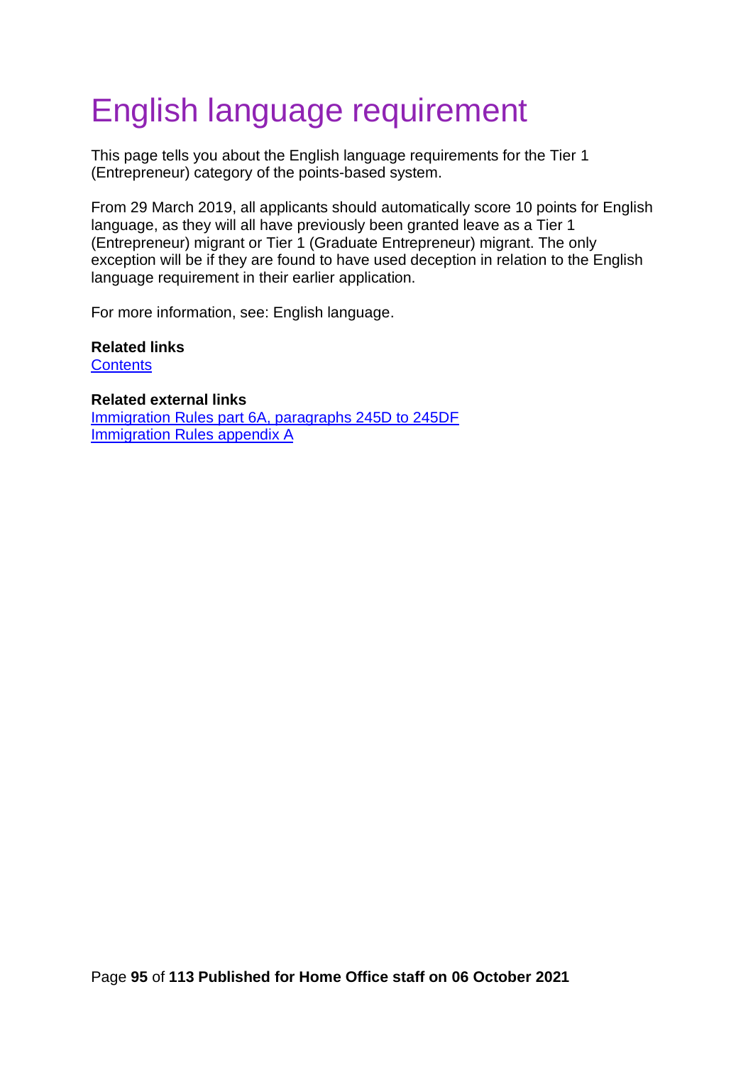# English language requirement

This page tells you about the English language requirements for the Tier 1 (Entrepreneur) category of the points-based system.

From 29 March 2019, all applicants should automatically score 10 points for English language, as they will all have previously been granted leave as a Tier 1 (Entrepreneur) migrant or Tier 1 (Graduate Entrepreneur) migrant. The only exception will be if they are found to have used deception in relation to the English language requirement in their earlier application.

For more information, see: English language.

**Related links**
Contents

**Related external links**
Immigration Rules part 6A, paragraphs 245D to 245DF
Immigration Rules appendix A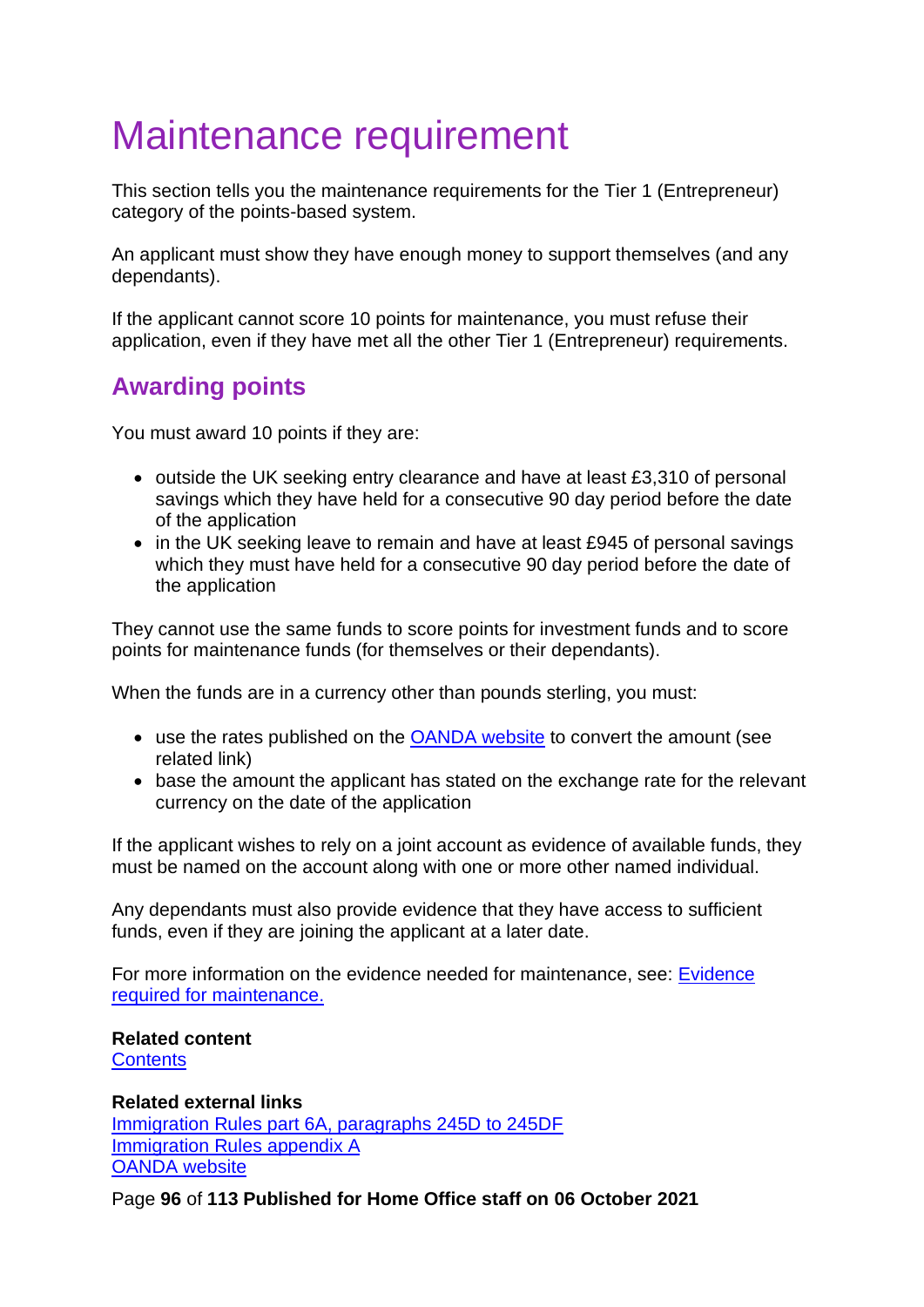# Maintenance requirement

This section tells you the maintenance requirements for the Tier 1 (Entrepreneur) category of the points-based system.

An applicant must show they have enough money to support themselves (and any dependants).

If the applicant cannot score 10 points for maintenance, you must refuse their application, even if they have met all the other Tier 1 (Entrepreneur) requirements.

## Awarding points

You must award 10 points if they are:

- outside the UK seeking entry clearance and have at least £3,310 of personal savings which they have held for a consecutive 90 day period before the date of the application
- in the UK seeking leave to remain and have at least £945 of personal savings which they must have held for a consecutive 90 day period before the date of the application

They cannot use the same funds to score points for investment funds and to score points for maintenance funds (for themselves or their dependants).

When the funds are in a currency other than pounds sterling, you must:

- use the rates published on the OANDA website to convert the amount (see related link)
- base the amount the applicant has stated on the exchange rate for the relevant currency on the date of the application

If the applicant wishes to rely on a joint account as evidence of available funds, they must be named on the account along with one or more other named individual.

Any dependants must also provide evidence that they have access to sufficient funds, even if they are joining the applicant at a later date.

For more information on the evidence needed for maintenance, see: Evidence required for maintenance.

**Related content**
Contents

**Related external links**
Immigration Rules part 6A, paragraphs 245D to 245DF
Immigration Rules appendix A
OANDA website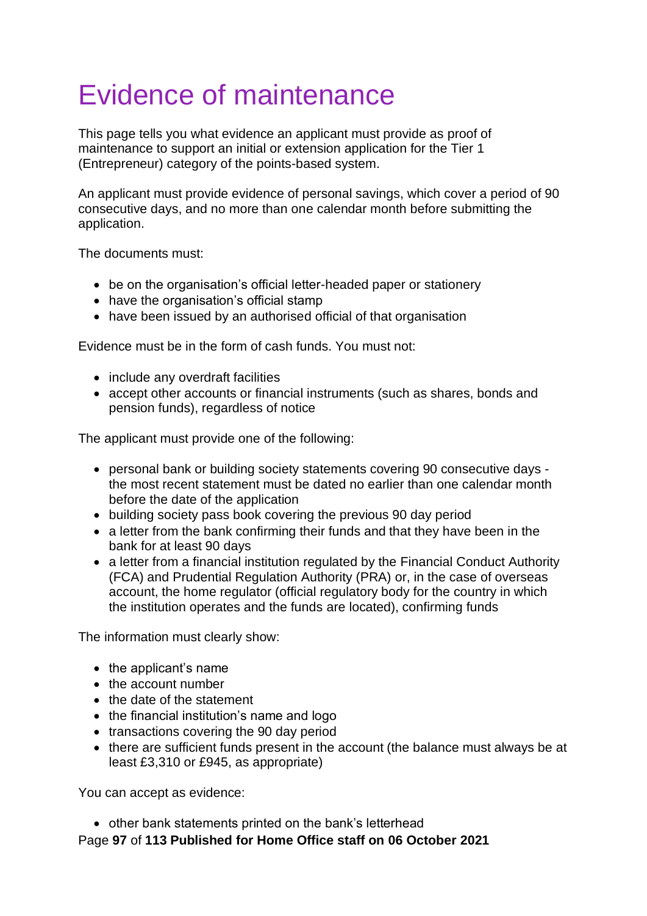# Evidence of maintenance

This page tells you what evidence an applicant must provide as proof of maintenance to support an initial or extension application for the Tier 1 (Entrepreneur) category of the points-based system.

An applicant must provide evidence of personal savings, which cover a period of 90 consecutive days, and no more than one calendar month before submitting the application.

The documents must:

- be on the organisation's official letter-headed paper or stationery
- have the organisation's official stamp
- have been issued by an authorised official of that organisation

Evidence must be in the form of cash funds. You must not:

- include any overdraft facilities
- accept other accounts or financial instruments (such as shares, bonds and pension funds), regardless of notice

The applicant must provide one of the following:

- personal bank or building society statements covering 90 consecutive days - the most recent statement must be dated no earlier than one calendar month before the date of the application
- building society pass book covering the previous 90 day period
- a letter from the bank confirming their funds and that they have been in the bank for at least 90 days
- a letter from a financial institution regulated by the Financial Conduct Authority (FCA) and Prudential Regulation Authority (PRA) or, in the case of overseas account, the home regulator (official regulatory body for the country in which the institution operates and the funds are located), confirming funds

The information must clearly show:

- the applicant's name
- the account number
- the date of the statement
- the financial institution's name and logo
- transactions covering the 90 day period
- there are sufficient funds present in the account (the balance must always be at least £3,310 or £945, as appropriate)

You can accept as evidence:

- other bank statements printed on the bank's letterhead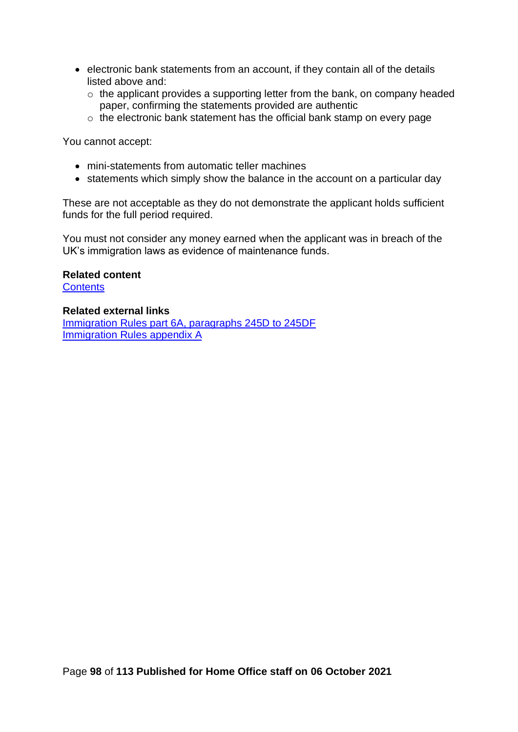- electronic bank statements from an account, if they contain all of the details listed above and:
  - the applicant provides a supporting letter from the bank, on company headed paper, confirming the statements provided are authentic
  - the electronic bank statement has the official bank stamp on every page

You cannot accept:

- mini-statements from automatic teller machines
- statements which simply show the balance in the account on a particular day

These are not acceptable as they do not demonstrate the applicant holds sufficient funds for the full period required.

You must not consider any money earned when the applicant was in breach of the UK's immigration laws as evidence of maintenance funds.

**Related content**
Contents

**Related external links**
Immigration Rules part 6A, paragraphs 245D to 245DF
Immigration Rules appendix A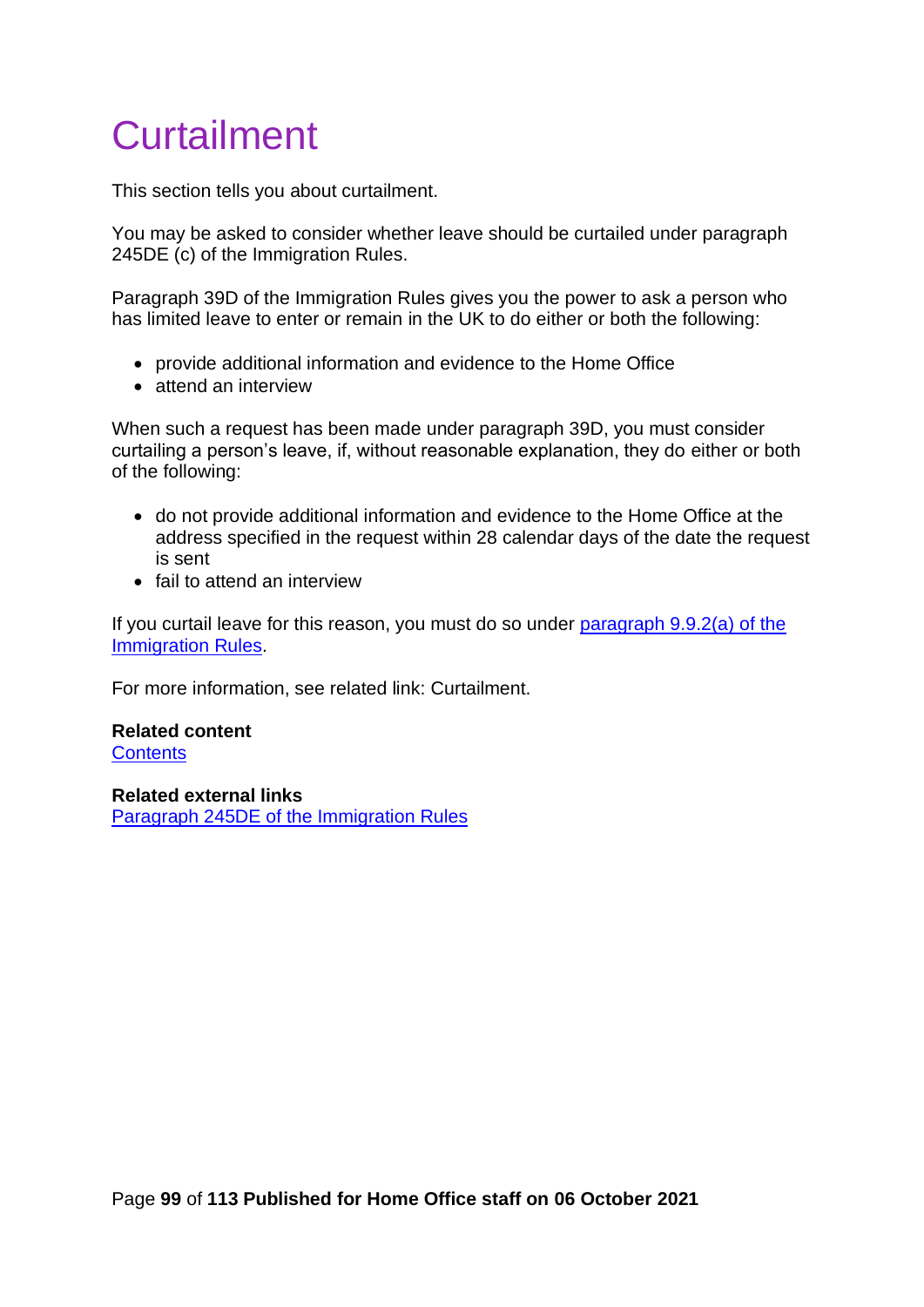# Curtailment

This section tells you about curtailment.

You may be asked to consider whether leave should be curtailed under paragraph 245DE (c) of the Immigration Rules.

Paragraph 39D of the Immigration Rules gives you the power to ask a person who has limited leave to enter or remain in the UK to do either or both the following:

- provide additional information and evidence to the Home Office
- attend an interview

When such a request has been made under paragraph 39D, you must consider curtailing a person's leave, if, without reasonable explanation, they do either or both of the following:

- do not provide additional information and evidence to the Home Office at the address specified in the request within 28 calendar days of the date the request is sent
- fail to attend an interview

If you curtail leave for this reason, you must do so under [paragraph 9.9.2(a) of the Immigration Rules](#).

For more information, see related link: Curtailment.

**Related content**
[Contents](#)

**Related external links**
[Paragraph 245DE of the Immigration Rules](#)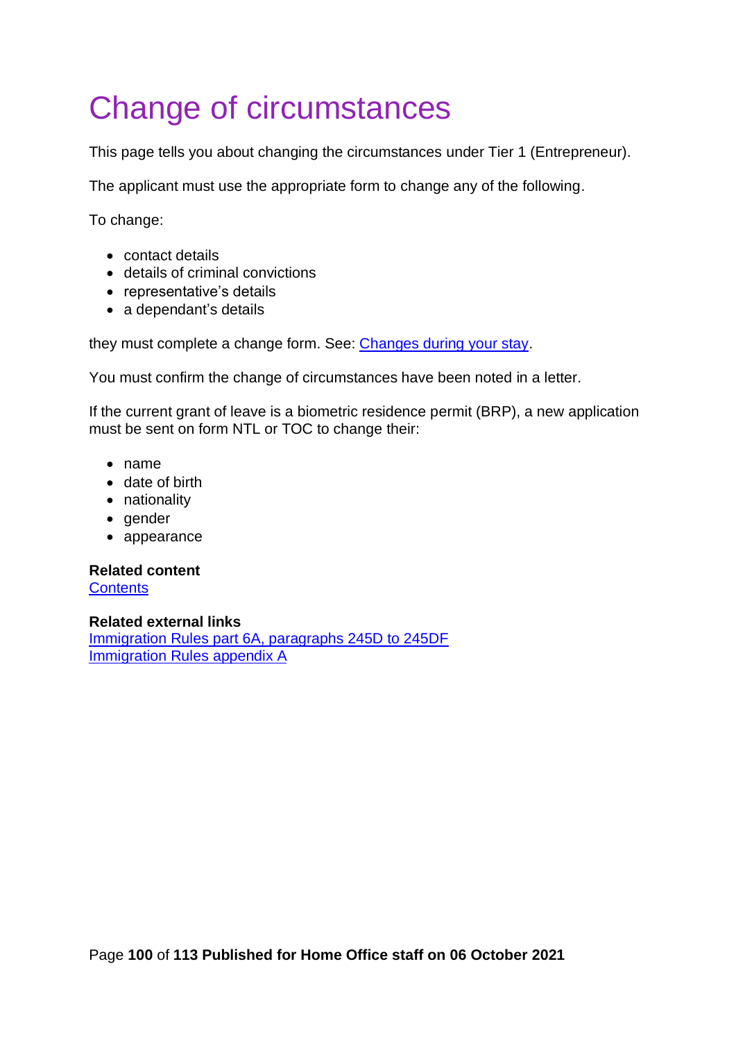# Change of circumstances

This page tells you about changing the circumstances under Tier 1 (Entrepreneur).

The applicant must use the appropriate form to change any of the following.

To change:

- contact details
- details of criminal convictions
- representative's details
- a dependant's details

they must complete a change form. See: [Changes during your stay](#).

You must confirm the change of circumstances have been noted in a letter.

If the current grant of leave is a biometric residence permit (BRP), a new application must be sent on form NTL or TOC to change their:

- name
- date of birth
- nationality
- gender
- appearance

**Related content**
[Contents](#)

**Related external links**
[Immigration Rules part 6A, paragraphs 245D to 245DF](#)
[Immigration Rules appendix A](#)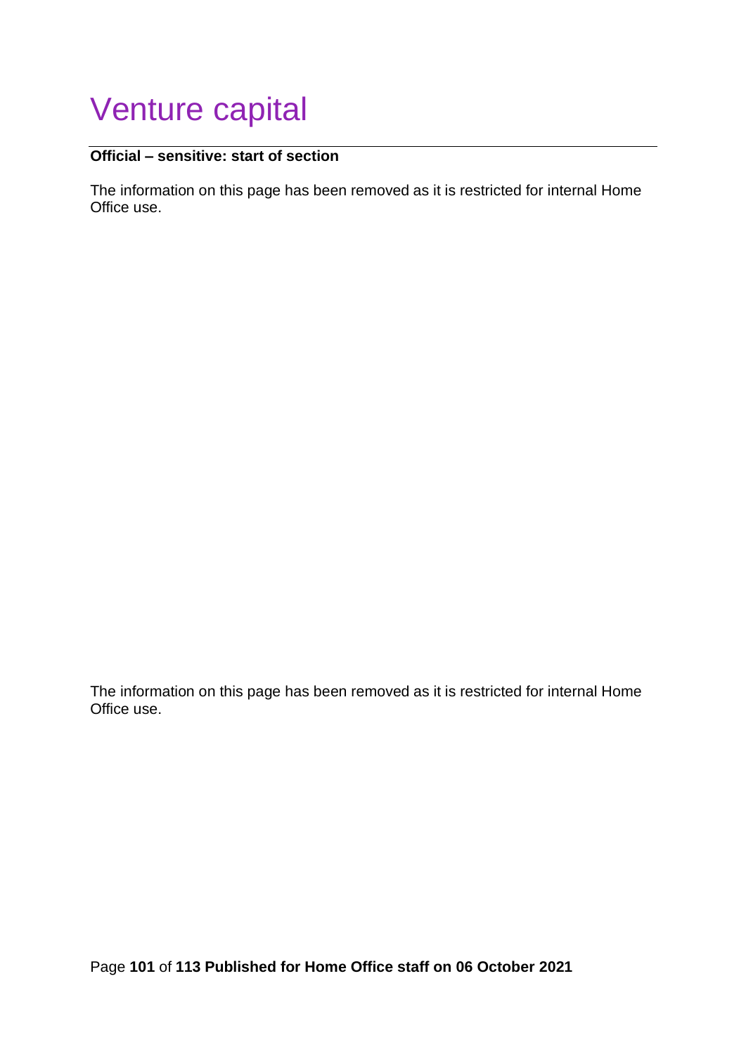# Venture capital

**Official – sensitive: start of section**

The information on this page has been removed as it is restricted for internal Home Office use.

The information on this page has been removed as it is restricted for internal Home Office use.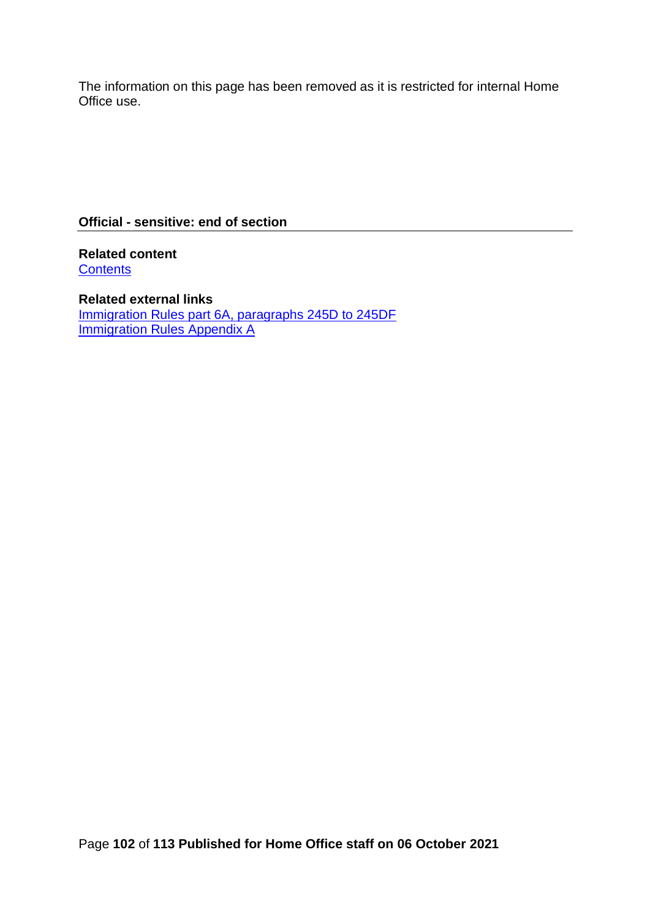The information on this page has been removed as it is restricted for internal Home Office use.

**Official - sensitive: end of section**

---

**Related content**
Contents

**Related external links**
Immigration Rules part 6A, paragraphs 245D to 245DF
Immigration Rules Appendix A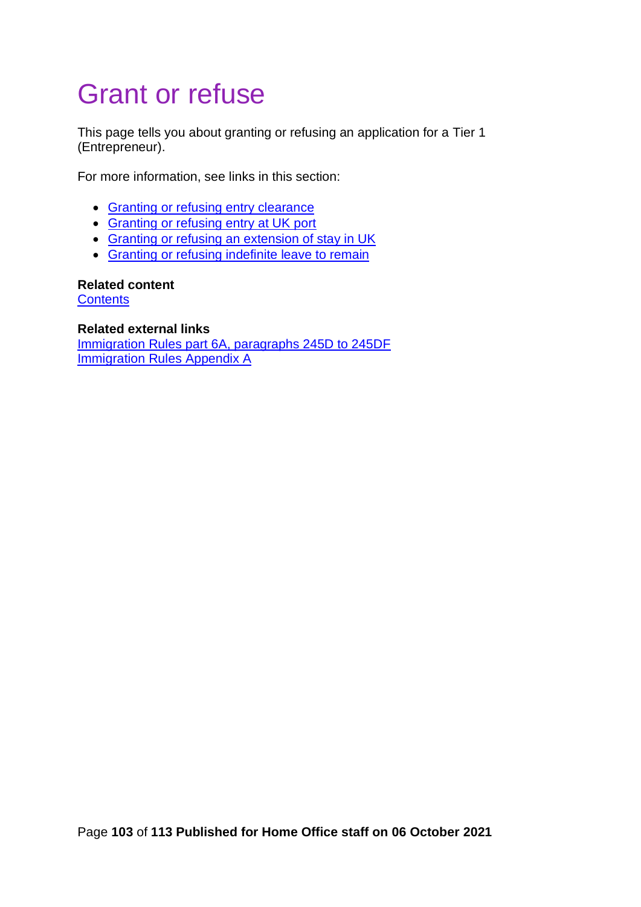# Grant or refuse

This page tells you about granting or refusing an application for a Tier 1 (Entrepreneur).

For more information, see links in this section:

- Granting or refusing entry clearance
- Granting or refusing entry at UK port
- Granting or refusing an extension of stay in UK
- Granting or refusing indefinite leave to remain

**Related content**
Contents

**Related external links**
Immigration Rules part 6A, paragraphs 245D to 245DF
Immigration Rules Appendix A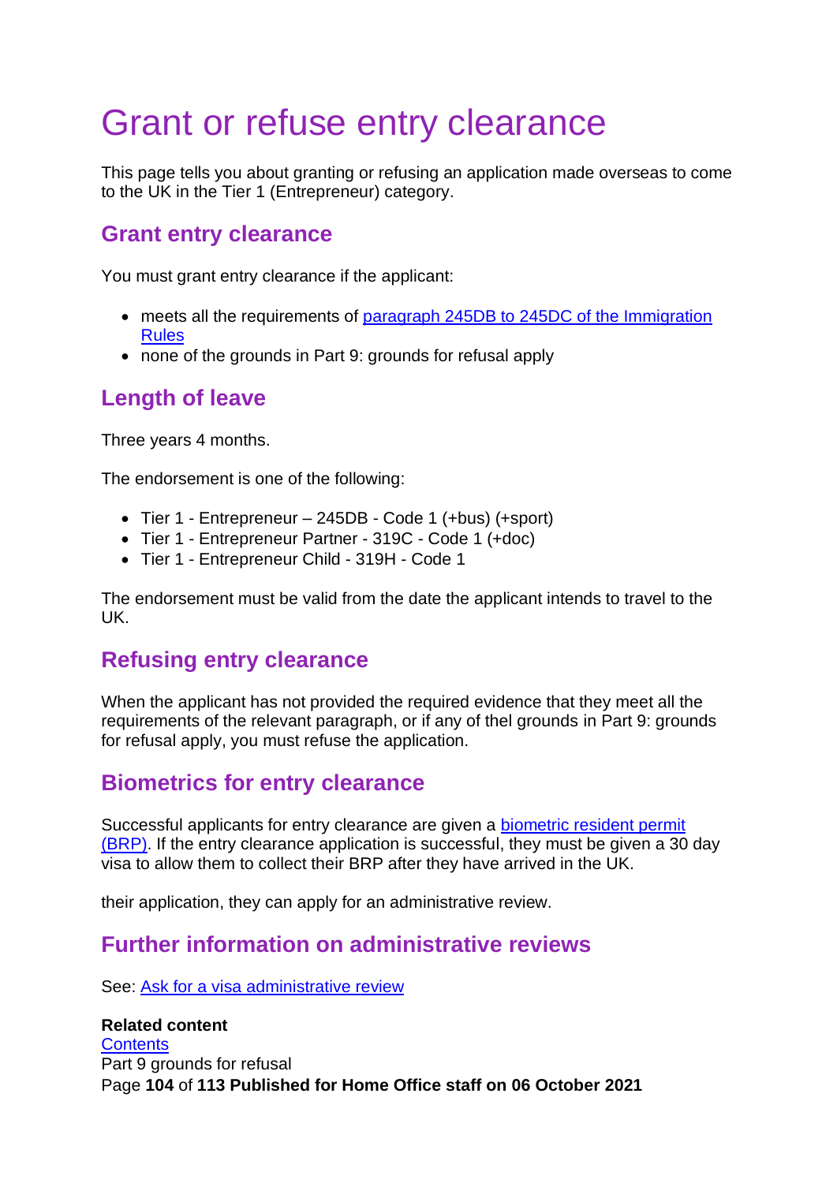# Grant or refuse entry clearance

This page tells you about granting or refusing an application made overseas to come to the UK in the Tier 1 (Entrepreneur) category.

## Grant entry clearance

You must grant entry clearance if the applicant:

- meets all the requirements of paragraph 245DB to 245DC of the Immigration Rules
- none of the grounds in Part 9: grounds for refusal apply

## Length of leave

Three years 4 months.

The endorsement is one of the following:

- Tier 1 - Entrepreneur – 245DB - Code 1 (+bus) (+sport)
- Tier 1 - Entrepreneur Partner - 319C - Code 1 (+doc)
- Tier 1 - Entrepreneur Child - 319H - Code 1

The endorsement must be valid from the date the applicant intends to travel to the UK.

## Refusing entry clearance

When the applicant has not provided the required evidence that they meet all the requirements of the relevant paragraph, or if any of thel grounds in Part 9: grounds for refusal apply, you must refuse the application.

## Biometrics for entry clearance

Successful applicants for entry clearance are given a biometric resident permit (BRP). If the entry clearance application is successful, they must be given a 30 day visa to allow them to collect their BRP after they have arrived in the UK.

their application, they can apply for an administrative review.

## Further information on administrative reviews

See: Ask for a visa administrative review

**Related content**
Contents
Part 9 grounds for refusal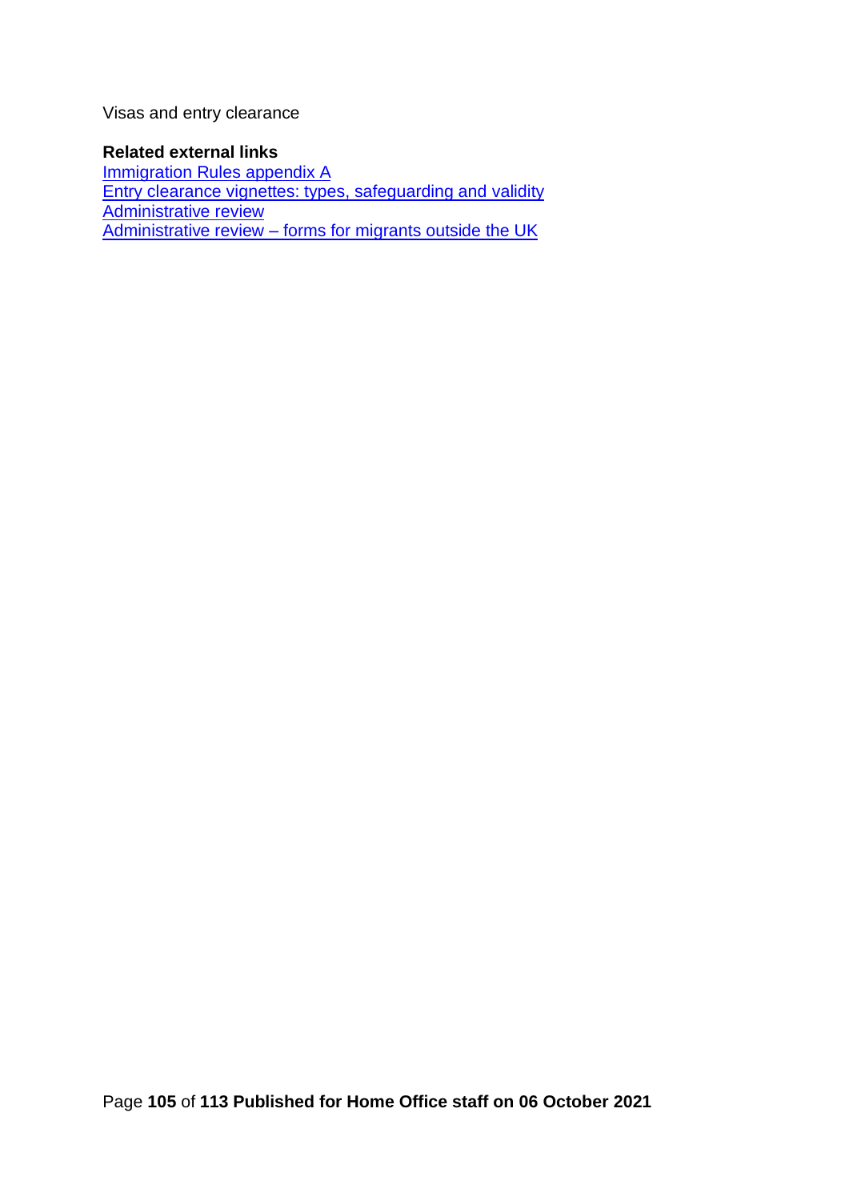Visas and entry clearance

**Related external links**

[Immigration Rules appendix A]

[Entry clearance vignettes: types, safeguarding and validity]

[Administrative review]

[Administrative review – forms for migrants outside the UK]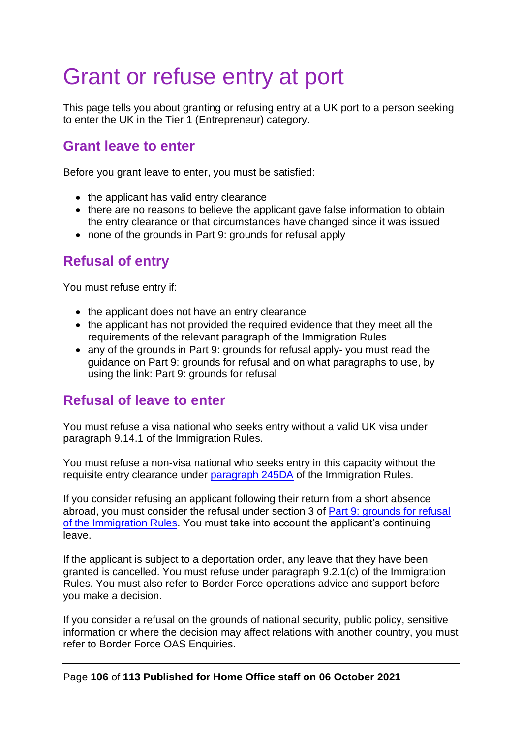# Grant or refuse entry at port

This page tells you about granting or refusing entry at a UK port to a person seeking to enter the UK in the Tier 1 (Entrepreneur) category.

## Grant leave to enter

Before you grant leave to enter, you must be satisfied:

- the applicant has valid entry clearance
- there are no reasons to believe the applicant gave false information to obtain the entry clearance or that circumstances have changed since it was issued
- none of the grounds in Part 9: grounds for refusal apply

## Refusal of entry

You must refuse entry if:

- the applicant does not have an entry clearance
- the applicant has not provided the required evidence that they meet all the requirements of the relevant paragraph of the Immigration Rules
- any of the grounds in Part 9: grounds for refusal apply- you must read the guidance on Part 9: grounds for refusal and on what paragraphs to use, by using the link: Part 9: grounds for refusal

## Refusal of leave to enter

You must refuse a visa national who seeks entry without a valid UK visa under paragraph 9.14.1 of the Immigration Rules.

You must refuse a non-visa national who seeks entry in this capacity without the requisite entry clearance under [paragraph 245DA](https://www.gov.uk/guidance/immigration-rules/immigration-rules-part-6a-the-points-based-system) of the Immigration Rules.

If you consider refusing an applicant following their return from a short absence abroad, you must consider the refusal under section 3 of [Part 9: grounds for refusal of the Immigration Rules](https://www.gov.uk/guidance/immigration-rules/immigration-rules-part-9-grounds-for-refusal). You must take into account the applicant's continuing leave.

If the applicant is subject to a deportation order, any leave that they have been granted is cancelled. You must refuse under paragraph 9.2.1(c) of the Immigration Rules. You must also refer to Border Force operations advice and support before you make a decision.

If you consider a refusal on the grounds of national security, public policy, sensitive information or where the decision may affect relations with another country, you must refer to Border Force OAS Enquiries.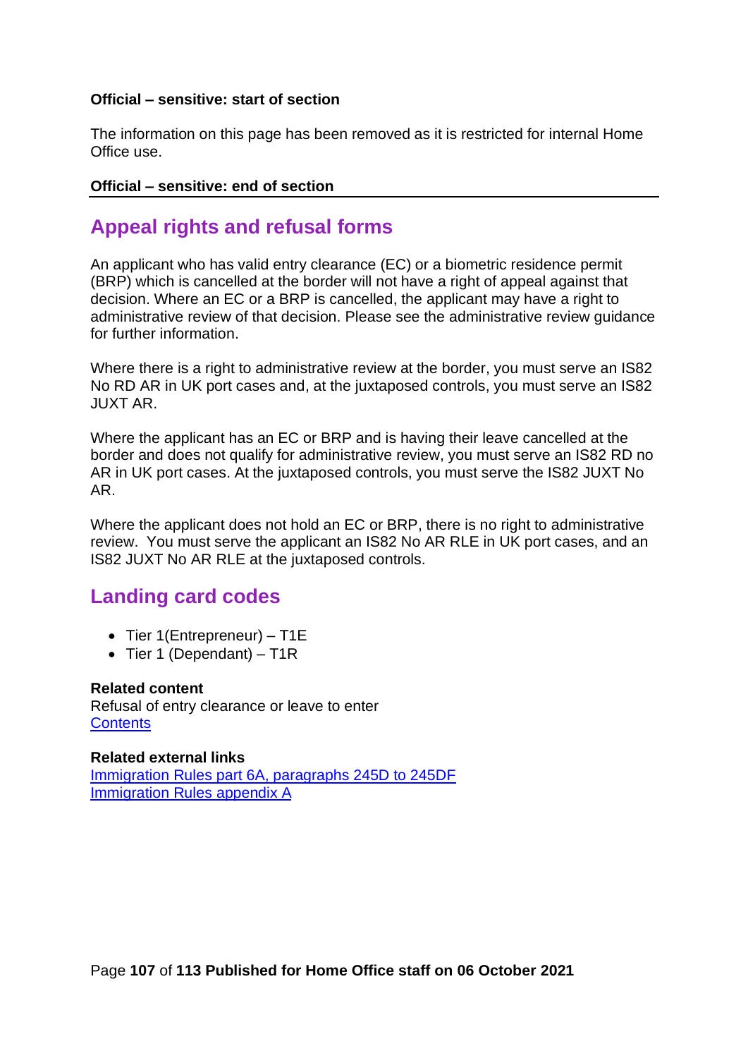**Official – sensitive: start of section**

The information on this page has been removed as it is restricted for internal Home Office use.

**Official – sensitive: end of section**

## Appeal rights and refusal forms

An applicant who has valid entry clearance (EC) or a biometric residence permit (BRP) which is cancelled at the border will not have a right of appeal against that decision. Where an EC or a BRP is cancelled, the applicant may have a right to administrative review of that decision. Please see the administrative review guidance for further information.

Where there is a right to administrative review at the border, you must serve an IS82 No RD AR in UK port cases and, at the juxtaposed controls, you must serve an IS82 JUXT AR.

Where the applicant has an EC or BRP and is having their leave cancelled at the border and does not qualify for administrative review, you must serve an IS82 RD no AR in UK port cases. At the juxtaposed controls, you must serve the IS82 JUXT No AR.

Where the applicant does not hold an EC or BRP, there is no right to administrative review. You must serve the applicant an IS82 No AR RLE in UK port cases, and an IS82 JUXT No AR RLE at the juxtaposed controls.

## Landing card codes

- Tier 1(Entrepreneur) – T1E
- Tier 1 (Dependant) – T1R

**Related content**
Refusal of entry clearance or leave to enter
[Contents]()

**Related external links**
[Immigration Rules part 6A, paragraphs 245D to 245DF]()
[Immigration Rules appendix A]()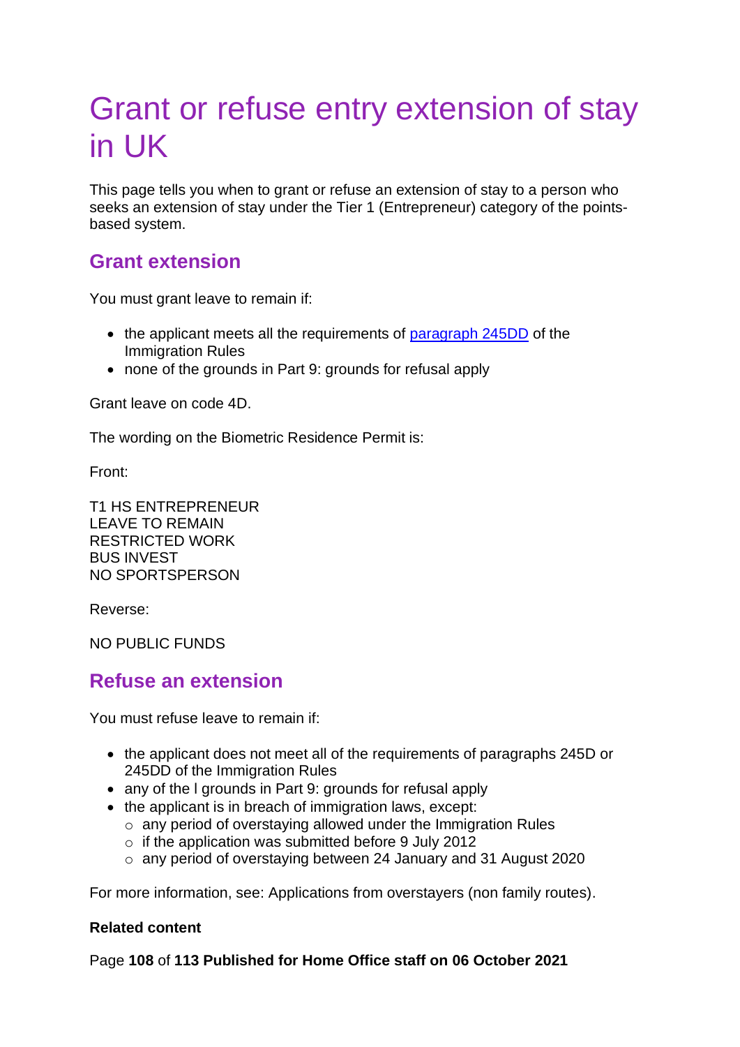# Grant or refuse entry extension of stay in UK

This page tells you when to grant or refuse an extension of stay to a person who seeks an extension of stay under the Tier 1 (Entrepreneur) category of the points-based system.

## Grant extension

You must grant leave to remain if:

- the applicant meets all the requirements of paragraph 245DD of the Immigration Rules
- none of the grounds in Part 9: grounds for refusal apply

Grant leave on code 4D.

The wording on the Biometric Residence Permit is:

Front:

T1 HS ENTREPRENEUR
LEAVE TO REMAIN
RESTRICTED WORK
BUS INVEST
NO SPORTSPERSON

Reverse:

NO PUBLIC FUNDS

## Refuse an extension

You must refuse leave to remain if:

- the applicant does not meet all of the requirements of paragraphs 245D or 245DD of the Immigration Rules
- any of the l grounds in Part 9: grounds for refusal apply
- the applicant is in breach of immigration laws, except:
  - any period of overstaying allowed under the Immigration Rules
  - if the application was submitted before 9 July 2012
  - any period of overstaying between 24 January and 31 August 2020

For more information, see: Applications from overstayers (non family routes).

**Related content**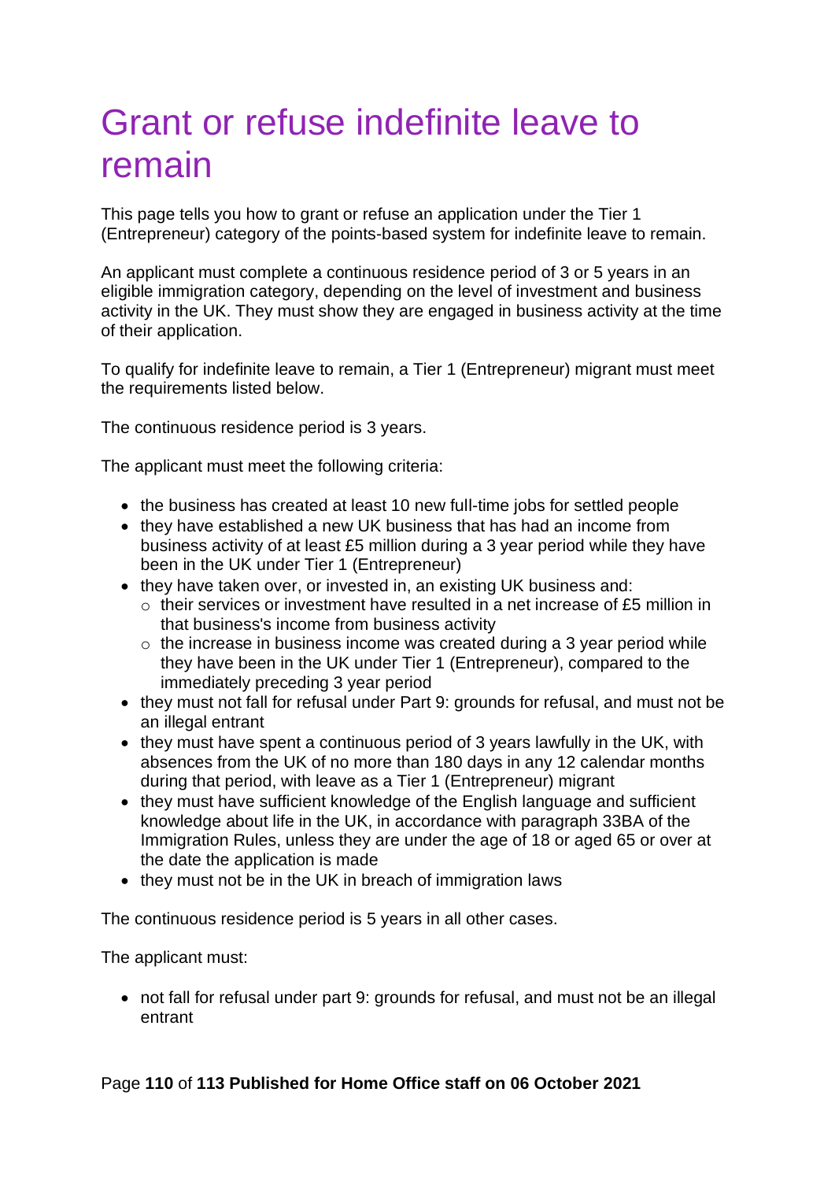# Grant or refuse indefinite leave to remain

This page tells you how to grant or refuse an application under the Tier 1 (Entrepreneur) category of the points-based system for indefinite leave to remain.

An applicant must complete a continuous residence period of 3 or 5 years in an eligible immigration category, depending on the level of investment and business activity in the UK. They must show they are engaged in business activity at the time of their application.

To qualify for indefinite leave to remain, a Tier 1 (Entrepreneur) migrant must meet the requirements listed below.

The continuous residence period is 3 years.

The applicant must meet the following criteria:

- the business has created at least 10 new full-time jobs for settled people
- they have established a new UK business that has had an income from business activity of at least £5 million during a 3 year period while they have been in the UK under Tier 1 (Entrepreneur)
- they have taken over, or invested in, an existing UK business and:
  - their services or investment have resulted in a net increase of £5 million in that business's income from business activity
  - the increase in business income was created during a 3 year period while they have been in the UK under Tier 1 (Entrepreneur), compared to the immediately preceding 3 year period
- they must not fall for refusal under Part 9: grounds for refusal, and must not be an illegal entrant
- they must have spent a continuous period of 3 years lawfully in the UK, with absences from the UK of no more than 180 days in any 12 calendar months during that period, with leave as a Tier 1 (Entrepreneur) migrant
- they must have sufficient knowledge of the English language and sufficient knowledge about life in the UK, in accordance with paragraph 33BA of the Immigration Rules, unless they are under the age of 18 or aged 65 or over at the date the application is made
- they must not be in the UK in breach of immigration laws

The continuous residence period is 5 years in all other cases.

The applicant must:

- not fall for refusal under part 9: grounds for refusal, and must not be an illegal entrant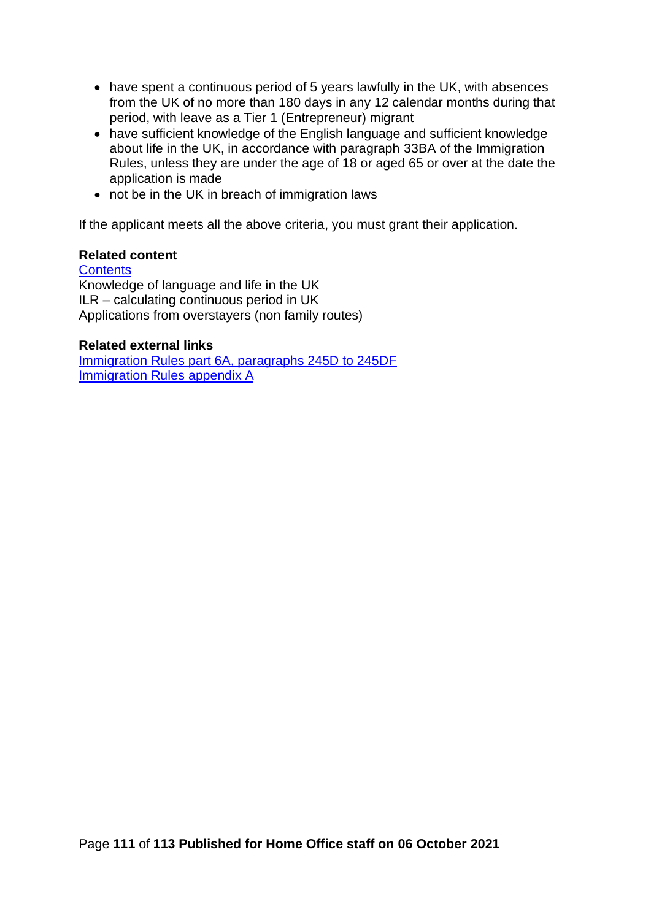- have spent a continuous period of 5 years lawfully in the UK, with absences from the UK of no more than 180 days in any 12 calendar months during that period, with leave as a Tier 1 (Entrepreneur) migrant
- have sufficient knowledge of the English language and sufficient knowledge about life in the UK, in accordance with paragraph 33BA of the Immigration Rules, unless they are under the age of 18 or aged 65 or over at the date the application is made
- not be in the UK in breach of immigration laws

If the applicant meets all the above criteria, you must grant their application.

**Related content**
Contents
Knowledge of language and life in the UK
ILR – calculating continuous period in UK
Applications from overstayers (non family routes)

**Related external links**
Immigration Rules part 6A, paragraphs 245D to 245DF
Immigration Rules appendix A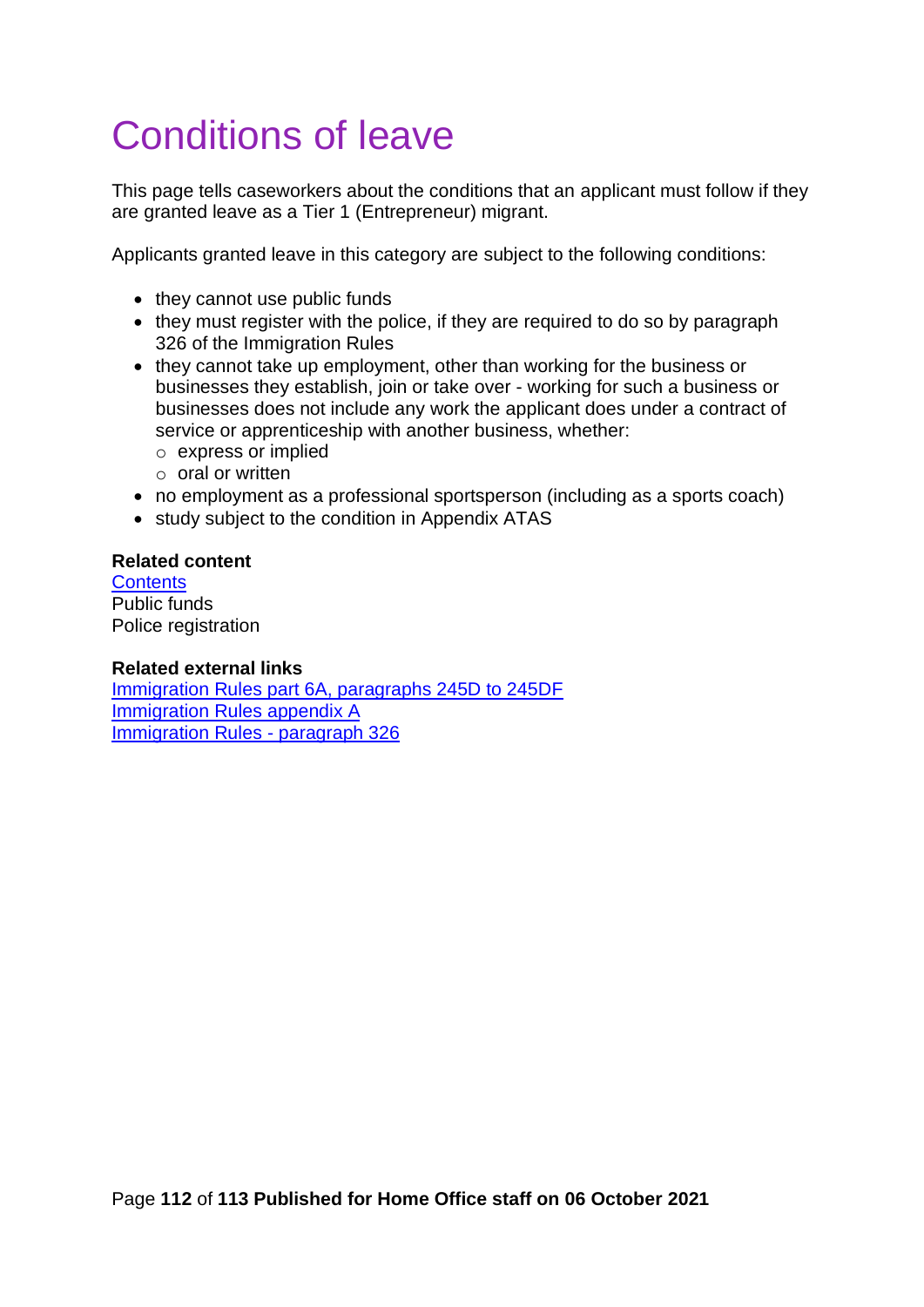# Conditions of leave

This page tells caseworkers about the conditions that an applicant must follow if they are granted leave as a Tier 1 (Entrepreneur) migrant.

Applicants granted leave in this category are subject to the following conditions:

- they cannot use public funds
- they must register with the police, if they are required to do so by paragraph 326 of the Immigration Rules
- they cannot take up employment, other than working for the business or businesses they establish, join or take over - working for such a business or businesses does not include any work the applicant does under a contract of service or apprenticeship with another business, whether:
  - express or implied
  - oral or written
- no employment as a professional sportsperson (including as a sports coach)
- study subject to the condition in Appendix ATAS

**Related content**
Contents
Public funds
Police registration

**Related external links**
Immigration Rules part 6A, paragraphs 245D to 245DF
Immigration Rules appendix A
Immigration Rules - paragraph 326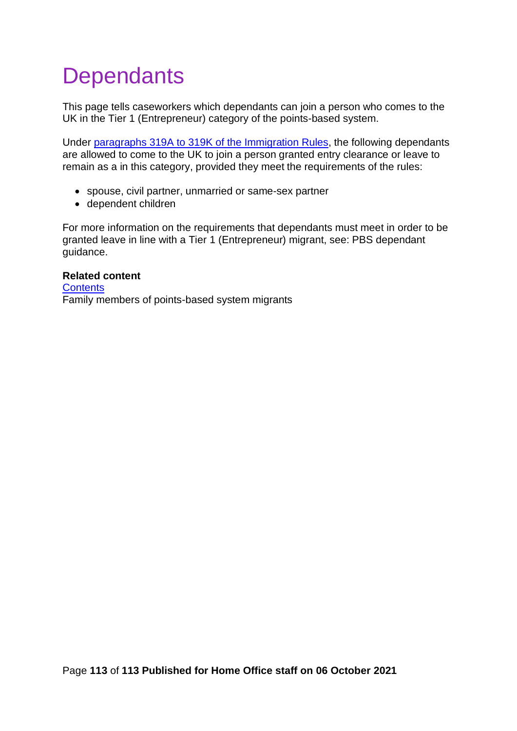# Dependants

This page tells caseworkers which dependants can join a person who comes to the UK in the Tier 1 (Entrepreneur) category of the points-based system.

Under [paragraphs 319A to 319K of the Immigration Rules](), the following dependants are allowed to come to the UK to join a person granted entry clearance or leave to remain as a in this category, provided they meet the requirements of the rules:

- spouse, civil partner, unmarried or same-sex partner
- dependent children

For more information on the requirements that dependants must meet in order to be granted leave in line with a Tier 1 (Entrepreneur) migrant, see: PBS dependant guidance.

**Related content**
[Contents]()
Family members of points-based system migrants